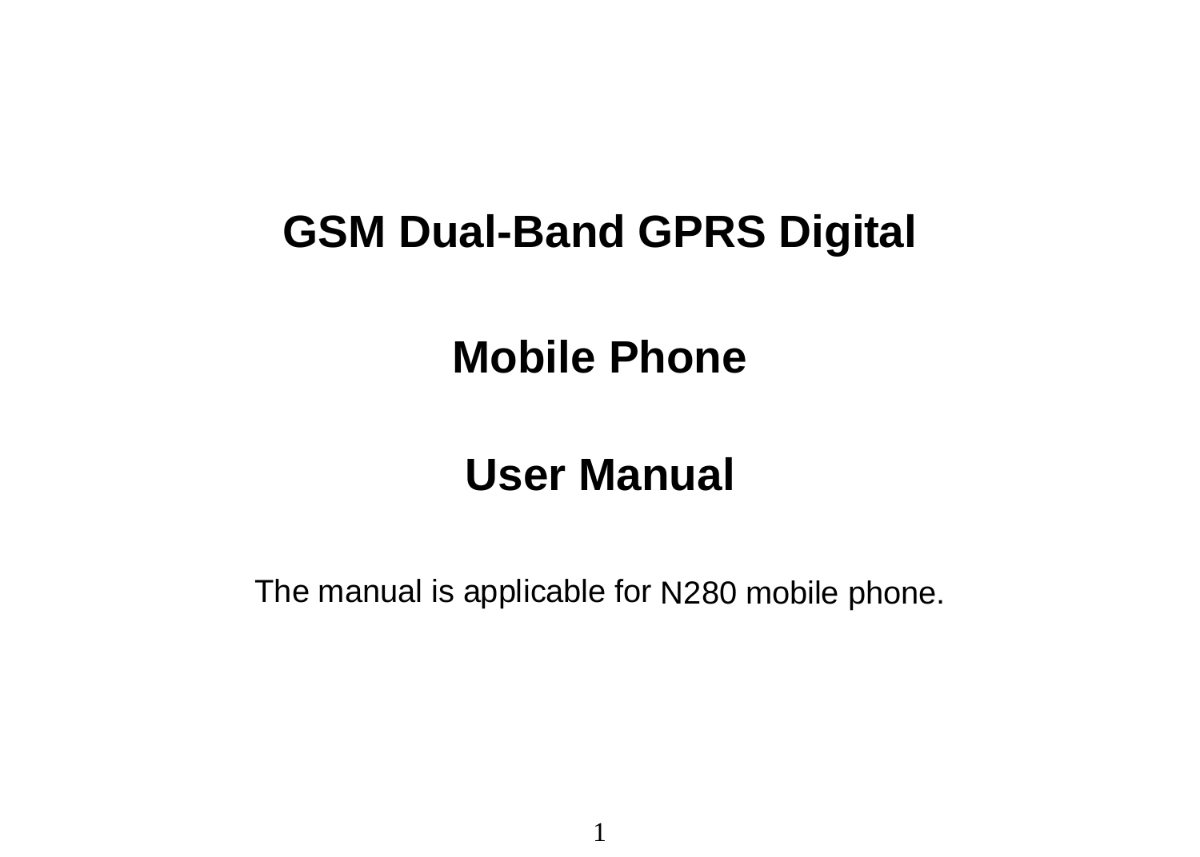# GSM Dual-Band GPRS Digital

# Mobile Phone

# User Manual

The manual is applicable for N280 mobile phone.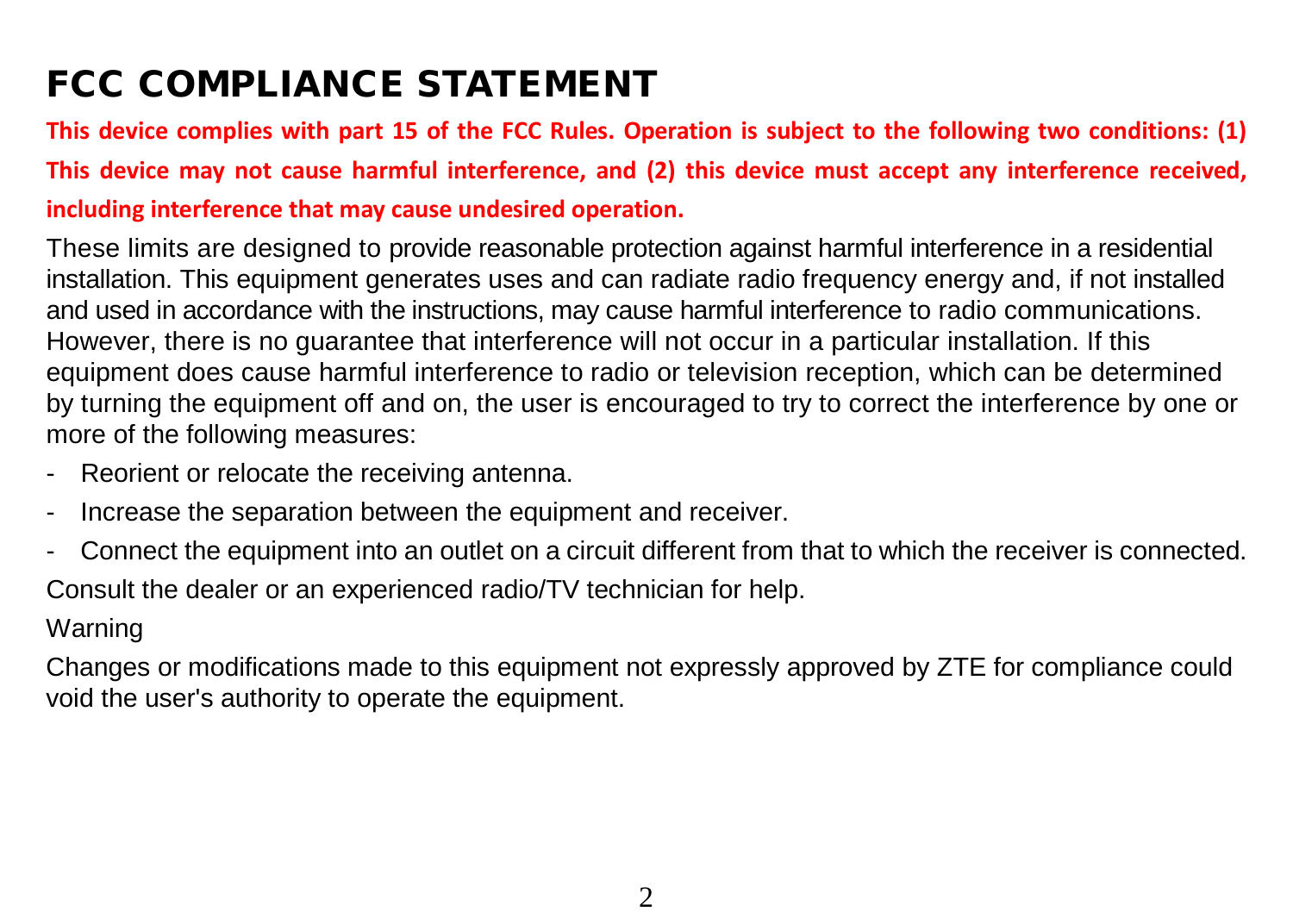# FCC COMPLIANCE STATEMENT

**This device complies with part 15 of the FCC Rules. Operation is subject to the following two conditions: (1) This device may not cause harmful interference, and (2) this device must accept any interference received, including interference that may cause undesired operation.**

These limits are designed to provide reasonable protection against harmful interference in a residential installation. This equipment generates uses and can radiate radio frequency energy and, if not installed and used in accordance with the instructions, may cause harmful interference to radio communications. However, there is no guarantee that interference will not occur in a particular installation. If this equipment does cause harmful interference to radio or television reception, which can be determined by turning the equipment off and on, the user is encouraged to try to correct the interference by one or more of the following measures:

- Reorient or relocate the receiving antenna.
- Increase the separation between the equipment and receiver.
- Connect the equipment into an outlet on a circuit different from that to which the receiver is connected.

Consult the dealer or an experienced radio/TV technician for help.

Warning

Changes or modifications made to this equipment not expressly approved by ZTE for compliance could void the user's authority to operate the equipment.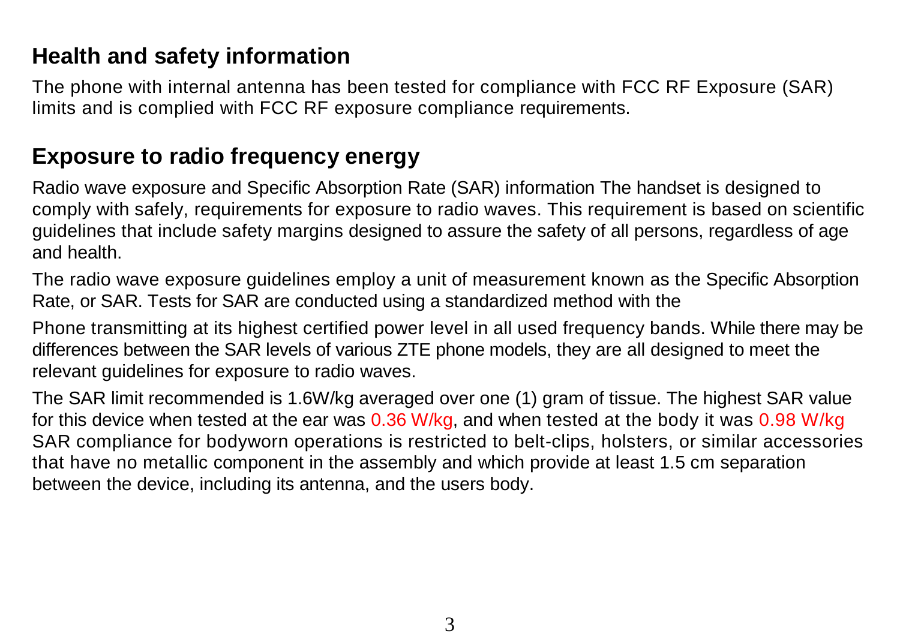## Health and safety information

The phone with internal antenna has been tested for compliance with FCC RF Exposure (SAR) limits and is complied with FCC RF exposure compliance requirements.

## Exposure to radio frequency energy

Radio wave exposure and Specific Absorption Rate (SAR) information The handset is designed to comply with safely, requirements for exposure to radio waves. This requirement is based on scientific guidelines that include safety margins designed to assure the safety of all persons, regardless of age and health.

The radio wave exposure guidelines employ a unit of measurement known as the Specific Absorption Rate, or SAR. Tests for SAR are conducted using a standardized method with the

Phone transmitting at its highest certified power level in all used frequency bands. While there may be differences between the SAR levels of various ZTE phone models, they are all designed to meet the relevant guidelines for exposure to radio waves.

The SAR limit recommended is 1.6W/kg averaged over one (1) gram of tissue. The highest SAR value for this device when tested at the ear was 0.36 W/kg, and when tested at the body it was 0.98 W/kg SAR compliance for bodyworn operations is restricted to belt-clips, holsters, or similar accessories that have no metallic component in the assembly and which provide at least 1.5 cm separation between the device, including its antenna, and the users body.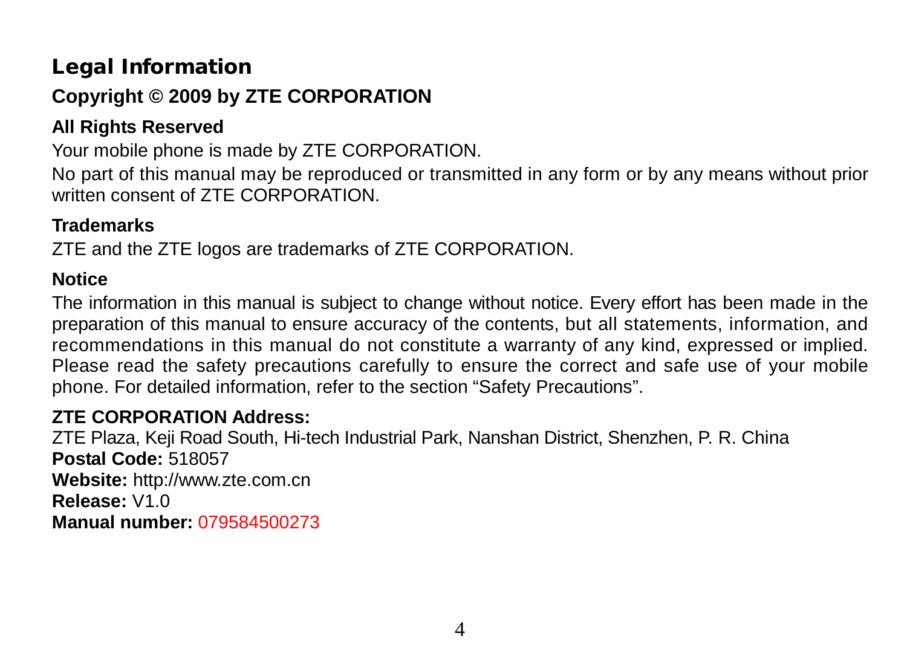# Legal Information

## Copyright © 2009 by ZTE CORPORATION

### All Rights Reserved

Your mobile phone is made by ZTE CORPORATION.

No part of this manual may be reproduced or transmitted in any form or by any means without prior written consent of ZTE CORPORATION.

### Trademarks

ZTE and the ZTE logos are trademarks of ZTE CORPORATION.

### Notice

The information in this manual is subject to change without notice. Every effort has been made in the preparation of this manual to ensure accuracy of the contents, but all statements, information, and recommendations in this manual do not constitute a warranty of any kind, expressed or implied. Please read the safety precautions carefully to ensure the correct and safe use of your mobile phone. For detailed information, refer to the section “Safety Precautions”.

### ZTE CORPORATION Address:

ZTE Plaza, Keji Road South, Hi-tech Industrial Park, Nanshan District, Shenzhen, P. R. China

**Postal Code:** 518057

**Website:** http://www.zte.com.cn

**Release:** V1.0

**Manual number:** 079584500273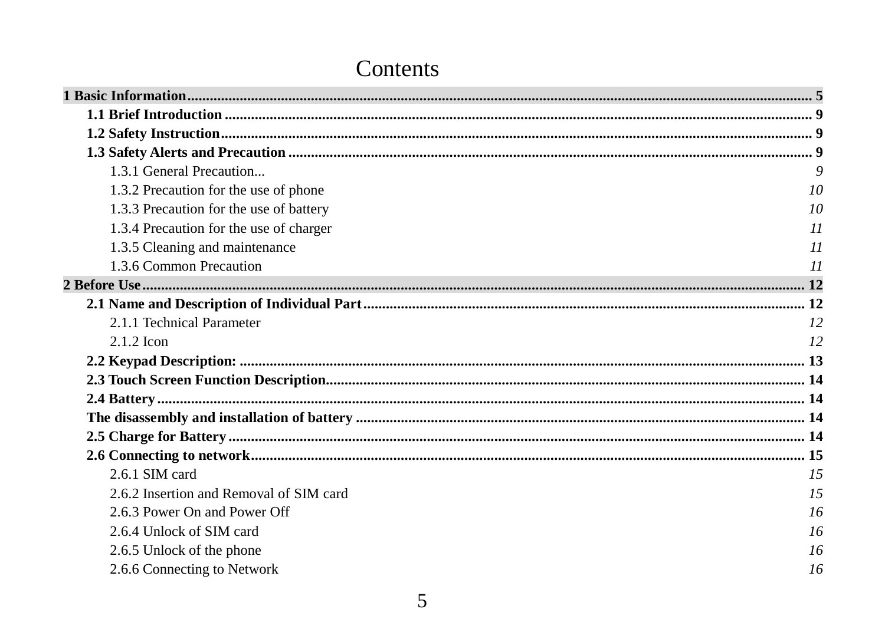# Contents

**1 Basic Information** ........ 5

**1.1 Brief Introduction** ........ 9

**1.2 Safety Instruction** ........ 9

**1.3 Safety Alerts and Precaution** ........ 9

1.3.1 General Precaution... 9

1.3.2 Precaution for the use of phone 10

1.3.3 Precaution for the use of battery 10

1.3.4 Precaution for the use of charger 11

1.3.5 Cleaning and maintenance 11

1.3.6 Common Precaution 11

**2 Before Use** ........ 12

**2.1 Name and Description of Individual Part** ........ 12

2.1.1 Technical Parameter 12

2.1.2 Icon 12

**2.2 Keypad Description:** ........ 13

**2.3 Touch Screen Function Description** ........ 14

**2.4 Battery** ........ 14

**The disassembly and installation of battery** ........ 14

**2.5 Charge for Battery** ........ 14

**2.6 Connecting to network** ........ 15

2.6.1 SIM card 15

2.6.2 Insertion and Removal of SIM card 15

2.6.3 Power On and Power Off 16

2.6.4 Unlock of SIM card 16

2.6.5 Unlock of the phone 16

2.6.6 Connecting to Network 16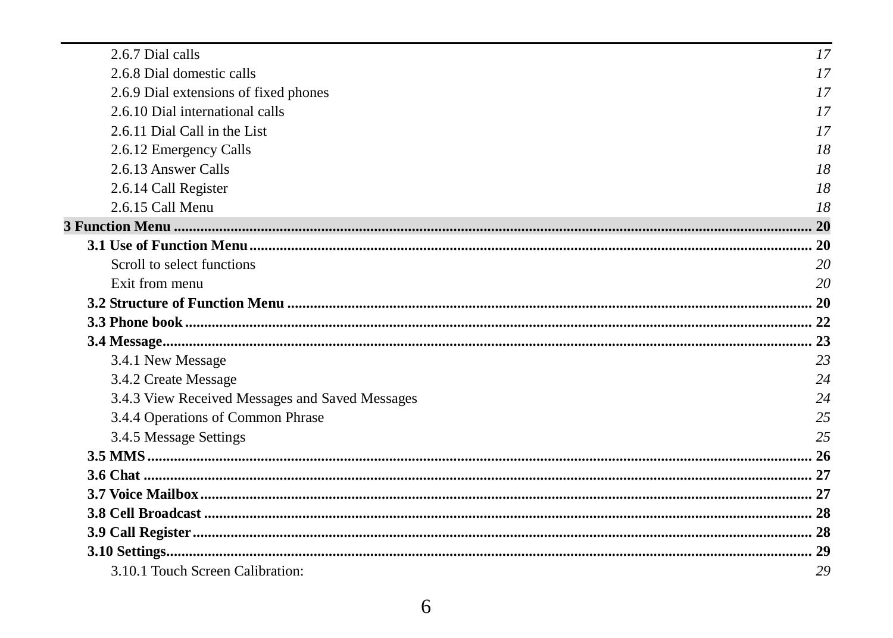2.6.7 Dial calls 17

2.6.8 Dial domestic calls 17

2.6.9 Dial extensions of fixed phones 17

2.6.10 Dial international calls 17

2.6.11 Dial Call in the List 17

2.6.12 Emergency Calls 18

2.6.13 Answer Calls 18

2.6.14 Call Register 18

2.6.15 Call Menu 18

**3 Function Menu ........................................................................ 20**

**3.1 Use of Function Menu ........................................................................ 20**

Scroll to select functions 20

Exit from menu 20

**3.2 Structure of Function Menu ........................................................................ 20**

**3.3 Phone book ........................................................................ 22**

**3.4 Message ........................................................................ 23**

3.4.1 New Message 23

3.4.2 Create Message 24

3.4.3 View Received Messages and Saved Messages 24

3.4.4 Operations of Common Phrase 25

3.4.5 Message Settings 25

**3.5 MMS ........................................................................ 26**

**3.6 Chat ........................................................................ 27**

**3.7 Voice Mailbox ........................................................................ 27**

**3.8 Cell Broadcast ........................................................................ 28**

**3.9 Call Register ........................................................................ 28**

**3.10 Settings ........................................................................ 29**

3.10.1 Touch Screen Calibration: 29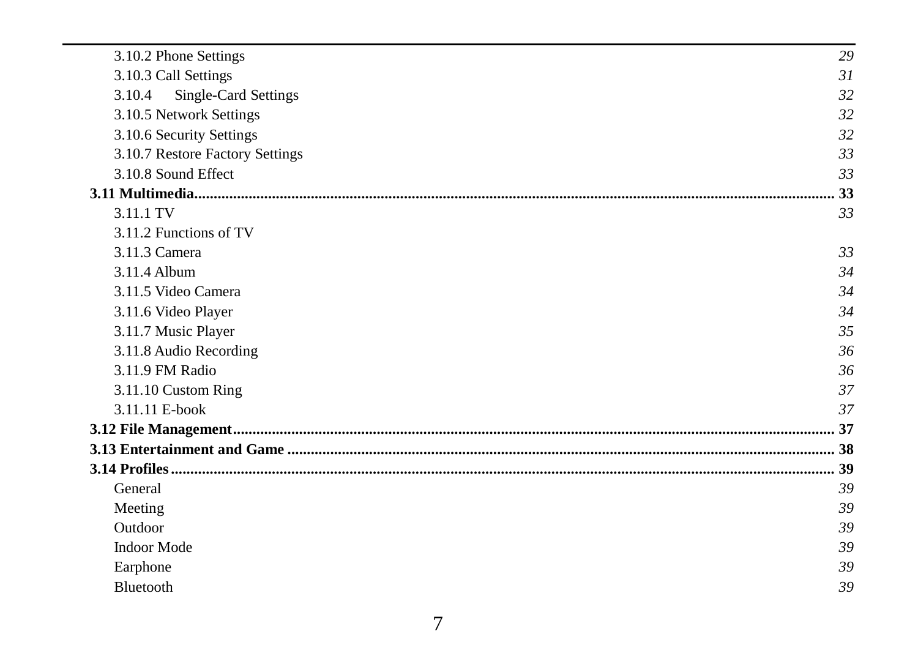3.10.2 Phone Settings *29*
3.10.3 Call Settings *31*
3.10.4 Single-Card Settings *32*
3.10.5 Network Settings *32*
3.10.6 Security Settings *32*
3.10.7 Restore Factory Settings *33*
3.10.8 Sound Effect *33*

**3.11 Multimedia........................................................................................................................................................... 33**

3.11.1 TV *33*
3.11.2 Functions of TV
3.11.3 Camera *33*
3.11.4 Album *34*
3.11.5 Video Camera *34*
3.11.6 Video Player *34*
3.11.7 Music Player *35*
3.11.8 Audio Recording *36*
3.11.9 FM Radio *36*
3.11.10 Custom Ring *37*
3.11.11 E-book *37*

**3.12 File Management............................................................................................................................................... 37**

**3.13 Entertainment and Game .................................................................................................................................. 38**

**3.14 Profiles.................................................................................................................................................................. 39**

General *39*
Meeting *39*
Outdoor *39*
Indoor Mode *39*
Earphone *39*
Bluetooth *39*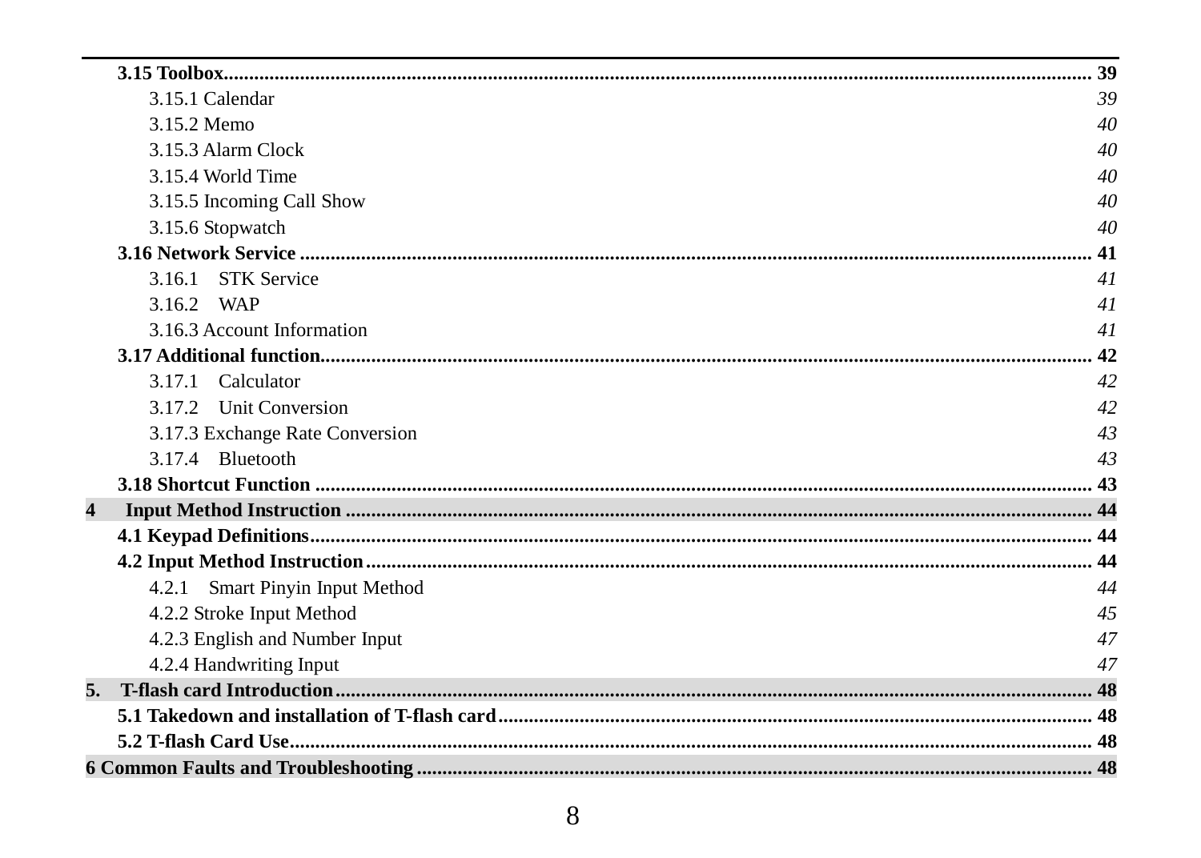**3.15 Toolbox....................................................................................................................................................... 39**

3.15.1 Calendar 39

3.15.2 Memo 40

3.15.3 Alarm Clock 40

3.15.4 World Time 40

3.15.5 Incoming Call Show 40

3.15.6 Stopwatch 40

**3.16 Network Service ........................................................................................................................................ 41**

3.16.1 STK Service 41

3.16.2 WAP 41

3.16.3 Account Information 41

**3.17 Additional function...................................................................................................................................... 42**

3.17.1 Calculator 42

3.17.2 Unit Conversion 42

3.17.3 Exchange Rate Conversion 43

3.17.4 Bluetooth 43

**3.18 Shortcut Function ....................................................................................................................................... 43**

**4 Input Method Instruction ................................................................................................................................. 44**

**4.1 Keypad Definitions......................................................................................................................................... 44**

**4.2 Input Method Instruction............................................................................................................................... 44**

4.2.1 Smart Pinyin Input Method 44

4.2.2 Stroke Input Method 45

4.2.3 English and Number Input 47

4.2.4 Handwriting Input 47

**5. T-flash card Introduction.................................................................................................................................. 48**

**5.1 Takedown and installation of T-flash card.................................................................................................... 48**

**5.2 T-flash Card Use............................................................................................................................................. 48**

**6 Common Faults and Troubleshooting ................................................................................................................ 48**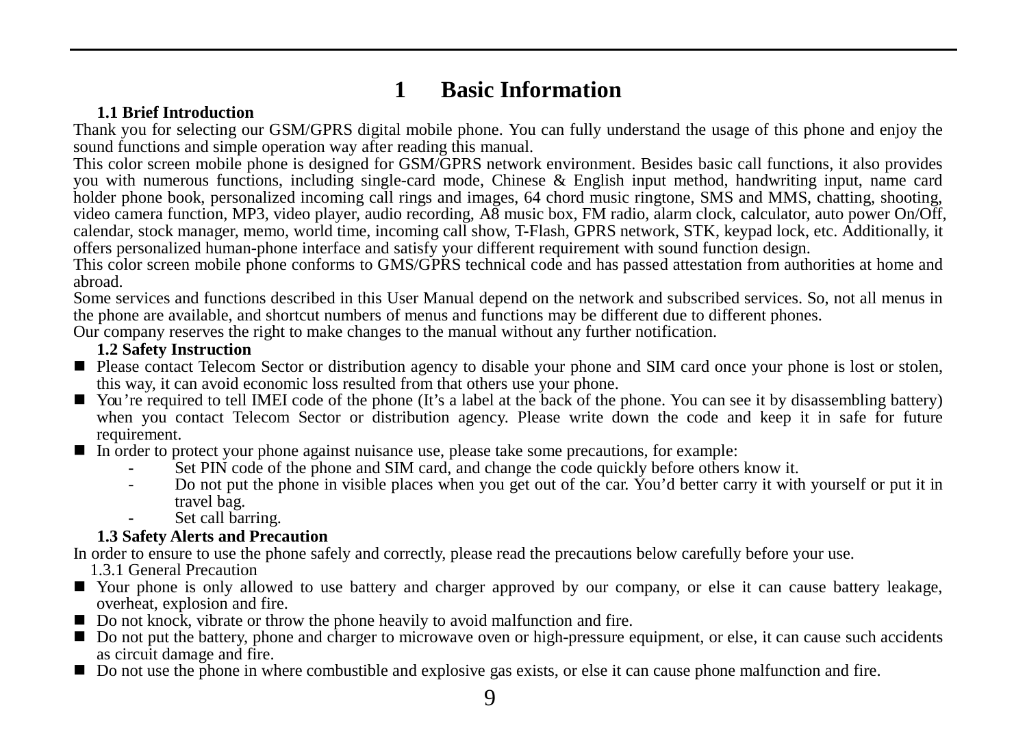# 1 Basic Information

## 1.1 Brief Introduction

Thank you for selecting our GSM/GPRS digital mobile phone. You can fully understand the usage of this phone and enjoy the sound functions and simple operation way after reading this manual.

This color screen mobile phone is designed for GSM/GPRS network environment. Besides basic call functions, it also provides you with numerous functions, including single-card mode, Chinese & English input method, handwriting input, name card holder phone book, personalized incoming call rings and images, 64 chord music ringtone, SMS and MMS, chatting, shooting, video camera function, MP3, video player, audio recording, A8 music box, FM radio, alarm clock, calculator, auto power On/Off, calendar, stock manager, memo, world time, incoming call show, T-Flash, GPRS network, STK, keypad lock, etc. Additionally, it offers personalized human-phone interface and satisfy your different requirement with sound function design.

This color screen mobile phone conforms to GMS/GPRS technical code and has passed attestation from authorities at home and abroad.

Some services and functions described in this User Manual depend on the network and subscribed services. So, not all menus in the phone are available, and shortcut numbers of menus and functions may be different due to different phones.

Our company reserves the right to make changes to the manual without any further notification.

## 1.2 Safety Instruction

- Please contact Telecom Sector or distribution agency to disable your phone and SIM card once your phone is lost or stolen, this way, it can avoid economic loss resulted from that others use your phone.
- You're required to tell IMEI code of the phone (It's a label at the back of the phone. You can see it by disassembling battery) when you contact Telecom Sector or distribution agency. Please write down the code and keep it in safe for future requirement.
- In order to protect your phone against nuisance use, please take some precautions, for example:
    - Set PIN code of the phone and SIM card, and change the code quickly before others know it.
    - Do not put the phone in visible places when you get out of the car. You'd better carry it with yourself or put it in travel bag.
    - Set call barring.

## 1.3 Safety Alerts and Precaution

In order to ensure to use the phone safely and correctly, please read the precautions below carefully before your use.

### 1.3.1 General Precaution

- Your phone is only allowed to use battery and charger approved by our company, or else it can cause battery leakage, overheat, explosion and fire.
- Do not knock, vibrate or throw the phone heavily to avoid malfunction and fire.
- Do not put the battery, phone and charger to microwave oven or high-pressure equipment, or else, it can cause such accidents as circuit damage and fire.
- Do not use the phone in where combustible and explosive gas exists, or else it can cause phone malfunction and fire.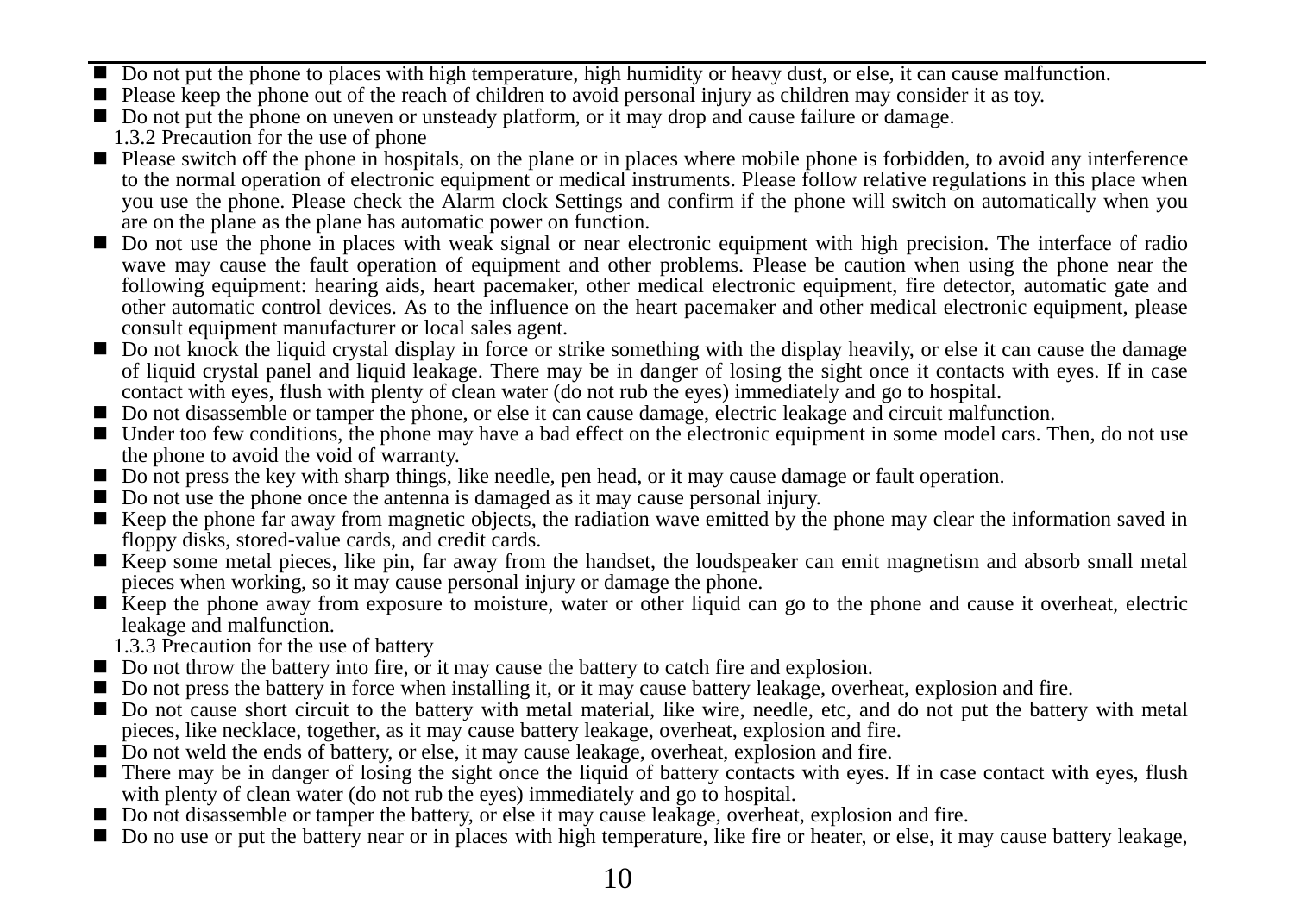- Do not put the phone to places with high temperature, high humidity or heavy dust, or else, it can cause malfunction.
- Please keep the phone out of the reach of children to avoid personal injury as children may consider it as toy.
- Do not put the phone on uneven or unsteady platform, or it may drop and cause failure or damage.

1.3.2 Precaution for the use of phone

- Please switch off the phone in hospitals, on the plane or in places where mobile phone is forbidden, to avoid any interference to the normal operation of electronic equipment or medical instruments. Please follow relative regulations in this place when you use the phone. Please check the Alarm clock Settings and confirm if the phone will switch on automatically when you are on the plane as the plane has automatic power on function.
- Do not use the phone in places with weak signal or near electronic equipment with high precision. The interface of radio wave may cause the fault operation of equipment and other problems. Please be caution when using the phone near the following equipment: hearing aids, heart pacemaker, other medical electronic equipment, fire detector, automatic gate and other automatic control devices. As to the influence on the heart pacemaker and other medical electronic equipment, please consult equipment manufacturer or local sales agent.
- Do not knock the liquid crystal display in force or strike something with the display heavily, or else it can cause the damage of liquid crystal panel and liquid leakage. There may be in danger of losing the sight once it contacts with eyes. If in case contact with eyes, flush with plenty of clean water (do not rub the eyes) immediately and go to hospital.
- Do not disassemble or tamper the phone, or else it can cause damage, electric leakage and circuit malfunction.
- Under too few conditions, the phone may have a bad effect on the electronic equipment in some model cars. Then, do not use the phone to avoid the void of warranty.
- Do not press the key with sharp things, like needle, pen head, or it may cause damage or fault operation.
- Do not use the phone once the antenna is damaged as it may cause personal injury.
- Keep the phone far away from magnetic objects, the radiation wave emitted by the phone may clear the information saved in floppy disks, stored-value cards, and credit cards.
- Keep some metal pieces, like pin, far away from the handset, the loudspeaker can emit magnetism and absorb small metal pieces when working, so it may cause personal injury or damage the phone.
- Keep the phone away from exposure to moisture, water or other liquid can go to the phone and cause it overheat, electric leakage and malfunction.

1.3.3 Precaution for the use of battery

- Do not throw the battery into fire, or it may cause the battery to catch fire and explosion.
- Do not press the battery in force when installing it, or it may cause battery leakage, overheat, explosion and fire.
- Do not cause short circuit to the battery with metal material, like wire, needle, etc, and do not put the battery with metal pieces, like necklace, together, as it may cause battery leakage, overheat, explosion and fire.
- Do not weld the ends of battery, or else, it may cause leakage, overheat, explosion and fire.
- There may be in danger of losing the sight once the liquid of battery contacts with eyes. If in case contact with eyes, flush with plenty of clean water (do not rub the eyes) immediately and go to hospital.
- Do not disassemble or tamper the battery, or else it may cause leakage, overheat, explosion and fire.
- Do no use or put the battery near or in places with high temperature, like fire or heater, or else, it may cause battery leakage,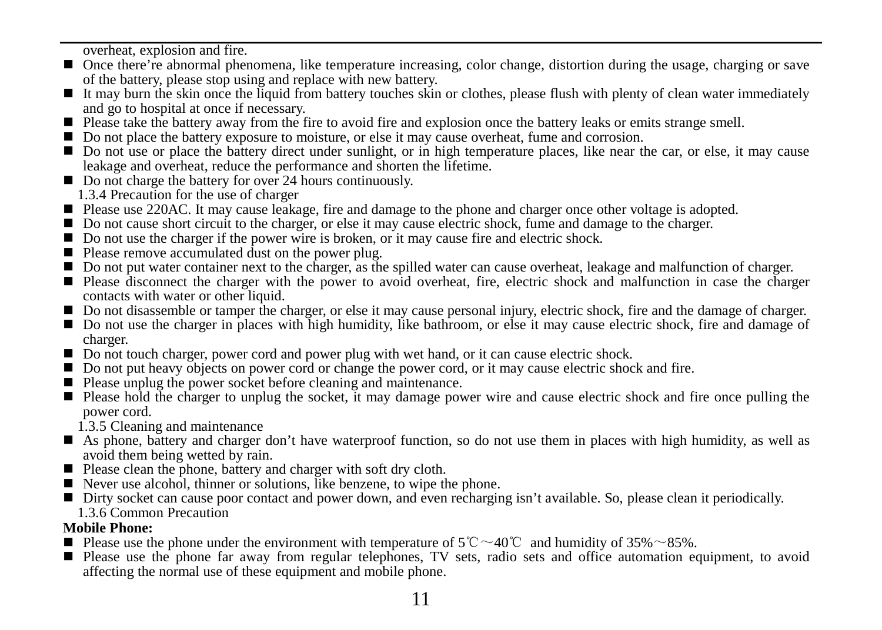overheat, explosion and fire.

- Once there're abnormal phenomena, like temperature increasing, color change, distortion during the usage, charging or save of the battery, please stop using and replace with new battery.
- It may burn the skin once the liquid from battery touches skin or clothes, please flush with plenty of clean water immediately and go to hospital at once if necessary.
- Please take the battery away from the fire to avoid fire and explosion once the battery leaks or emits strange smell.
- Do not place the battery exposure to moisture, or else it may cause overheat, fume and corrosion.
- Do not use or place the battery direct under sunlight, or in high temperature places, like near the car, or else, it may cause leakage and overheat, reduce the performance and shorten the lifetime.
- Do not charge the battery for over 24 hours continuously.

1.3.4 Precaution for the use of charger

- Please use 220AC. It may cause leakage, fire and damage to the phone and charger once other voltage is adopted.
- Do not cause short circuit to the charger, or else it may cause electric shock, fume and damage to the charger.
- Do not use the charger if the power wire is broken, or it may cause fire and electric shock.
- Please remove accumulated dust on the power plug.
- Do not put water container next to the charger, as the spilled water can cause overheat, leakage and malfunction of charger.
- Please disconnect the charger with the power to avoid overheat, fire, electric shock and malfunction in case the charger contacts with water or other liquid.
- Do not disassemble or tamper the charger, or else it may cause personal injury, electric shock, fire and the damage of charger.
- Do not use the charger in places with high humidity, like bathroom, or else it may cause electric shock, fire and damage of charger.
- Do not touch charger, power cord and power plug with wet hand, or it can cause electric shock.
- Do not put heavy objects on power cord or change the power cord, or it may cause electric shock and fire.
- Please unplug the power socket before cleaning and maintenance.
- Please hold the charger to unplug the socket, it may damage power wire and cause electric shock and fire once pulling the power cord.

1.3.5 Cleaning and maintenance

- As phone, battery and charger don't have waterproof function, so do not use them in places with high humidity, as well as avoid them being wetted by rain.
- Please clean the phone, battery and charger with soft dry cloth.
- Never use alcohol, thinner or solutions, like benzene, to wipe the phone.
- Dirty socket can cause poor contact and power down, and even recharging isn't available. So, please clean it periodically.

1.3.6 Common Precaution

**Mobile Phone:**

- Please use the phone under the environment with temperature of 5℃～40℃ and humidity of 35%～85%.
- Please use the phone far away from regular telephones, TV sets, radio sets and office automation equipment, to avoid affecting the normal use of these equipment and mobile phone.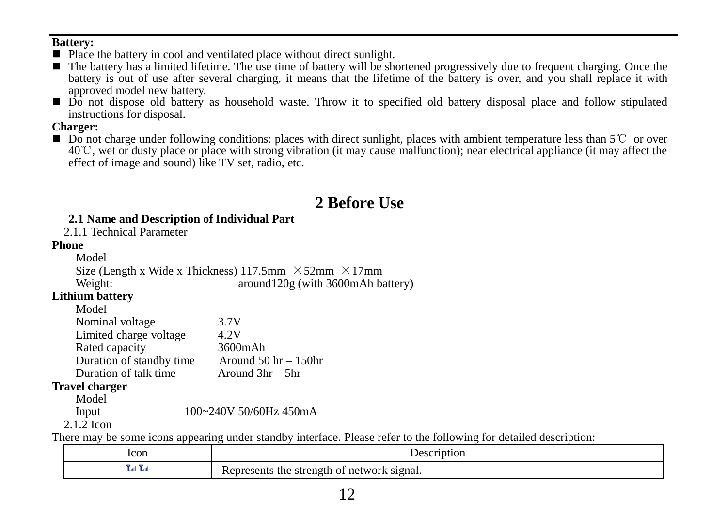**Battery:**

- Place the battery in cool and ventilated place without direct sunlight.
- The battery has a limited lifetime. The use time of battery will be shortened progressively due to frequent charging. Once the battery is out of use after several charging, it means that the lifetime of the battery is over, and you shall replace it with approved model new battery.
- Do not dispose old battery as household waste. Throw it to specified old battery disposal place and follow stipulated instructions for disposal.

**Charger:**

- Do not charge under following conditions: places with direct sunlight, places with ambient temperature less than 5℃ or over 40℃, wet or dusty place or place with strong vibration (it may cause malfunction); near electrical appliance (it may affect the effect of image and sound) like TV set, radio, etc.

# 2 Before Use

### 2.1 Name and Description of Individual Part

2.1.1 Technical Parameter

**Phone**

Model
Size (Length x Wide x Thickness) 117.5mm ×52mm ×17mm
Weight: around120g (with 3600mAh battery)

**Lithium battery**

Model
Nominal voltage 3.7V
Limited charge voltage 4.2V
Rated capacity 3600mAh
Duration of standby time Around 50 hr – 150hr
Duration of talk time Around 3hr – 5hr

**Travel charger**

Model
Input 100~240V 50/60Hz 450mA

2.1.2 Icon

There may be some icons appearing under standby interface. Please refer to the following for detailed description:

| Icon | Description |
| --- | --- |
| | Represents the strength of network signal. |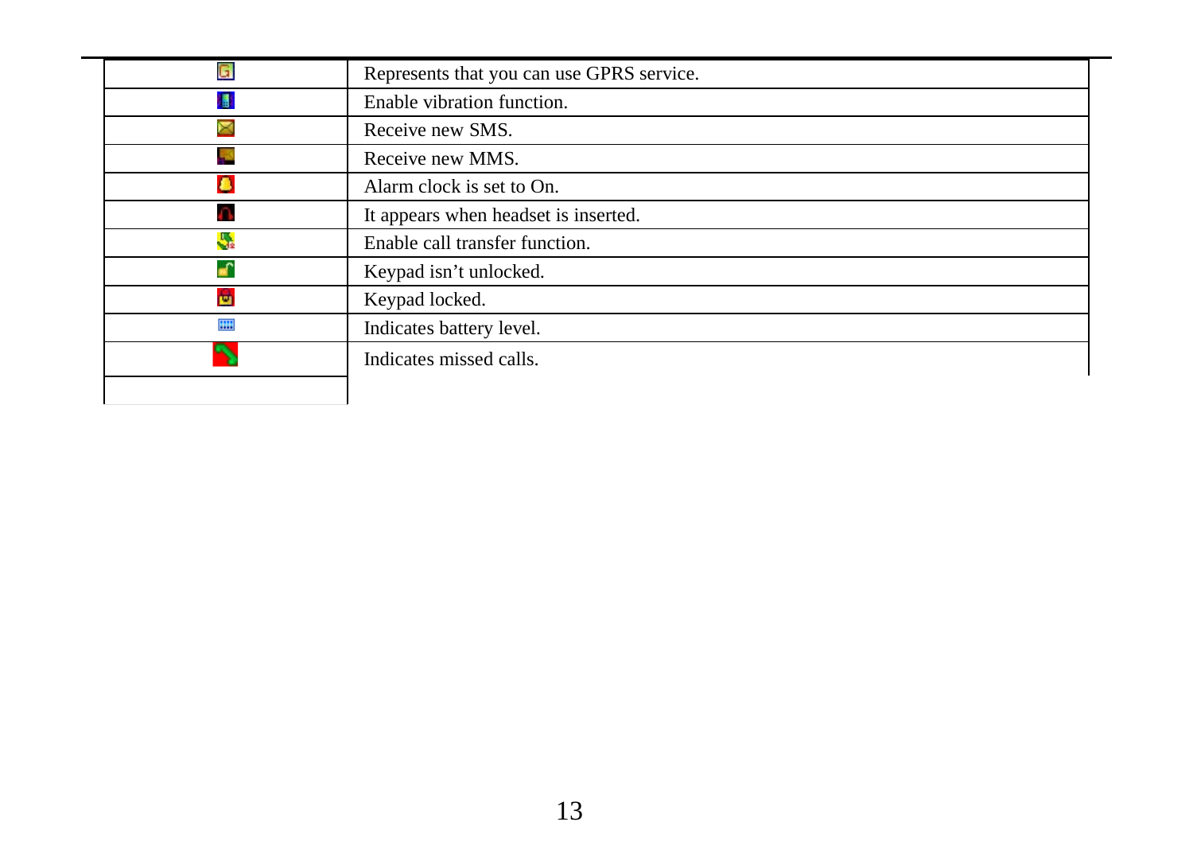| | |
|---|---|
| | Represents that you can use GPRS service. |
| | Enable vibration function. |
| | Receive new SMS. |
| | Receive new MMS. |
| | Alarm clock is set to On. |
| | It appears when headset is inserted. |
| | Enable call transfer function. |
| | Keypad isn’t unlocked. |
| | Keypad locked. |
| | Indicates battery level. |
| | Indicates missed calls. |
| | |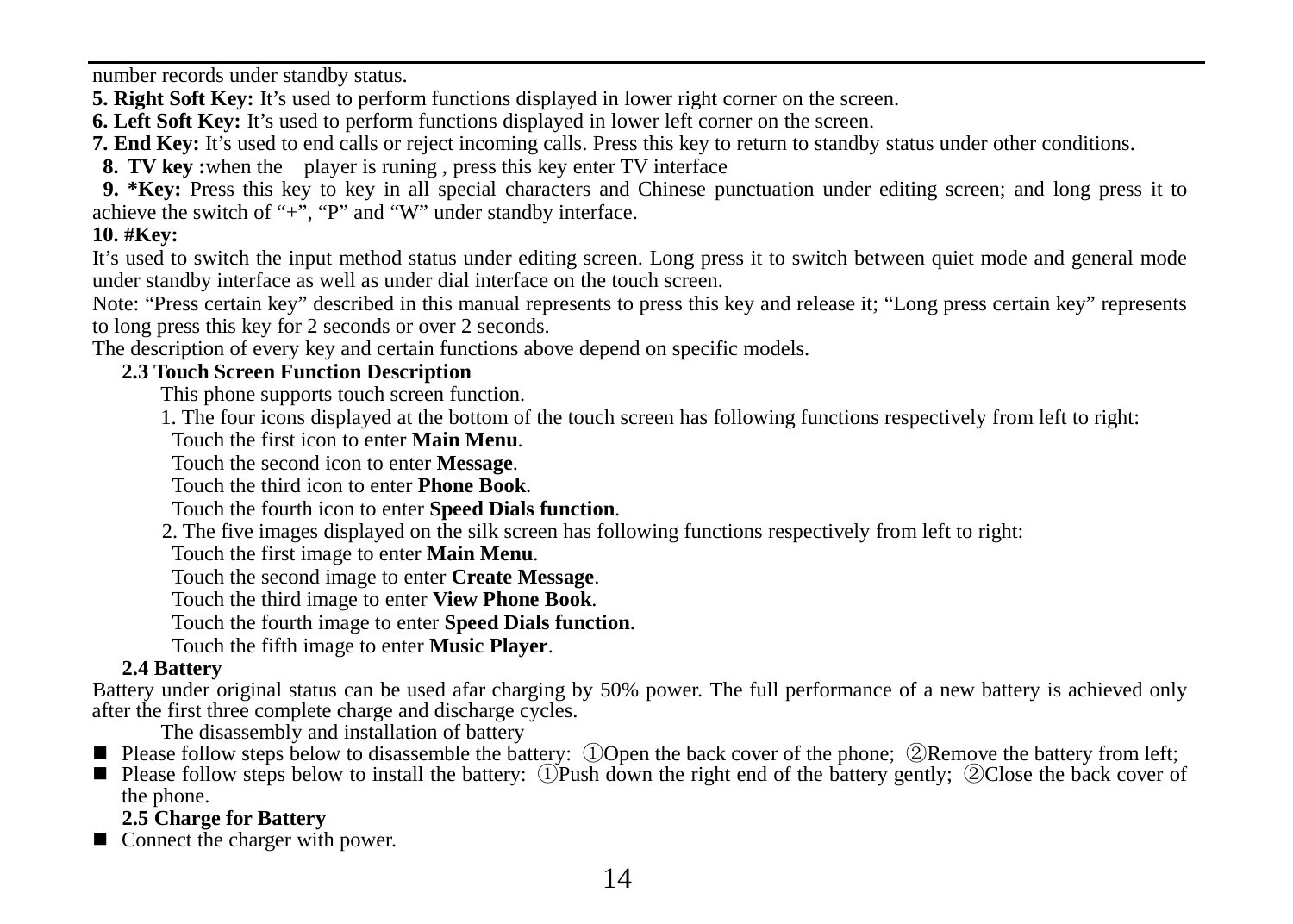number records under standby status.

**5. Right Soft Key:** It's used to perform functions displayed in lower right corner on the screen.

**6. Left Soft Key:** It's used to perform functions displayed in lower left corner on the screen.

**7. End Key:** It's used to end calls or reject incoming calls. Press this key to return to standby status under other conditions.

**8. TV key :**when the player is runing , press this key enter TV interface

**9. *Key:** Press this key to key in all special characters and Chinese punctuation under editing screen; and long press it to achieve the switch of "+", "P" and "W" under standby interface.

**10. #Key:**

It's used to switch the input method status under editing screen. Long press it to switch between quiet mode and general mode under standby interface as well as under dial interface on the touch screen.

Note: "Press certain key" described in this manual represents to press this key and release it; "Long press certain key" represents to long press this key for 2 seconds or over 2 seconds.

The description of every key and certain functions above depend on specific models.

### 2.3 Touch Screen Function Description

This phone supports touch screen function.

1. The four icons displayed at the bottom of the touch screen has following functions respectively from left to right:

Touch the first icon to enter **Main Menu**.

Touch the second icon to enter **Message**.

Touch the third icon to enter **Phone Book**.

Touch the fourth icon to enter **Speed Dials function**.

2. The five images displayed on the silk screen has following functions respectively from left to right:

Touch the first image to enter **Main Menu**.

Touch the second image to enter **Create Message**.

Touch the third image to enter **View Phone Book**.

Touch the fourth image to enter **Speed Dials function**.

Touch the fifth image to enter **Music Player**.

### 2.4 Battery

Battery under original status can be used afar charging by 50% power. The full performance of a new battery is achieved only after the first three complete charge and discharge cycles.

The disassembly and installation of battery

- Please follow steps below to disassemble the battery: ①Open the back cover of the phone; ②Remove the battery from left;
- Please follow steps below to install the battery: ①Push down the right end of the battery gently; ②Close the back cover of the phone.

### 2.5 Charge for Battery

- Connect the charger with power.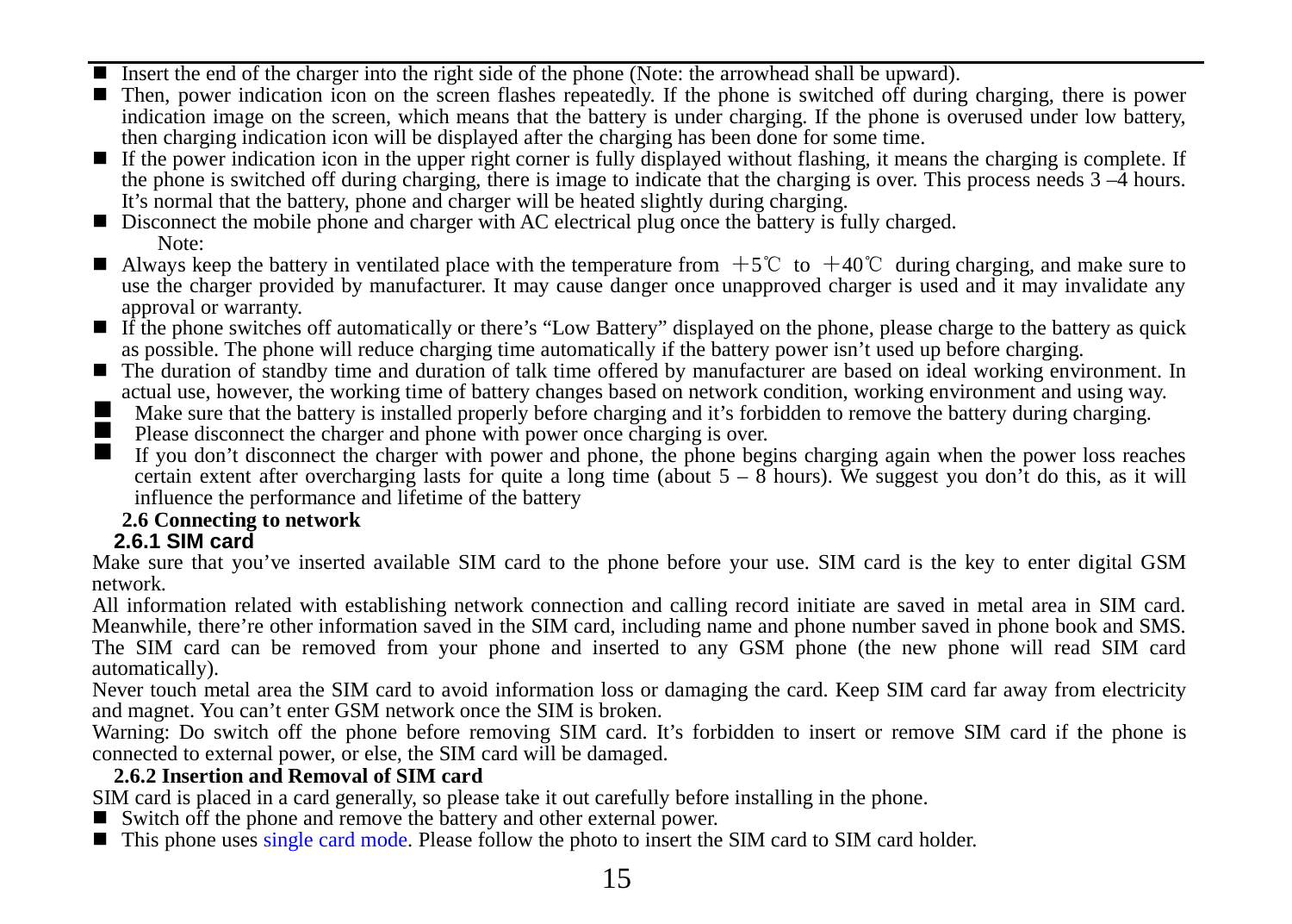- Insert the end of the charger into the right side of the phone (Note: the arrowhead shall be upward).
- Then, power indication icon on the screen flashes repeatedly. If the phone is switched off during charging, there is power indication image on the screen, which means that the battery is under charging. If the phone is overused under low battery, then charging indication icon will be displayed after the charging has been done for some time.
- If the power indication icon in the upper right corner is fully displayed without flashing, it means the charging is complete. If the phone is switched off during charging, there is image to indicate that the charging is over. This process needs 3 –4 hours. It's normal that the battery, phone and charger will be heated slightly during charging.
- Disconnect the mobile phone and charger with AC electrical plug once the battery is fully charged.

Note:

- Always keep the battery in ventilated place with the temperature from ＋5℃ to ＋40℃ during charging, and make sure to use the charger provided by manufacturer. It may cause danger once unapproved charger is used and it may invalidate any approval or warranty.
- If the phone switches off automatically or there's "Low Battery" displayed on the phone, please charge to the battery as quick as possible. The phone will reduce charging time automatically if the battery power isn't used up before charging.
- The duration of standby time and duration of talk time offered by manufacturer are based on ideal working environment. In actual use, however, the working time of battery changes based on network condition, working environment and using way.
- Make sure that the battery is installed properly before charging and it's forbidden to remove the battery during charging.
- Please disconnect the charger and phone with power once charging is over.
- If you don't disconnect the charger with power and phone, the phone begins charging again when the power loss reaches certain extent after overcharging lasts for quite a long time (about 5 – 8 hours). We suggest you don't do this, as it will influence the performance and lifetime of the battery

## 2.6 Connecting to network

### 2.6.1 SIM card

Make sure that you've inserted available SIM card to the phone before your use. SIM card is the key to enter digital GSM network.

All information related with establishing network connection and calling record initiate are saved in metal area in SIM card. Meanwhile, there're other information saved in the SIM card, including name and phone number saved in phone book and SMS. The SIM card can be removed from your phone and inserted to any GSM phone (the new phone will read SIM card automatically).

Never touch metal area the SIM card to avoid information loss or damaging the card. Keep SIM card far away from electricity and magnet. You can't enter GSM network once the SIM is broken.

Warning: Do switch off the phone before removing SIM card. It's forbidden to insert or remove SIM card if the phone is connected to external power, or else, the SIM card will be damaged.

### 2.6.2 Insertion and Removal of SIM card

SIM card is placed in a card generally, so please take it out carefully before installing in the phone.

- Switch off the phone and remove the battery and other external power.
- This phone uses single card mode. Please follow the photo to insert the SIM card to SIM card holder.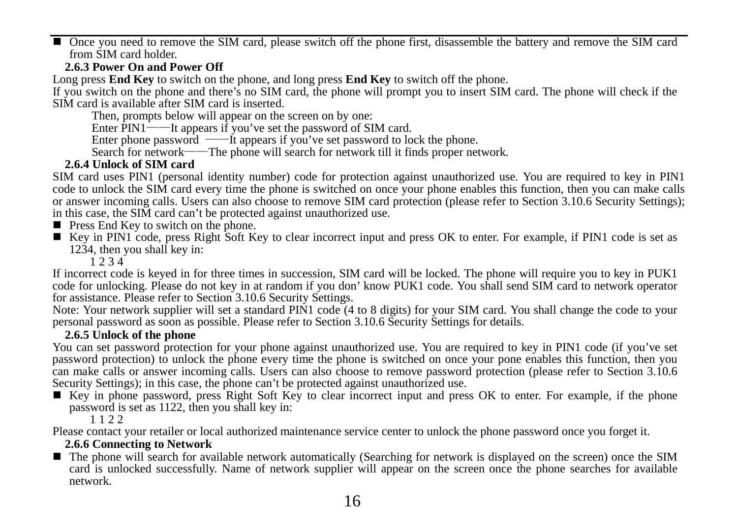- Once you need to remove the SIM card, please switch off the phone first, disassemble the battery and remove the SIM card from SIM card holder.

### 2.6.3 Power On and Power Off

Long press **End Key** to switch on the phone, and long press **End Key** to switch off the phone.

If you switch on the phone and there's no SIM card, the phone will prompt you to insert SIM card. The phone will check if the SIM card is available after SIM card is inserted.

Then, prompts below will appear on the screen on by one:

Enter PIN1——It appears if you've set the password of SIM card.

Enter phone password ——It appears if you've set password to lock the phone.

Search for network——The phone will search for network till it finds proper network.

### 2.6.4 Unlock of SIM card

SIM card uses PIN1 (personal identity number) code for protection against unauthorized use. You are required to key in PIN1 code to unlock the SIM card every time the phone is switched on once your phone enables this function, then you can make calls or answer incoming calls. Users can also choose to remove SIM card protection (please refer to Section 3.10.6 Security Settings); in this case, the SIM card can't be protected against unauthorized use.

- Press End Key to switch on the phone.
- Key in PIN1 code, press Right Soft Key to clear incorrect input and press OK to enter. For example, if PIN1 code is set as 1234, then you shall key in:

  1 2 3 4

If incorrect code is keyed in for three times in succession, SIM card will be locked. The phone will require you to key in PUK1 code for unlocking. Please do not key in at random if you don' know PUK1 code. You shall send SIM card to network operator for assistance. Please refer to Section 3.10.6 Security Settings.

Note: Your network supplier will set a standard PIN1 code (4 to 8 digits) for your SIM card. You shall change the code to your personal password as soon as possible. Please refer to Section 3.10.6 Security Settings for details.

### 2.6.5 Unlock of the phone

You can set password protection for your phone against unauthorized use. You are required to key in PIN1 code (if you've set password protection) to unlock the phone every time the phone is switched on once your pone enables this function, then you can make calls or answer incoming calls. Users can also choose to remove password protection (please refer to Section 3.10.6 Security Settings); in this case, the phone can't be protected against unauthorized use.

- Key in phone password, press Right Soft Key to clear incorrect input and press OK to enter. For example, if the phone password is set as 1122, then you shall key in:

  1 1 2 2

Please contact your retailer or local authorized maintenance service center to unlock the phone password once you forget it.

### 2.6.6 Connecting to Network

- The phone will search for available network automatically (Searching for network is displayed on the screen) once the SIM card is unlocked successfully. Name of network supplier will appear on the screen once the phone searches for available network.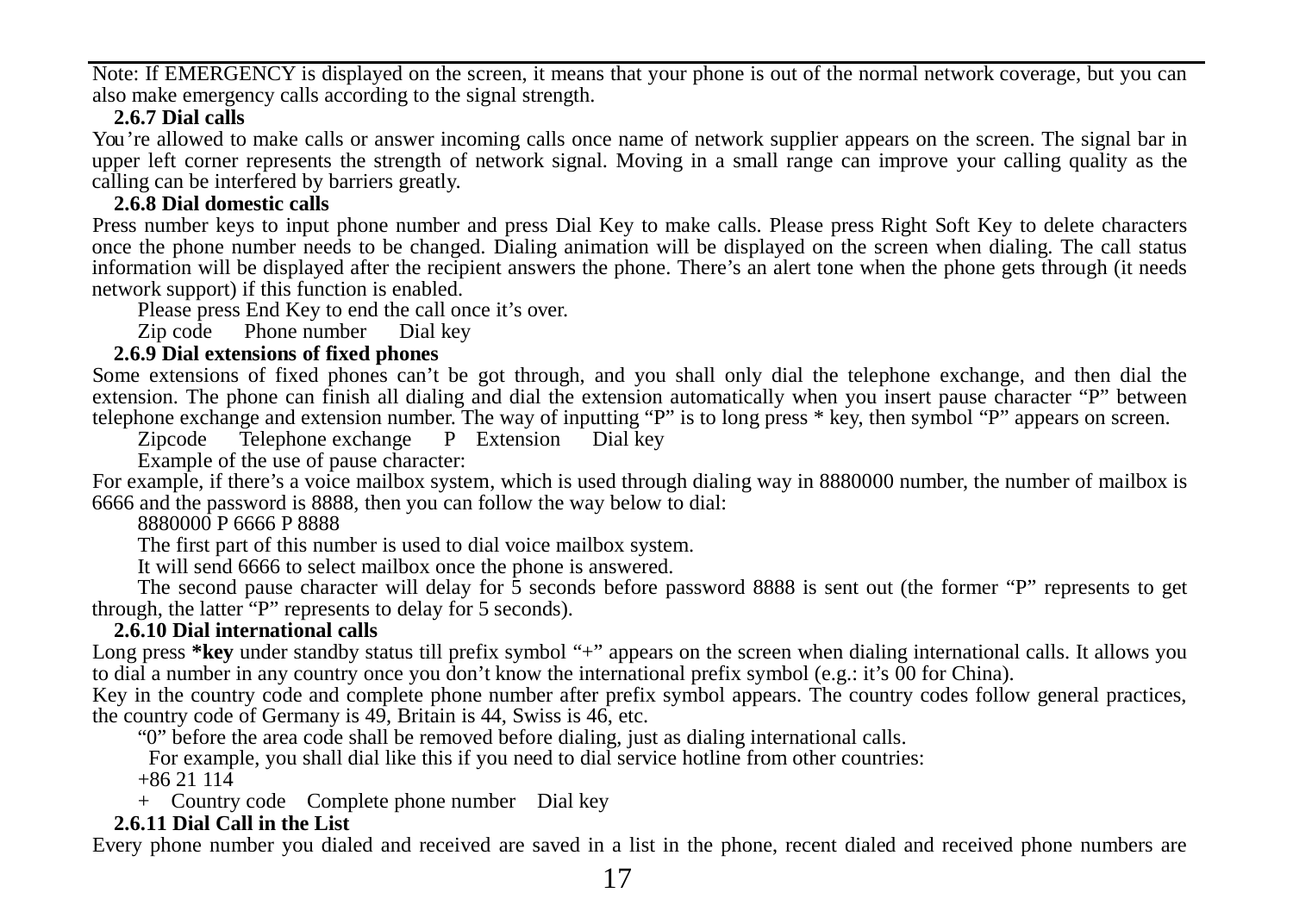Note: If EMERGENCY is displayed on the screen, it means that your phone is out of the normal network coverage, but you can also make emergency calls according to the signal strength.

### 2.6.7 Dial calls

You're allowed to make calls or answer incoming calls once name of network supplier appears on the screen. The signal bar in upper left corner represents the strength of network signal. Moving in a small range can improve your calling quality as the calling can be interfered by barriers greatly.

### 2.6.8 Dial domestic calls

Press number keys to input phone number and press Dial Key to make calls. Please press Right Soft Key to delete characters once the phone number needs to be changed. Dialing animation will be displayed on the screen when dialing. The call status information will be displayed after the recipient answers the phone. There's an alert tone when the phone gets through (it needs network support) if this function is enabled.

Please press End Key to end the call once it's over.

Zip code    Phone number    Dial key

### 2.6.9 Dial extensions of fixed phones

Some extensions of fixed phones can't be got through, and you shall only dial the telephone exchange, and then dial the extension. The phone can finish all dialing and dial the extension automatically when you insert pause character "P" between telephone exchange and extension number. The way of inputting "P" is to long press * key, then symbol "P" appears on screen.

Zipcode    Telephone exchange    P    Extension    Dial key

Example of the use of pause character:

For example, if there's a voice mailbox system, which is used through dialing way in 8880000 number, the number of mailbox is 6666 and the password is 8888, then you can follow the way below to dial:

8880000 P 6666 P 8888

The first part of this number is used to dial voice mailbox system.

It will send 6666 to select mailbox once the phone is answered.

The second pause character will delay for 5 seconds before password 8888 is sent out (the former "P" represents to get through, the latter "P" represents to delay for 5 seconds).

### 2.6.10 Dial international calls

Long press **\*key** under standby status till prefix symbol "+" appears on the screen when dialing international calls. It allows you to dial a number in any country once you don't know the international prefix symbol (e.g.: it's 00 for China).

Key in the country code and complete phone number after prefix symbol appears. The country codes follow general practices, the country code of Germany is 49, Britain is 44, Swiss is 46, etc.

"0" before the area code shall be removed before dialing, just as dialing international calls.

For example, you shall dial like this if you need to dial service hotline from other countries:

+86 21 114

+    Country code    Complete phone number    Dial key

### 2.6.11 Dial Call in the List

Every phone number you dialed and received are saved in a list in the phone, recent dialed and received phone numbers are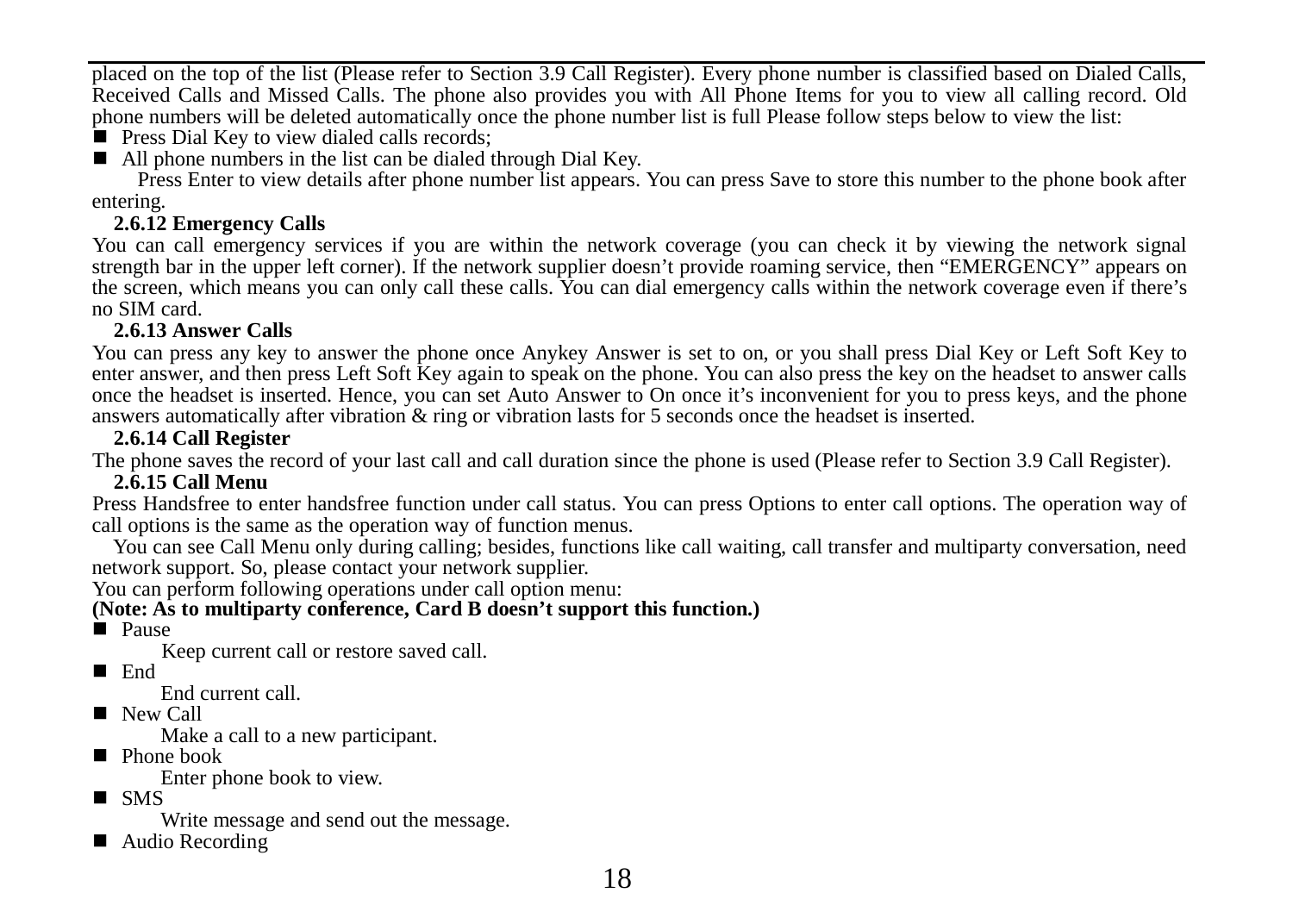placed on the top of the list (Please refer to Section 3.9 Call Register). Every phone number is classified based on Dialed Calls, Received Calls and Missed Calls. The phone also provides you with All Phone Items for you to view all calling record. Old phone numbers will be deleted automatically once the phone number list is full Please follow steps below to view the list:

- Press Dial Key to view dialed calls records;
- All phone numbers in the list can be dialed through Dial Key.

Press Enter to view details after phone number list appears. You can press Save to store this number to the phone book after entering.

### 2.6.12 Emergency Calls

You can call emergency services if you are within the network coverage (you can check it by viewing the network signal strength bar in the upper left corner). If the network supplier doesn't provide roaming service, then "EMERGENCY" appears on the screen, which means you can only call these calls. You can dial emergency calls within the network coverage even if there's no SIM card.

### 2.6.13 Answer Calls

You can press any key to answer the phone once Anykey Answer is set to on, or you shall press Dial Key or Left Soft Key to enter answer, and then press Left Soft Key again to speak on the phone. You can also press the key on the headset to answer calls once the headset is inserted. Hence, you can set Auto Answer to On once it's inconvenient for you to press keys, and the phone answers automatically after vibration & ring or vibration lasts for 5 seconds once the headset is inserted.

### 2.6.14 Call Register

The phone saves the record of your last call and call duration since the phone is used (Please refer to Section 3.9 Call Register).

### 2.6.15 Call Menu

Press Handsfree to enter handsfree function under call status. You can press Options to enter call options. The operation way of call options is the same as the operation way of function menus.

You can see Call Menu only during calling; besides, functions like call waiting, call transfer and multiparty conversation, need network support. So, please contact your network supplier.

You can perform following operations under call option menu:

**(Note: As to multiparty conference, Card B doesn't support this function.)**

- Pause

  Keep current call or restore saved call.
- End

  End current call.
- New Call

  Make a call to a new participant.
- Phone book

  Enter phone book to view.
- SMS

  Write message and send out the message.
- Audio Recording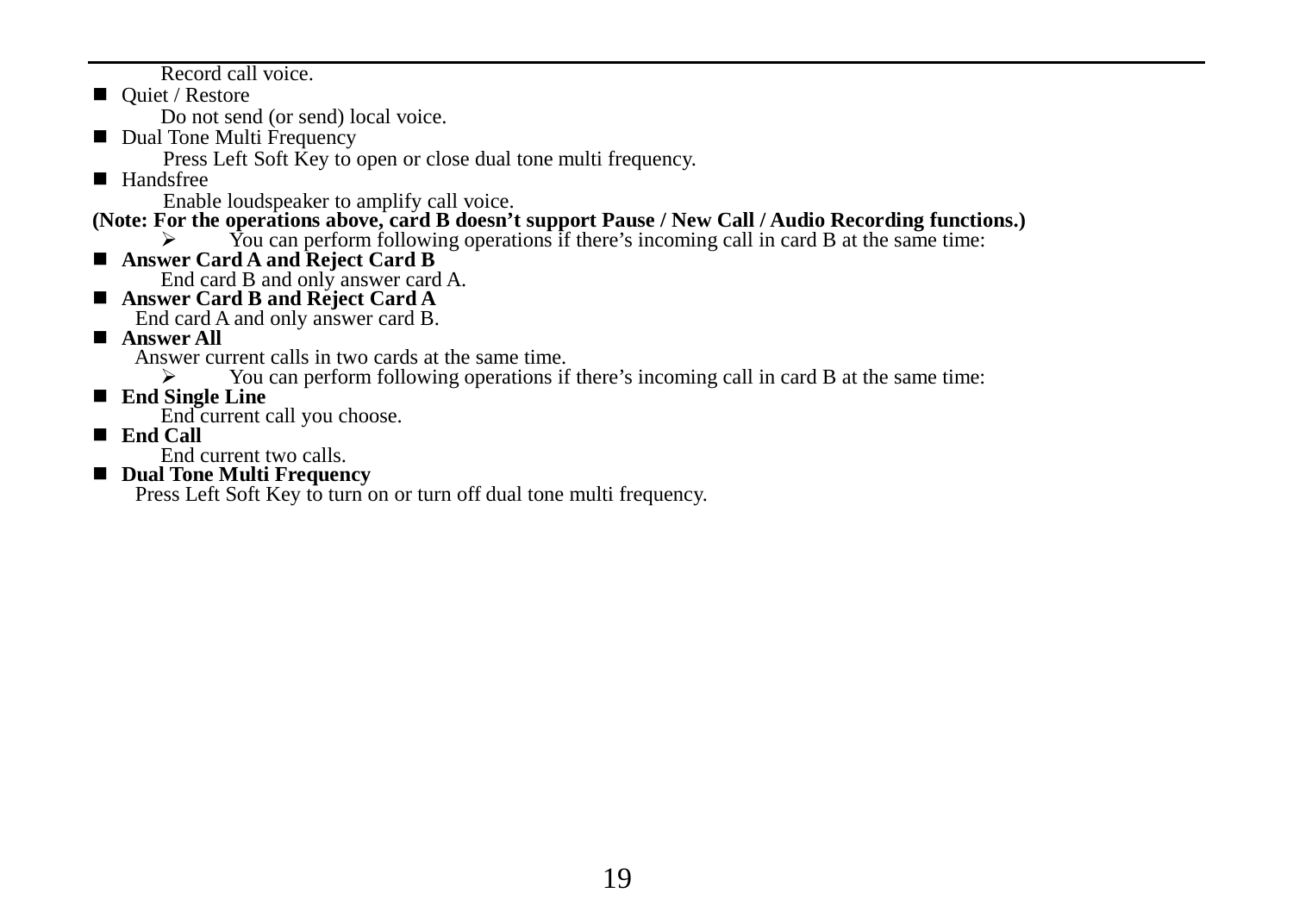Record call voice.

- Quiet / Restore

  Do not send (or send) local voice.

- Dual Tone Multi Frequency

  Press Left Soft Key to open or close dual tone multi frequency.

- Handsfree

  Enable loudspeaker to amplify call voice.

**(Note: For the operations above, card B doesn't support Pause / New Call / Audio Recording functions.)**

  - You can perform following operations if there's incoming call in card B at the same time:

- **Answer Card A and Reject Card B**

  End card B and only answer card A.

- **Answer Card B and Reject Card A**

  End card A and only answer card B.

- **Answer All**

  Answer current calls in two cards at the same time.

  - You can perform following operations if there's incoming call in card B at the same time:

- **End Single Line**

  End current call you choose.

- **End Call**

  End current two calls.

- **Dual Tone Multi Frequency**

  Press Left Soft Key to turn on or turn off dual tone multi frequency.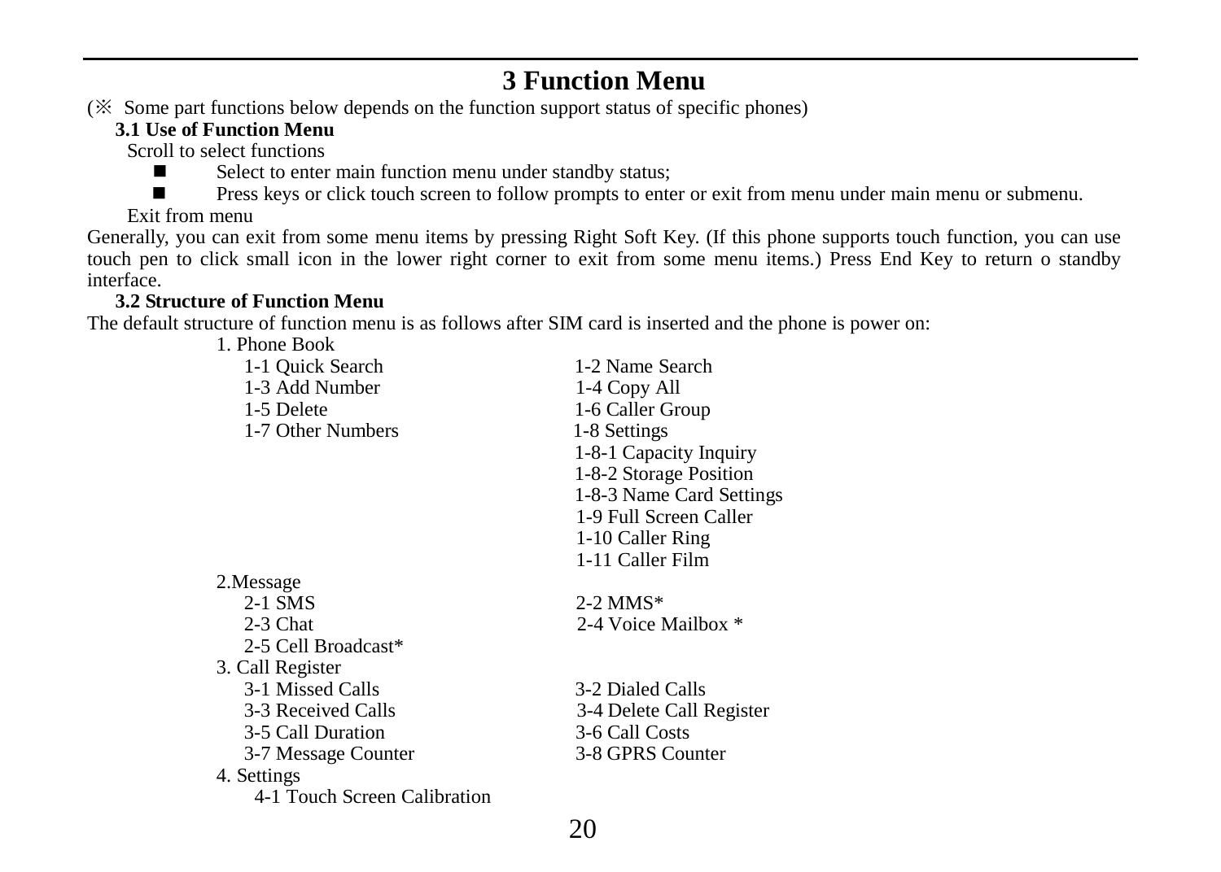# 3 Function Menu

(※ Some part functions below depends on the function support status of specific phones)

## 3.1 Use of Function Menu

Scroll to select functions

- Select to enter main function menu under standby status;
- Press keys or click touch screen to follow prompts to enter or exit from menu under main menu or submenu.

Exit from menu

Generally, you can exit from some menu items by pressing Right Soft Key. (If this phone supports touch function, you can use touch pen to click small icon in the lower right corner to exit from some menu items.) Press End Key to return o standby interface.

## 3.2 Structure of Function Menu

The default structure of function menu is as follows after SIM card is inserted and the phone is power on:

1. Phone Book
   - 1-1 Quick Search
   - 1-2 Name Search
   - 1-3 Add Number
   - 1-4 Copy All
   - 1-5 Delete
   - 1-6 Caller Group
   - 1-7 Other Numbers
   - 1-8 Settings
     - 1-8-1 Capacity Inquiry
     - 1-8-2 Storage Position
     - 1-8-3 Name Card Settings
   - 1-9 Full Screen Caller
   - 1-10 Caller Ring
   - 1-11 Caller Film

2. Message
   - 2-1 SMS
   - 2-2 MMS*
   - 2-3 Chat
   - 2-4 Voice Mailbox *
   - 2-5 Cell Broadcast*

3. Call Register
   - 3-1 Missed Calls
   - 3-2 Dialed Calls
   - 3-3 Received Calls
   - 3-4 Delete Call Register
   - 3-5 Call Duration
   - 3-6 Call Costs
   - 3-7 Message Counter
   - 3-8 GPRS Counter

4. Settings
   - 4-1 Touch Screen Calibration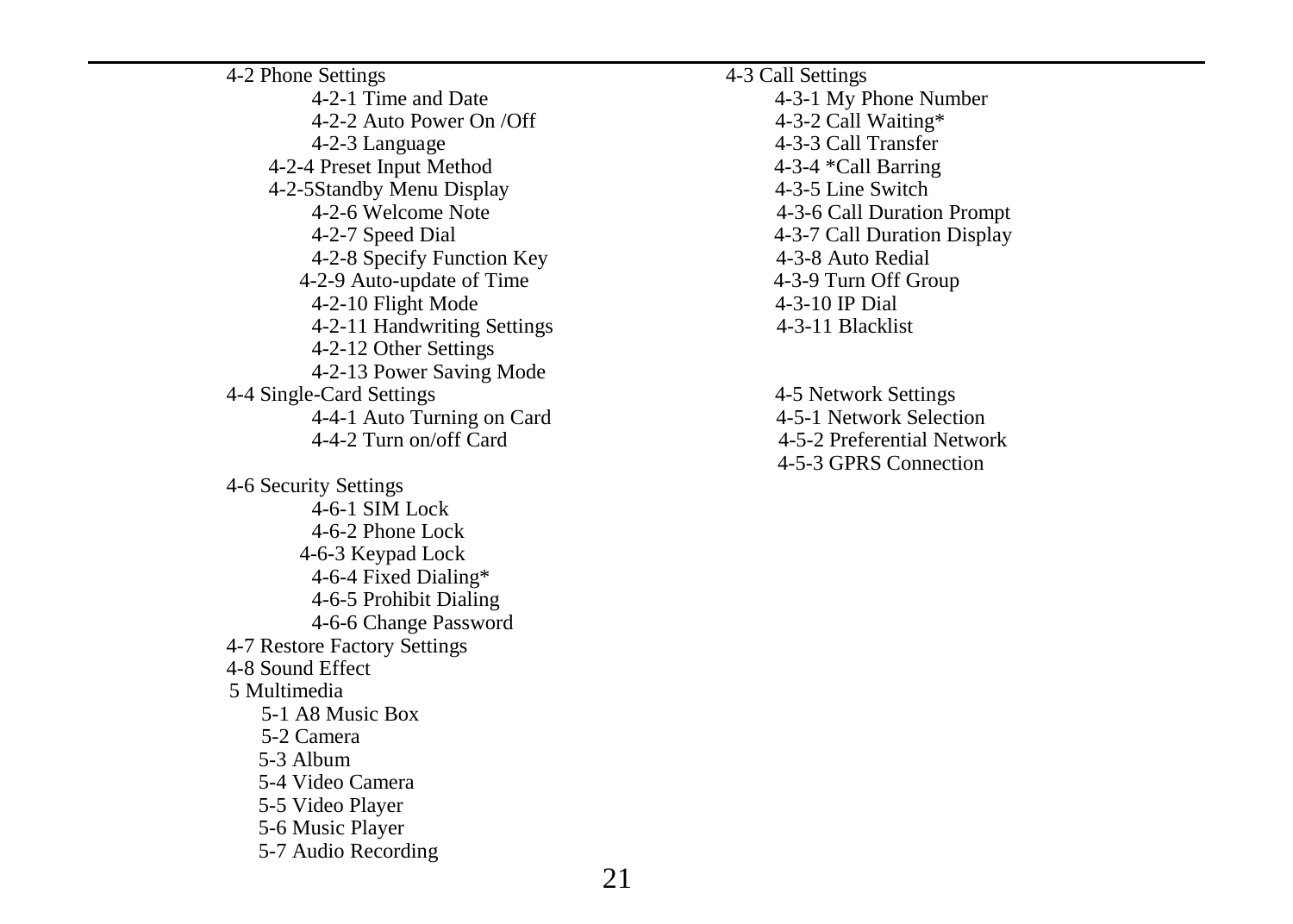- 4-2 Phone Settings
  - 4-2-1 Time and Date
  - 4-2-2 Auto Power On /Off
  - 4-2-3 Language
  - 4-2-4 Preset Input Method
  - 4-2-5Standby Menu Display
  - 4-2-6 Welcome Note
  - 4-2-7 Speed Dial
  - 4-2-8 Specify Function Key
  - 4-2-9 Auto-update of Time
  - 4-2-10 Flight Mode
  - 4-2-11 Handwriting Settings
  - 4-2-12 Other Settings
  - 4-2-13 Power Saving Mode
- 4-3 Call Settings
  - 4-3-1 My Phone Number
  - 4-3-2 Call Waiting*
  - 4-3-3 Call Transfer
  - 4-3-4 *Call Barring
  - 4-3-5 Line Switch
  - 4-3-6 Call Duration Prompt
  - 4-3-7 Call Duration Display
  - 4-3-8 Auto Redial
  - 4-3-9 Turn Off Group
  - 4-3-10 IP Dial
  - 4-3-11 Blacklist
- 4-4 Single-Card Settings
  - 4-4-1 Auto Turning on Card
  - 4-4-2 Turn on/off Card
- 4-5 Network Settings
  - 4-5-1 Network Selection
  - 4-5-2 Preferential Network
  - 4-5-3 GPRS Connection
- 4-6 Security Settings
  - 4-6-1 SIM Lock
  - 4-6-2 Phone Lock
  - 4-6-3 Keypad Lock
  - 4-6-4 Fixed Dialing*
  - 4-6-5 Prohibit Dialing
  - 4-6-6 Change Password
- 4-7 Restore Factory Settings
- 4-8 Sound Effect

5 Multimedia
- 5-1 A8 Music Box
- 5-2 Camera
- 5-3 Album
- 5-4 Video Camera
- 5-5 Video Player
- 5-6 Music Player
- 5-7 Audio Recording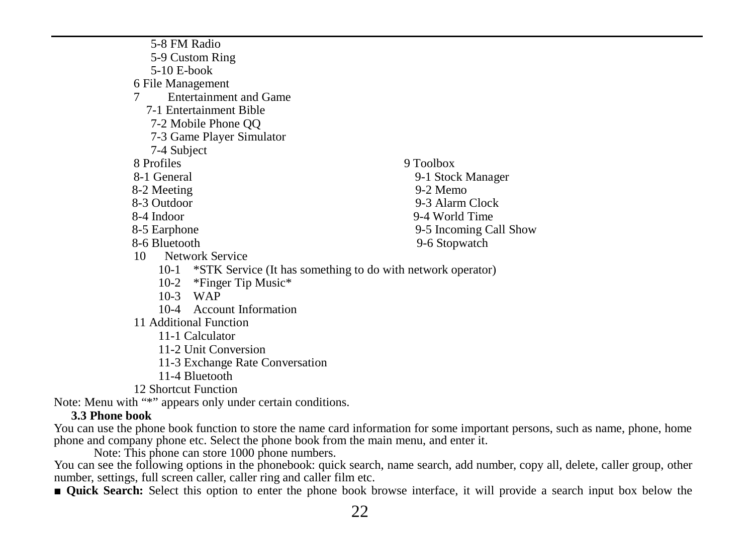- 5-8 FM Radio
- 5-9 Custom Ring
- 5-10 E-book

6 File Management

7 Entertainment and Game

- 7-1 Entertainment Bible
- 7-2 Mobile Phone QQ
- 7-3 Game Player Simulator
- 7-4 Subject

8 Profiles

- 8-1 General
- 8-2 Meeting
- 8-3 Outdoor
- 8-4 Indoor
- 8-5 Earphone
- 8-6 Bluetooth

9 Toolbox

- 9-1 Stock Manager
- 9-2 Memo
- 9-3 Alarm Clock
- 9-4 World Time
- 9-5 Incoming Call Show
- 9-6 Stopwatch

10 Network Service

- 10-1 *STK Service (It has something to do with network operator)
- 10-2 *Finger Tip Music*
- 10-3 WAP
- 10-4 Account Information

11 Additional Function

- 11-1 Calculator
- 11-2 Unit Conversion
- 11-3 Exchange Rate Conversation
- 11-4 Bluetooth

12 Shortcut Function

Note: Menu with "*" appears only under certain conditions.

### 3.3 Phone book

You can use the phone book function to store the name card information for some important persons, such as name, phone, home phone and company phone etc. Select the phone book from the main menu, and enter it.

Note: This phone can store 1000 phone numbers.

You can see the following options in the phonebook: quick search, name search, add number, copy all, delete, caller group, other number, settings, full screen caller, caller ring and caller film etc.

■ **Quick Search:** Select this option to enter the phone book browse interface, it will provide a search input box below the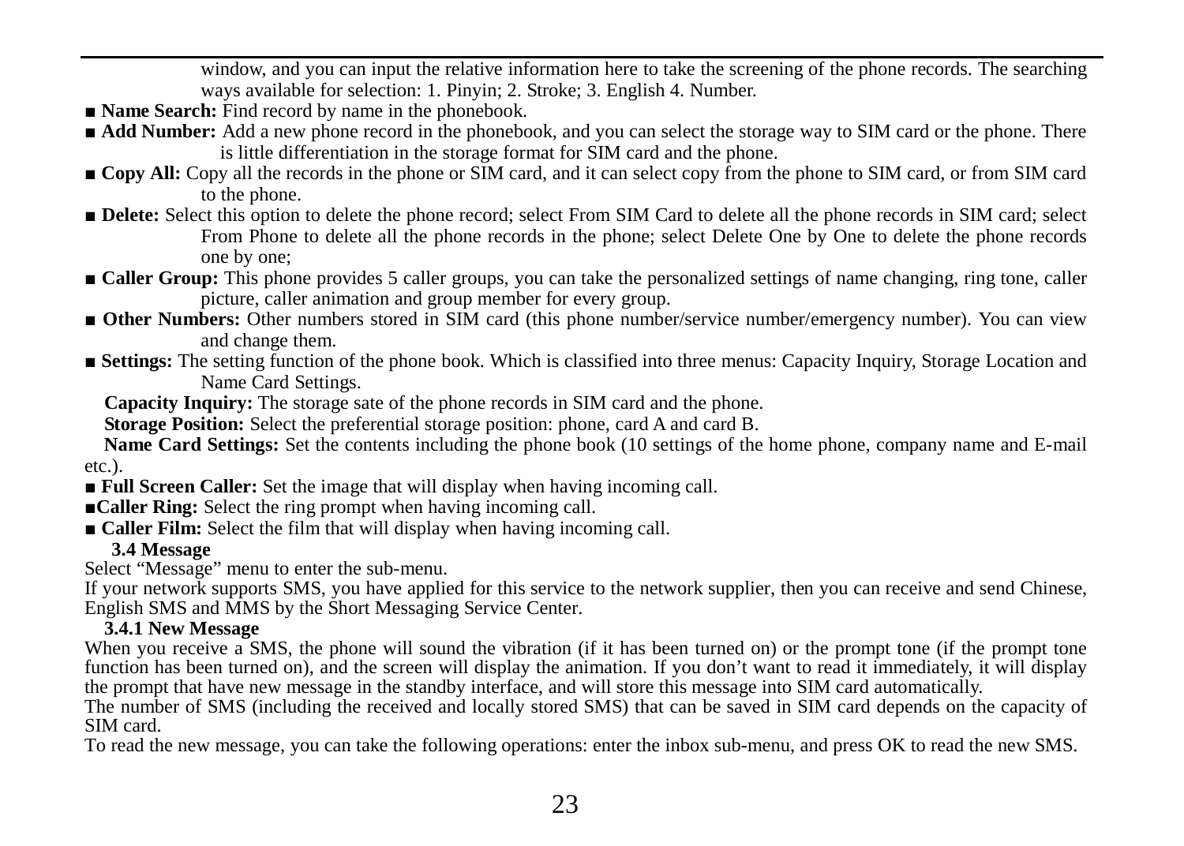window, and you can input the relative information here to take the screening of the phone records. The searching ways available for selection: 1. Pinyin; 2. Stroke; 3. English 4. Number.

■ **Name Search:** Find record by name in the phonebook.

■ **Add Number:** Add a new phone record in the phonebook, and you can select the storage way to SIM card or the phone. There is little differentiation in the storage format for SIM card and the phone.

■ **Copy All:** Copy all the records in the phone or SIM card, and it can select copy from the phone to SIM card, or from SIM card to the phone.

■ **Delete:** Select this option to delete the phone record; select From SIM Card to delete all the phone records in SIM card; select From Phone to delete all the phone records in the phone; select Delete One by One to delete the phone records one by one;

■ **Caller Group:** This phone provides 5 caller groups, you can take the personalized settings of name changing, ring tone, caller picture, caller animation and group member for every group.

■ **Other Numbers:** Other numbers stored in SIM card (this phone number/service number/emergency number). You can view and change them.

■ **Settings:** The setting function of the phone book. Which is classified into three menus: Capacity Inquiry, Storage Location and Name Card Settings.

**Capacity Inquiry:** The storage sate of the phone records in SIM card and the phone.

**Storage Position:** Select the preferential storage position: phone, card A and card B.

**Name Card Settings:** Set the contents including the phone book (10 settings of the home phone, company name and E-mail etc.).

■ **Full Screen Caller:** Set the image that will display when having incoming call.

■**Caller Ring:** Select the ring prompt when having incoming call.

■ **Caller Film:** Select the film that will display when having incoming call.

### 3.4 Message

Select "Message" menu to enter the sub-menu.

If your network supports SMS, you have applied for this service to the network supplier, then you can receive and send Chinese, English SMS and MMS by the Short Messaging Service Center.

#### 3.4.1 New Message

When you receive a SMS, the phone will sound the vibration (if it has been turned on) or the prompt tone (if the prompt tone function has been turned on), and the screen will display the animation. If you don't want to read it immediately, it will display the prompt that have new message in the standby interface, and will store this message into SIM card automatically.

The number of SMS (including the received and locally stored SMS) that can be saved in SIM card depends on the capacity of SIM card.

To read the new message, you can take the following operations: enter the inbox sub-menu, and press OK to read the new SMS.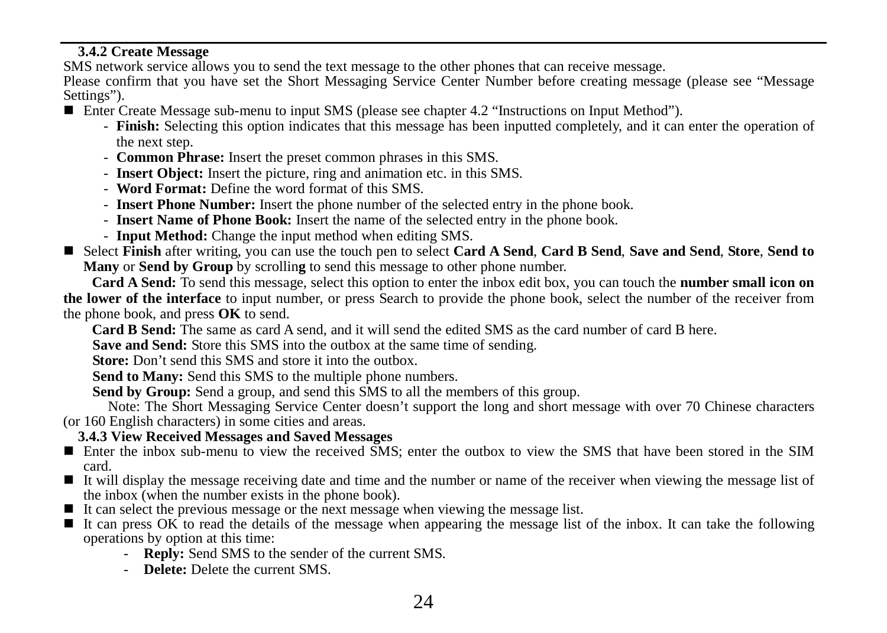### 3.4.2 Create Message

SMS network service allows you to send the text message to the other phones that can receive message.

Please confirm that you have set the Short Messaging Service Center Number before creating message (please see "Message Settings").

- Enter Create Message sub-menu to input SMS (please see chapter 4.2 "Instructions on Input Method").
    - **Finish:** Selecting this option indicates that this message has been inputted completely, and it can enter the operation of the next step.
    - **Common Phrase:** Insert the preset common phrases in this SMS.
    - **Insert Object:** Insert the picture, ring and animation etc. in this SMS.
    - **Word Format:** Define the word format of this SMS.
    - **Insert Phone Number:** Insert the phone number of the selected entry in the phone book.
    - **Insert Name of Phone Book:** Insert the name of the selected entry in the phone book.
    - **Input Method:** Change the input method when editing SMS.
- Select **Finish** after writing, you can use the touch pen to select **Card A Send**, **Card B Send**, **Save and Send**, **Store**, **Send to Many** or **Send by Group** by scrollin**g** to send this message to other phone number.

**Card A Send:** To send this message, select this option to enter the inbox edit box, you can touch the **number small icon on the lower of the interface** to input number, or press Search to provide the phone book, select the number of the receiver from the phone book, and press **OK** to send.

**Card B Send:** The same as card A send, and it will send the edited SMS as the card number of card B here.

**Save and Send:** Store this SMS into the outbox at the same time of sending.

**Store:** Don't send this SMS and store it into the outbox.

**Send to Many:** Send this SMS to the multiple phone numbers.

**Send by Group:** Send a group, and send this SMS to all the members of this group.

Note: The Short Messaging Service Center doesn't support the long and short message with over 70 Chinese characters (or 160 English characters) in some cities and areas.

### 3.4.3 View Received Messages and Saved Messages

- Enter the inbox sub-menu to view the received SMS; enter the outbox to view the SMS that have been stored in the SIM card.
- It will display the message receiving date and time and the number or name of the receiver when viewing the message list of the inbox (when the number exists in the phone book).
- It can select the previous message or the next message when viewing the message list.
- It can press OK to read the details of the message when appearing the message list of the inbox. It can take the following operations by option at this time:
    - **Reply:** Send SMS to the sender of the current SMS.
    - **Delete:** Delete the current SMS.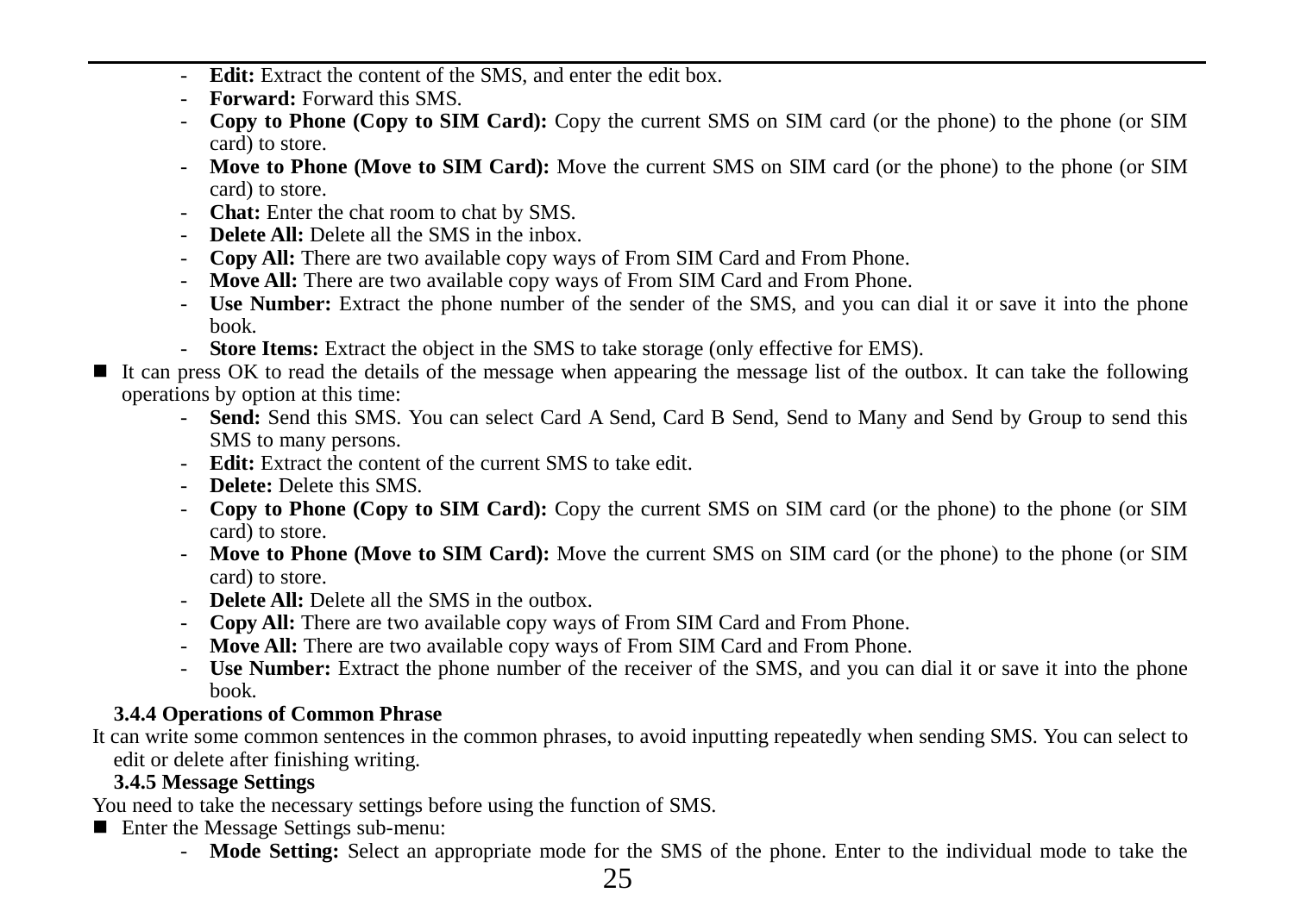- **Edit:** Extract the content of the SMS, and enter the edit box.
- **Forward:** Forward this SMS.
- **Copy to Phone (Copy to SIM Card):** Copy the current SMS on SIM card (or the phone) to the phone (or SIM card) to store.
- **Move to Phone (Move to SIM Card):** Move the current SMS on SIM card (or the phone) to the phone (or SIM card) to store.
- **Chat:** Enter the chat room to chat by SMS.
- **Delete All:** Delete all the SMS in the inbox.
- **Copy All:** There are two available copy ways of From SIM Card and From Phone.
- **Move All:** There are two available copy ways of From SIM Card and From Phone.
- **Use Number:** Extract the phone number of the sender of the SMS, and you can dial it or save it into the phone book.
- **Store Items:** Extract the object in the SMS to take storage (only effective for EMS).

■ It can press OK to read the details of the message when appearing the message list of the outbox. It can take the following operations by option at this time:

- **Send:** Send this SMS. You can select Card A Send, Card B Send, Send to Many and Send by Group to send this SMS to many persons.
- **Edit:** Extract the content of the current SMS to take edit.
- **Delete:** Delete this SMS.
- **Copy to Phone (Copy to SIM Card):** Copy the current SMS on SIM card (or the phone) to the phone (or SIM card) to store.
- **Move to Phone (Move to SIM Card):** Move the current SMS on SIM card (or the phone) to the phone (or SIM card) to store.
- **Delete All:** Delete all the SMS in the outbox.
- **Copy All:** There are two available copy ways of From SIM Card and From Phone.
- **Move All:** There are two available copy ways of From SIM Card and From Phone.
- **Use Number:** Extract the phone number of the receiver of the SMS, and you can dial it or save it into the phone book.

### 3.4.4 Operations of Common Phrase

It can write some common sentences in the common phrases, to avoid inputting repeatedly when sending SMS. You can select to edit or delete after finishing writing.

### 3.4.5 Message Settings

You need to take the necessary settings before using the function of SMS.

■ Enter the Message Settings sub-menu:

- **Mode Setting:** Select an appropriate mode for the SMS of the phone. Enter to the individual mode to take the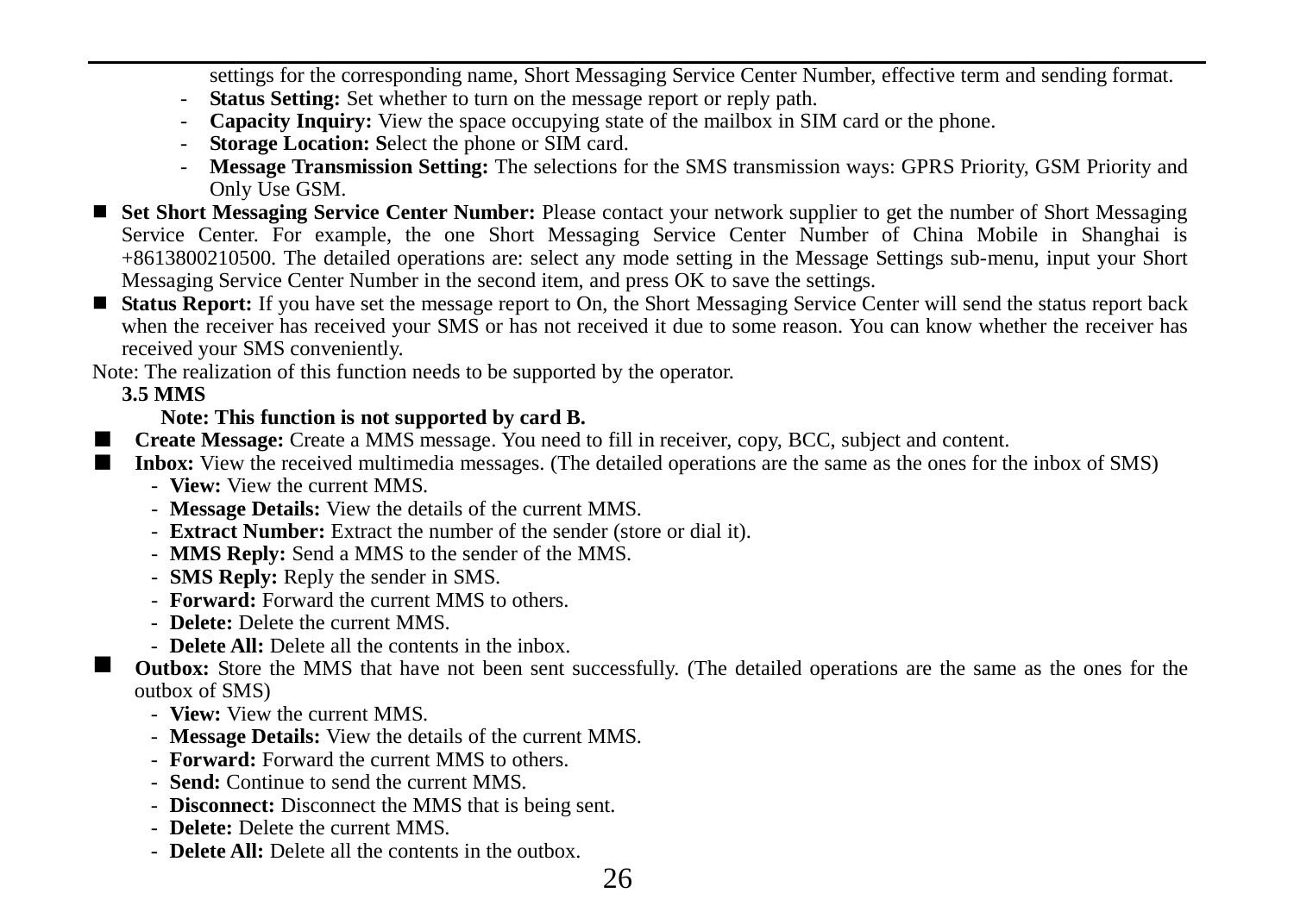settings for the corresponding name, Short Messaging Service Center Number, effective term and sending format.

- **Status Setting:** Set whether to turn on the message report or reply path.
- **Capacity Inquiry:** View the space occupying state of the mailbox in SIM card or the phone.
- **Storage Location: S**elect the phone or SIM card.
- **Message Transmission Setting:** The selections for the SMS transmission ways: GPRS Priority, GSM Priority and Only Use GSM.

- **Set Short Messaging Service Center Number:** Please contact your network supplier to get the number of Short Messaging Service Center. For example, the one Short Messaging Service Center Number of China Mobile in Shanghai is +8613800210500. The detailed operations are: select any mode setting in the Message Settings sub-menu, input your Short Messaging Service Center Number in the second item, and press OK to save the settings.
- **Status Report:** If you have set the message report to On, the Short Messaging Service Center will send the status report back when the receiver has received your SMS or has not received it due to some reason. You can know whether the receiver has received your SMS conveniently.

Note: The realization of this function needs to be supported by the operator.

### 3.5 MMS

**Note: This function is not supported by card B.**

- **Create Message:** Create a MMS message. You need to fill in receiver, copy, BCC, subject and content.
- **Inbox:** View the received multimedia messages. (The detailed operations are the same as the ones for the inbox of SMS)
  - **View:** View the current MMS.
  - **Message Details:** View the details of the current MMS.
  - **Extract Number:** Extract the number of the sender (store or dial it).
  - **MMS Reply:** Send a MMS to the sender of the MMS.
  - **SMS Reply:** Reply the sender in SMS.
  - **Forward:** Forward the current MMS to others.
  - **Delete:** Delete the current MMS.
  - **Delete All:** Delete all the contents in the inbox.
- **Outbox:** Store the MMS that have not been sent successfully. (The detailed operations are the same as the ones for the outbox of SMS)
  - **View:** View the current MMS.
  - **Message Details:** View the details of the current MMS.
  - **Forward:** Forward the current MMS to others.
  - **Send:** Continue to send the current MMS.
  - **Disconnect:** Disconnect the MMS that is being sent.
  - **Delete:** Delete the current MMS.
  - **Delete All:** Delete all the contents in the outbox.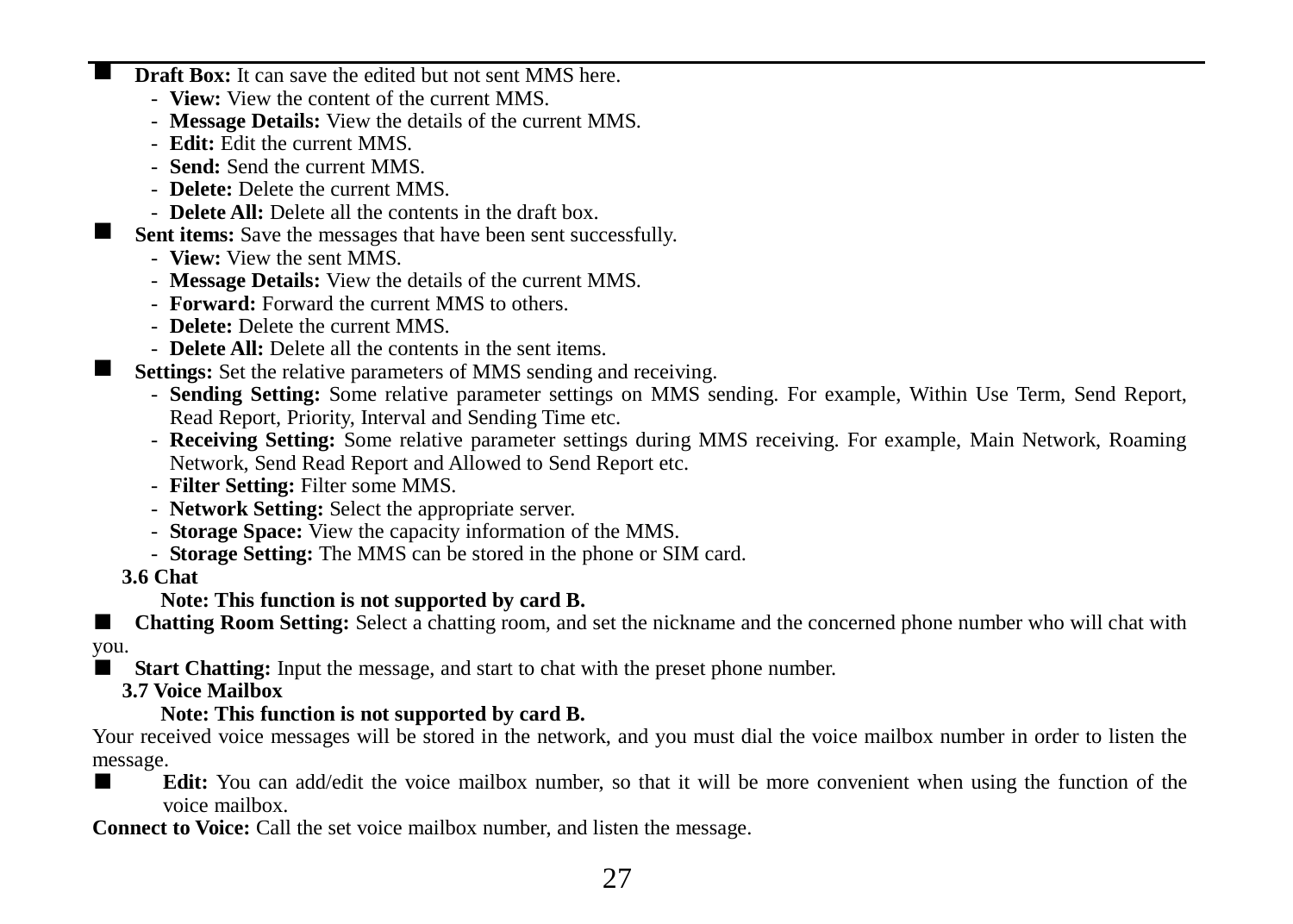- **Draft Box:** It can save the edited but not sent MMS here.
  - **View:** View the content of the current MMS.
  - **Message Details:** View the details of the current MMS.
  - **Edit:** Edit the current MMS.
  - **Send:** Send the current MMS.
  - **Delete:** Delete the current MMS.
  - **Delete All:** Delete all the contents in the draft box.
- **Sent items:** Save the messages that have been sent successfully.
  - **View:** View the sent MMS.
  - **Message Details:** View the details of the current MMS.
  - **Forward:** Forward the current MMS to others.
  - **Delete:** Delete the current MMS.
  - **Delete All:** Delete all the contents in the sent items.
- **Settings:** Set the relative parameters of MMS sending and receiving.
  - **Sending Setting:** Some relative parameter settings on MMS sending. For example, Within Use Term, Send Report, Read Report, Priority, Interval and Sending Time etc.
  - **Receiving Setting:** Some relative parameter settings during MMS receiving. For example, Main Network, Roaming Network, Send Read Report and Allowed to Send Report etc.
  - **Filter Setting:** Filter some MMS.
  - **Network Setting:** Select the appropriate server.
  - **Storage Space:** View the capacity information of the MMS.
  - **Storage Setting:** The MMS can be stored in the phone or SIM card.

### 3.6 Chat

**Note: This function is not supported by card B.**

- **Chatting Room Setting:** Select a chatting room, and set the nickname and the concerned phone number who will chat with you.
- **Start Chatting:** Input the message, and start to chat with the preset phone number.

### 3.7 Voice Mailbox

**Note: This function is not supported by card B.**

Your received voice messages will be stored in the network, and you must dial the voice mailbox number in order to listen the message.

- **Edit:** You can add/edit the voice mailbox number, so that it will be more convenient when using the function of the voice mailbox.

**Connect to Voice:** Call the set voice mailbox number, and listen the message.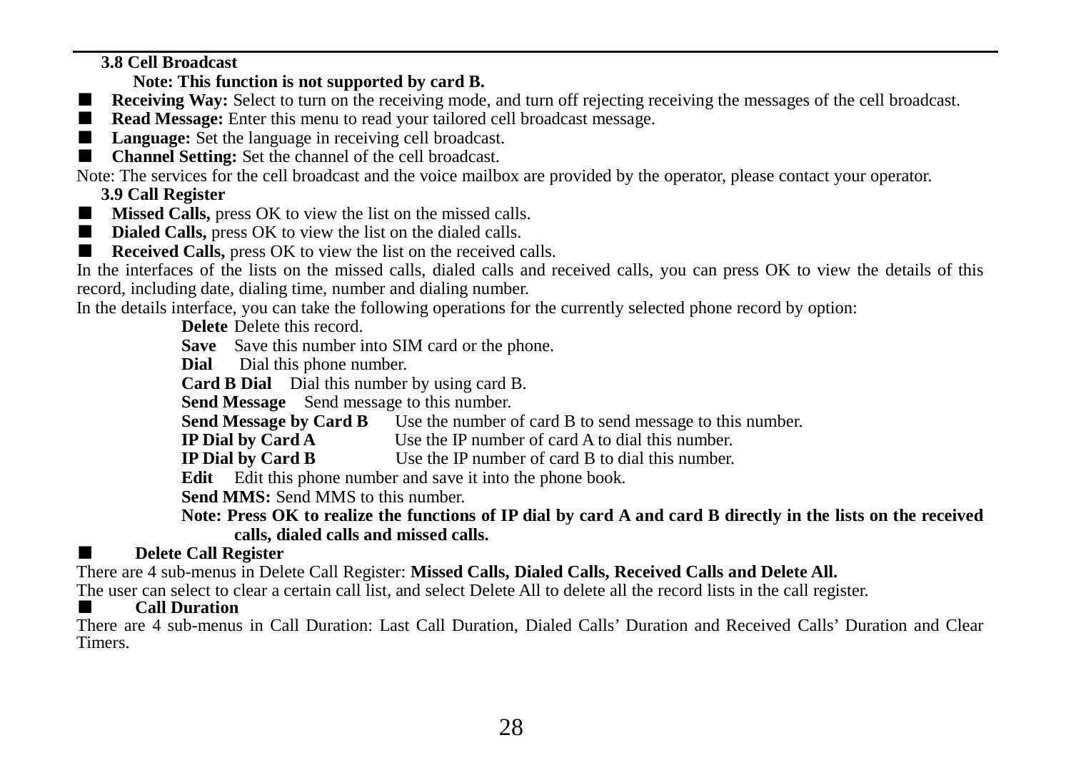### 3.8 Cell Broadcast

**Note: This function is not supported by card B.**

- **Receiving Way:** Select to turn on the receiving mode, and turn off rejecting receiving the messages of the cell broadcast.
- **Read Message:** Enter this menu to read your tailored cell broadcast message.
- **Language:** Set the language in receiving cell broadcast.
- **Channel Setting:** Set the channel of the cell broadcast.

Note: The services for the cell broadcast and the voice mailbox are provided by the operator, please contact your operator.

### 3.9 Call Register

- **Missed Calls,** press OK to view the list on the missed calls.
- **Dialed Calls,** press OK to view the list on the dialed calls.
- **Received Calls,** press OK to view the list on the received calls.

In the interfaces of the lists on the missed calls, dialed calls and received calls, you can press OK to view the details of this record, including date, dialing time, number and dialing number.

In the details interface, you can take the following operations for the currently selected phone record by option:

**Delete** Delete this record.

**Save** Save this number into SIM card or the phone.

**Dial** Dial this phone number.

**Card B Dial** Dial this number by using card B.

**Send Message** Send message to this number.

**Send Message by Card B** Use the number of card B to send message to this number.

**IP Dial by Card A** Use the IP number of card A to dial this number.

**IP Dial by Card B** Use the IP number of card B to dial this number.

**Edit** Edit this phone number and save it into the phone book.

**Send MMS:** Send MMS to this number.

**Note: Press OK to realize the functions of IP dial by card A and card B directly in the lists on the received calls, dialed calls and missed calls.**

- **Delete Call Register**

There are 4 sub-menus in Delete Call Register: **Missed Calls, Dialed Calls, Received Calls and Delete All.**

The user can select to clear a certain call list, and select Delete All to delete all the record lists in the call register.

- **Call Duration**

There are 4 sub-menus in Call Duration: Last Call Duration, Dialed Calls' Duration and Received Calls' Duration and Clear Timers.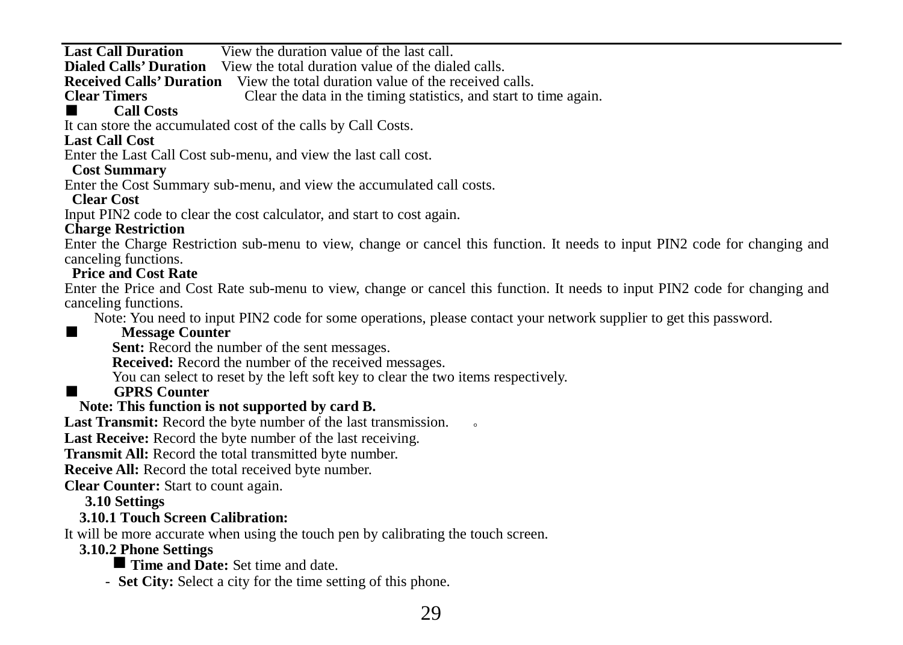**Last Call Duration** View the duration value of the last call.
**Dialed Calls' Duration** View the total duration value of the dialed calls.
**Received Calls' Duration** View the total duration value of the received calls.
**Clear Timers** Clear the data in the timing statistics, and start to time again.

■ **Call Costs**

It can store the accumulated cost of the calls by Call Costs.

**Last Call Cost**

Enter the Last Call Cost sub-menu, and view the last call cost.

**Cost Summary**

Enter the Cost Summary sub-menu, and view the accumulated call costs.

**Clear Cost**

Input PIN2 code to clear the cost calculator, and start to cost again.

**Charge Restriction**

Enter the Charge Restriction sub-menu to view, change or cancel this function. It needs to input PIN2 code for changing and canceling functions.

**Price and Cost Rate**

Enter the Price and Cost Rate sub-menu to view, change or cancel this function. It needs to input PIN2 code for changing and canceling functions.

Note: You need to input PIN2 code for some operations, please contact your network supplier to get this password.

■ **Message Counter**

**Sent:** Record the number of the sent messages.
**Received:** Record the number of the received messages.
You can select to reset by the left soft key to clear the two items respectively.

■ **GPRS Counter**

**Note: This function is not supported by card B.**

**Last Transmit:** Record the byte number of the last transmission. 。
**Last Receive:** Record the byte number of the last receiving.
**Transmit All:** Record the total transmitted byte number.
**Receive All:** Record the total received byte number.
**Clear Counter:** Start to count again.

## 3.10 Settings

### 3.10.1 Touch Screen Calibration:

It will be more accurate when using the touch pen by calibrating the touch screen.

### 3.10.2 Phone Settings

■ **Time and Date:** Set time and date.

- **Set City:** Select a city for the time setting of this phone.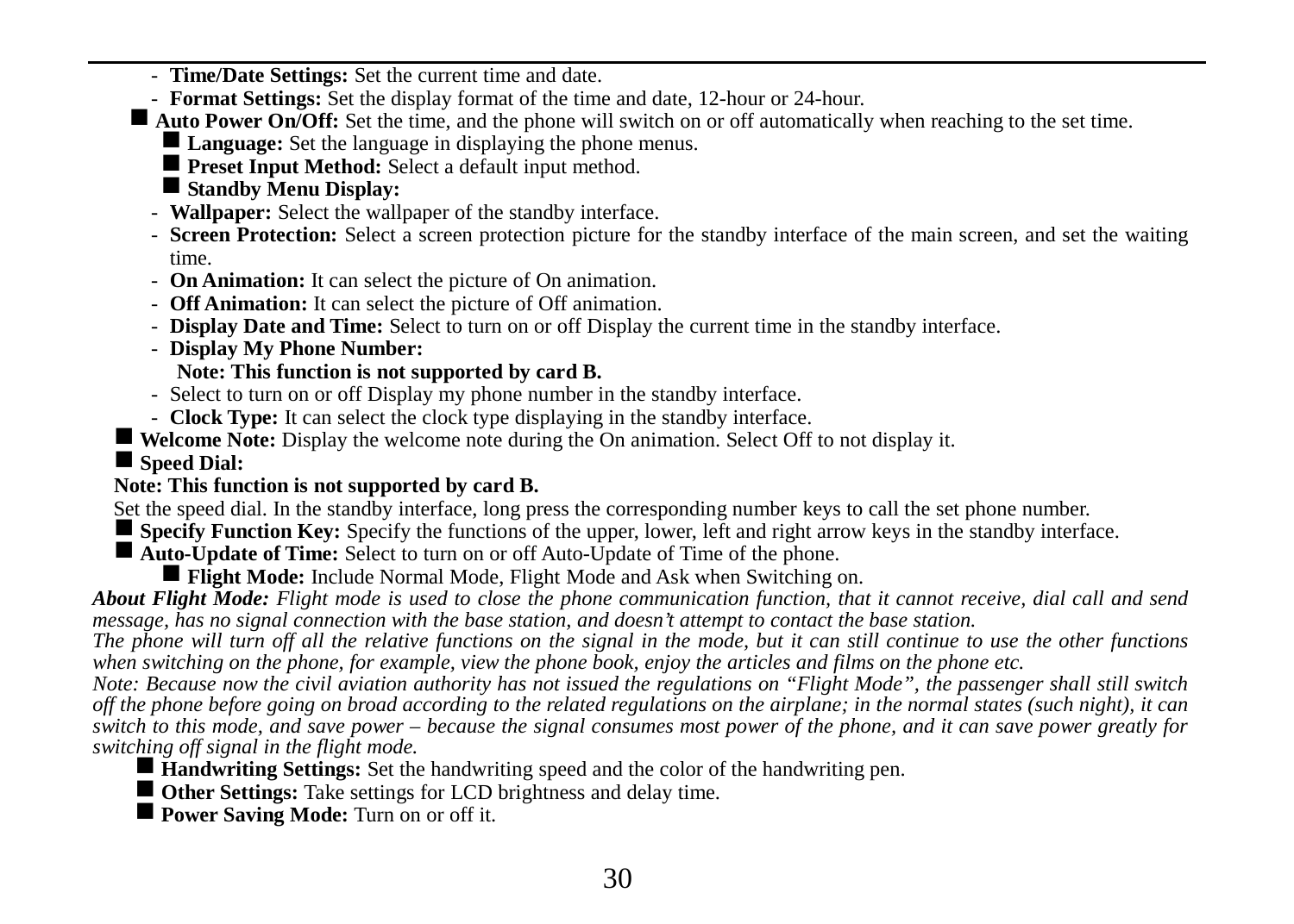- **Time/Date Settings:** Set the current time and date.
- **Format Settings:** Set the display format of the time and date, 12-hour or 24-hour.

■ **Auto Power On/Off:** Set the time, and the phone will switch on or off automatically when reaching to the set time.

■ **Language:** Set the language in displaying the phone menus.

■ **Preset Input Method:** Select a default input method.

■ **Standby Menu Display:**

- **Wallpaper:** Select the wallpaper of the standby interface.
- **Screen Protection:** Select a screen protection picture for the standby interface of the main screen, and set the waiting time.
- **On Animation:** It can select the picture of On animation.
- **Off Animation:** It can select the picture of Off animation.
- **Display Date and Time:** Select to turn on or off Display the current time in the standby interface.
- **Display My Phone Number:**

  **Note: This function is not supported by card B.**
- Select to turn on or off Display my phone number in the standby interface.
- **Clock Type:** It can select the clock type displaying in the standby interface.

■ **Welcome Note:** Display the welcome note during the On animation. Select Off to not display it.

■ **Speed Dial:**

**Note: This function is not supported by card B.**

Set the speed dial. In the standby interface, long press the corresponding number keys to call the set phone number.

■ **Specify Function Key:** Specify the functions of the upper, lower, left and right arrow keys in the standby interface.

■ **Auto-Update of Time:** Select to turn on or off Auto-Update of Time of the phone.

■ **Flight Mode:** Include Normal Mode, Flight Mode and Ask when Switching on.

***About Flight Mode:*** *Flight mode is used to close the phone communication function, that it cannot receive, dial call and send message, has no signal connection with the base station, and doesn't attempt to contact the base station.*

*The phone will turn off all the relative functions on the signal in the mode, but it can still continue to use the other functions when switching on the phone, for example, view the phone book, enjoy the articles and films on the phone etc.*

*Note: Because now the civil aviation authority has not issued the regulations on "Flight Mode", the passenger shall still switch off the phone before going on broad according to the related regulations on the airplane; in the normal states (such night), it can switch to this mode, and save power – because the signal consumes most power of the phone, and it can save power greatly for switching off signal in the flight mode.*

■ **Handwriting Settings:** Set the handwriting speed and the color of the handwriting pen.

■ **Other Settings:** Take settings for LCD brightness and delay time.

■ **Power Saving Mode:** Turn on or off it.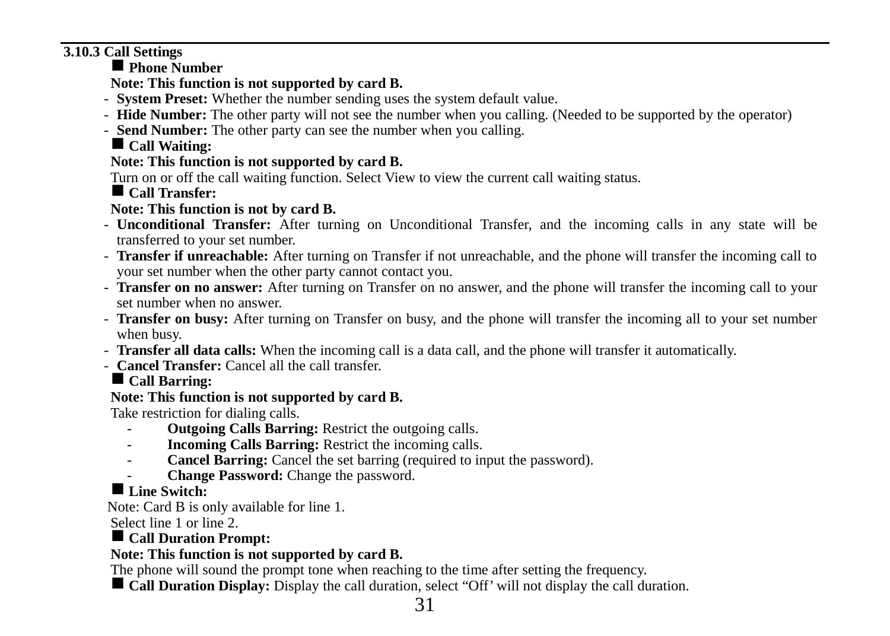### 3.10.3 Call Settings

■ **Phone Number**

**Note: This function is not supported by card B.**

- **System Preset:** Whether the number sending uses the system default value.
- **Hide Number:** The other party will not see the number when you calling. (Needed to be supported by the operator)
- **Send Number:** The other party can see the number when you calling.

■ **Call Waiting:**

**Note: This function is not supported by card B.**

Turn on or off the call waiting function. Select View to view the current call waiting status.

■ **Call Transfer:**

**Note: This function is not by card B.**

- **Unconditional Transfer:** After turning on Unconditional Transfer, and the incoming calls in any state will be transferred to your set number.
- **Transfer if unreachable:** After turning on Transfer if not unreachable, and the phone will transfer the incoming call to your set number when the other party cannot contact you.
- **Transfer on no answer:** After turning on Transfer on no answer, and the phone will transfer the incoming call to your set number when no answer.
- **Transfer on busy:** After turning on Transfer on busy, and the phone will transfer the incoming all to your set number when busy.
- **Transfer all data calls:** When the incoming call is a data call, and the phone will transfer it automatically.
- **Cancel Transfer:** Cancel all the call transfer.

■ **Call Barring:**

**Note: This function is not supported by card B.**

Take restriction for dialing calls.

- **Outgoing Calls Barring:** Restrict the outgoing calls.
- **Incoming Calls Barring:** Restrict the incoming calls.
- **Cancel Barring:** Cancel the set barring (required to input the password).
- **Change Password:** Change the password.

■ **Line Switch:**

Note: Card B is only available for line 1.

Select line 1 or line 2.

■ **Call Duration Prompt:**

**Note: This function is not supported by card B.**

The phone will sound the prompt tone when reaching to the time after setting the frequency.

■ **Call Duration Display:** Display the call duration, select “Off’ will not display the call duration.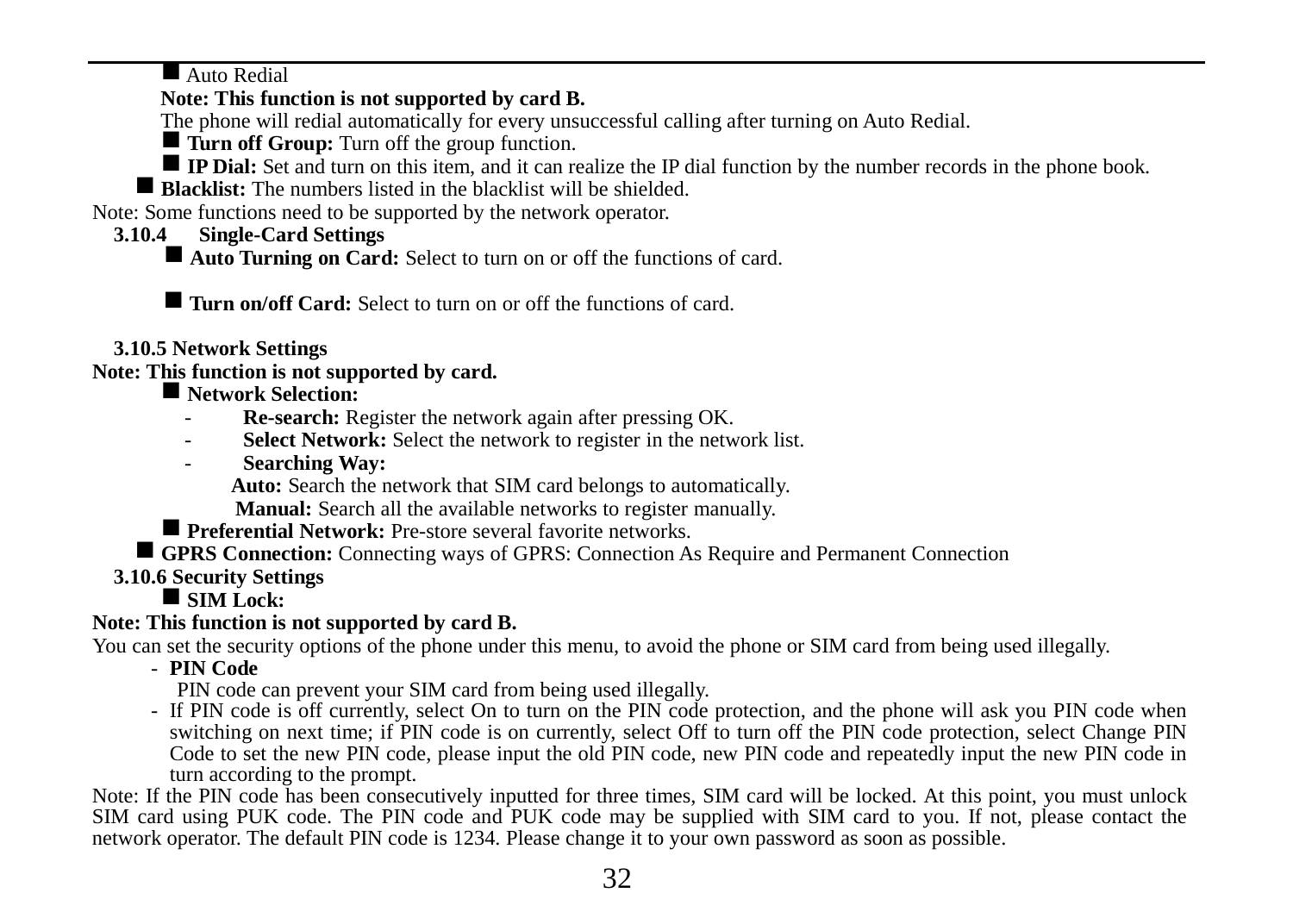- Auto Redial

**Note: This function is not supported by card B.**

The phone will redial automatically for every unsuccessful calling after turning on Auto Redial.

- **Turn off Group:** Turn off the group function.
- **IP Dial:** Set and turn on this item, and it can realize the IP dial function by the number records in the phone book.
- **Blacklist:** The numbers listed in the blacklist will be shielded.

Note: Some functions need to be supported by the network operator.

### 3.10.4 Single-Card Settings

- **Auto Turning on Card:** Select to turn on or off the functions of card.
- **Turn on/off Card:** Select to turn on or off the functions of card.

### 3.10.5 Network Settings

**Note: This function is not supported by card.**

- **Network Selection:**
  - **Re-search:** Register the network again after pressing OK.
  - **Select Network:** Select the network to register in the network list.
  - **Searching Way:**

    **Auto:** Search the network that SIM card belongs to automatically.

    **Manual:** Search all the available networks to register manually.
- **Preferential Network:** Pre-store several favorite networks.
- **GPRS Connection:** Connecting ways of GPRS: Connection As Require and Permanent Connection

### 3.10.6 Security Settings

- **SIM Lock:**

**Note: This function is not supported by card B.**

You can set the security options of the phone under this menu, to avoid the phone or SIM card from being used illegally.

- **PIN Code**

  PIN code can prevent your SIM card from being used illegally.
- If PIN code is off currently, select On to turn on the PIN code protection, and the phone will ask you PIN code when switching on next time; if PIN code is on currently, select Off to turn off the PIN code protection, select Change PIN Code to set the new PIN code, please input the old PIN code, new PIN code and repeatedly input the new PIN code in turn according to the prompt.

Note: If the PIN code has been consecutively inputted for three times, SIM card will be locked. At this point, you must unlock SIM card using PUK code. The PIN code and PUK code may be supplied with SIM card to you. If not, please contact the network operator. The default PIN code is 1234. Please change it to your own password as soon as possible.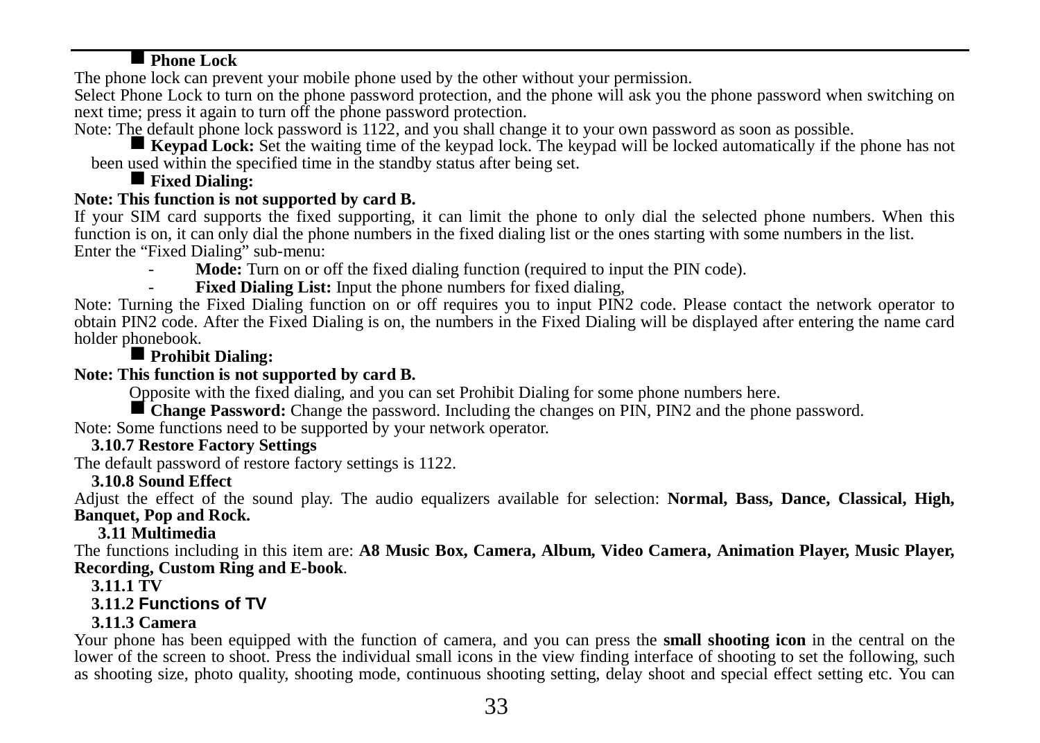■ **Phone Lock**

The phone lock can prevent your mobile phone used by the other without your permission.
Select Phone Lock to turn on the phone password protection, and the phone will ask you the phone password when switching on next time; press it again to turn off the phone password protection.
Note: The default phone lock password is 1122, and you shall change it to your own password as soon as possible.

■ **Keypad Lock:** Set the waiting time of the keypad lock. The keypad will be locked automatically if the phone has not been used within the specified time in the standby status after being set.

■ **Fixed Dialing:**

**Note: This function is not supported by card B.**

If your SIM card supports the fixed supporting, it can limit the phone to only dial the selected phone numbers. When this function is on, it can only dial the phone numbers in the fixed dialing list or the ones starting with some numbers in the list.
Enter the “Fixed Dialing” sub-menu:

- **Mode:** Turn on or off the fixed dialing function (required to input the PIN code).
- **Fixed Dialing List:** Input the phone numbers for fixed dialing,

Note: Turning the Fixed Dialing function on or off requires you to input PIN2 code. Please contact the network operator to obtain PIN2 code. After the Fixed Dialing is on, the numbers in the Fixed Dialing will be displayed after entering the name card holder phonebook.

■ **Prohibit Dialing:**

**Note: This function is not supported by card B.**

Opposite with the fixed dialing, and you can set Prohibit Dialing for some phone numbers here.

■ **Change Password:** Change the password. Including the changes on PIN, PIN2 and the phone password.

Note: Some functions need to be supported by your network operator.

### 3.10.7 Restore Factory Settings

The default password of restore factory settings is 1122.

### 3.10.8 Sound Effect

Adjust the effect of the sound play. The audio equalizers available for selection: **Normal, Bass, Dance, Classical, High, Banquet, Pop and Rock.**

## 3.11 Multimedia

The functions including in this item are: **A8 Music Box, Camera, Album, Video Camera, Animation Player, Music Player, Recording, Custom Ring and E-book**.

### 3.11.1 TV

### 3.11.2 Functions of TV

### 3.11.3 Camera

Your phone has been equipped with the function of camera, and you can press the **small shooting icon** in the central on the lower of the screen to shoot. Press the individual small icons in the view finding interface of shooting to set the following, such as shooting size, photo quality, shooting mode, continuous shooting setting, delay shoot and special effect setting etc. You can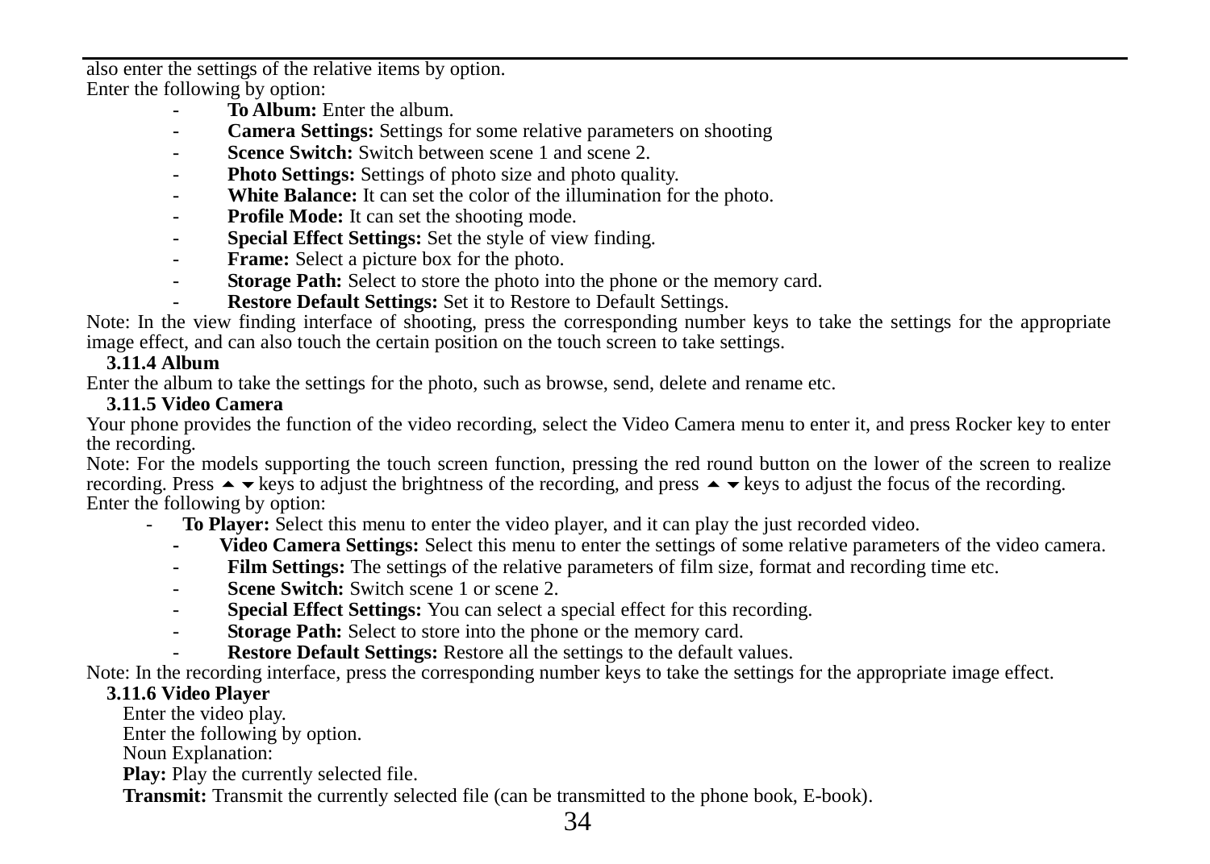also enter the settings of the relative items by option.
Enter the following by option:

- **To Album:** Enter the album.
- **Camera Settings:** Settings for some relative parameters on shooting
- **Scence Switch:** Switch between scene 1 and scene 2.
- **Photo Settings:** Settings of photo size and photo quality.
- **White Balance:** It can set the color of the illumination for the photo.
- **Profile Mode:** It can set the shooting mode.
- **Special Effect Settings:** Set the style of view finding.
- **Frame:** Select a picture box for the photo.
- **Storage Path:** Select to store the photo into the phone or the memory card.
- **Restore Default Settings:** Set it to Restore to Default Settings.

Note: In the view finding interface of shooting, press the corresponding number keys to take the settings for the appropriate image effect, and can also touch the certain position on the touch screen to take settings.

### 3.11.4 Album

Enter the album to take the settings for the photo, such as browse, send, delete and rename etc.

### 3.11.5 Video Camera

Your phone provides the function of the video recording, select the Video Camera menu to enter it, and press Rocker key to enter the recording.

Note: For the models supporting the touch screen function, pressing the red round button on the lower of the screen to realize recording. Press ▲ ▼ keys to adjust the brightness of the recording, and press ▲ ▼ keys to adjust the focus of the recording.
Enter the following by option:

- **To Player:** Select this menu to enter the video player, and it can play the just recorded video.
- **Video Camera Settings:** Select this menu to enter the settings of some relative parameters of the video camera.
- **Film Settings:** The settings of the relative parameters of film size, format and recording time etc.
- **Scene Switch:** Switch scene 1 or scene 2.
- **Special Effect Settings:** You can select a special effect for this recording.
- **Storage Path:** Select to store into the phone or the memory card.
- **Restore Default Settings:** Restore all the settings to the default values.

Note: In the recording interface, press the corresponding number keys to take the settings for the appropriate image effect.

### 3.11.6 Video Player

Enter the video play.
Enter the following by option.
Noun Explanation:
**Play:** Play the currently selected file.
**Transmit:** Transmit the currently selected file (can be transmitted to the phone book, E-book).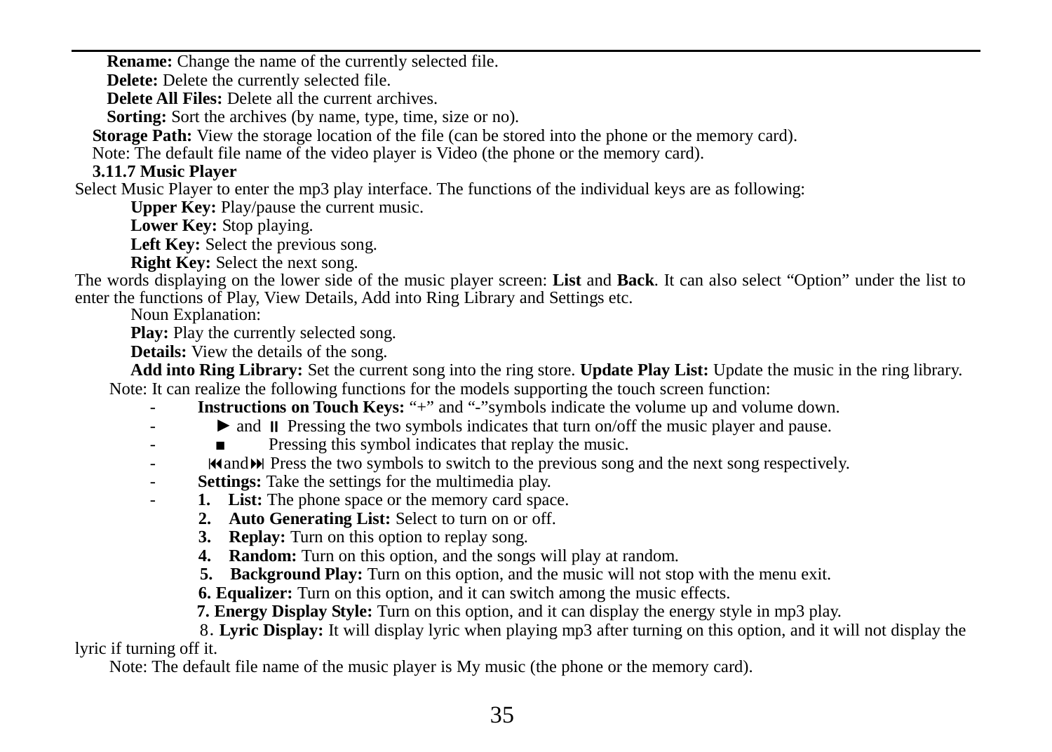**Rename:** Change the name of the currently selected file.

**Delete:** Delete the currently selected file.

**Delete All Files:** Delete all the current archives.

**Sorting:** Sort the archives (by name, type, time, size or no).

**Storage Path:** View the storage location of the file (can be stored into the phone or the memory card).

Note: The default file name of the video player is Video (the phone or the memory card).

### 3.11.7 Music Player

Select Music Player to enter the mp3 play interface. The functions of the individual keys are as following:

**Upper Key:** Play/pause the current music.

**Lower Key:** Stop playing.

**Left Key:** Select the previous song.

**Right Key:** Select the next song.

The words displaying on the lower side of the music player screen: **List** and **Back**. It can also select “Option” under the list to enter the functions of Play, View Details, Add into Ring Library and Settings etc.

Noun Explanation:

**Play:** Play the currently selected song.

**Details:** View the details of the song.

**Add into Ring Library:** Set the current song into the ring store. **Update Play List:** Update the music in the ring library.

Note: It can realize the following functions for the models supporting the touch screen function:

- **Instructions on Touch Keys:** “+” and “-”symbols indicate the volume up and volume down.
- ► and ⏸ Pressing the two symbols indicates that turn on/off the music player and pause.
- ■ Pressing this symbol indicates that replay the music.
- ⏮and⏭ Press the two symbols to switch to the previous song and the next song respectively.
- **Settings:** Take the settings for the multimedia play.
- **1. List:** The phone space or the memory card space.

  **2. Auto Generating List:** Select to turn on or off.

  **3. Replay:** Turn on this option to replay song.

  **4. Random:** Turn on this option, and the songs will play at random.

  **5. Background Play:** Turn on this option, and the music will not stop with the menu exit.

  **6. Equalizer:** Turn on this option, and it can switch among the music effects.

  **7. Energy Display Style:** Turn on this option, and it can display the energy style in mp3 play.

  8. **Lyric Display:** It will display lyric when playing mp3 after turning on this option, and it will not display the lyric if turning off it.

Note: The default file name of the music player is My music (the phone or the memory card).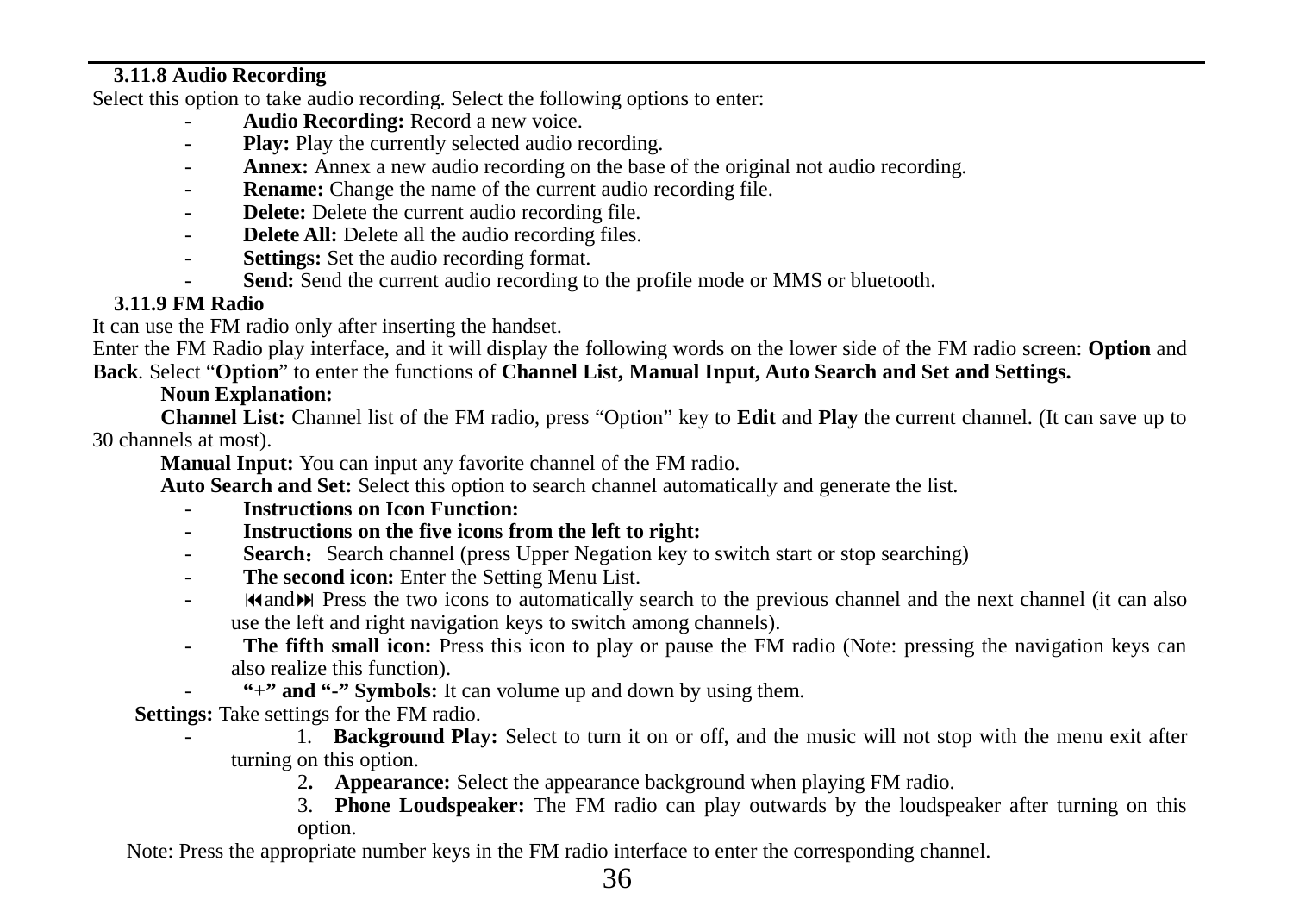### 3.11.8 Audio Recording

Select this option to take audio recording. Select the following options to enter:

- **Audio Recording:** Record a new voice.
- **Play:** Play the currently selected audio recording.
- **Annex:** Annex a new audio recording on the base of the original not audio recording.
- **Rename:** Change the name of the current audio recording file.
- **Delete:** Delete the current audio recording file.
- **Delete All:** Delete all the audio recording files.
- **Settings:** Set the audio recording format.
- **Send:** Send the current audio recording to the profile mode or MMS or bluetooth.

### 3.11.9 FM Radio

It can use the FM radio only after inserting the handset.

Enter the FM Radio play interface, and it will display the following words on the lower side of the FM radio screen: **Option** and **Back**. Select "**Option**" to enter the functions of **Channel List, Manual Input, Auto Search and Set and Settings.**

**Noun Explanation:**

**Channel List:** Channel list of the FM radio, press "Option" key to **Edit** and **Play** the current channel. (It can save up to 30 channels at most).

**Manual Input:** You can input any favorite channel of the FM radio.

**Auto Search and Set:** Select this option to search channel automatically and generate the list.

- **Instructions on Icon Function:**
- **Instructions on the five icons from the left to right:**
- **Search**： Search channel (press Upper Negation key to switch start or stop searching)
- **The second icon:** Enter the Setting Menu List.
- ⏮and⏭ Press the two icons to automatically search to the previous channel and the next channel (it can also use the left and right navigation keys to switch among channels).
- **The fifth small icon:** Press this icon to play or pause the FM radio (Note: pressing the navigation keys can also realize this function).
- **"+" and "-" Symbols:** It can volume up and down by using them.

**Settings:** Take settings for the FM radio.

- 1. **Background Play:** Select to turn it on or off, and the music will not stop with the menu exit after turning on this option.
  2. **Appearance:** Select the appearance background when playing FM radio.
  3. **Phone Loudspeaker:** The FM radio can play outwards by the loudspeaker after turning on this option.

Note: Press the appropriate number keys in the FM radio interface to enter the corresponding channel.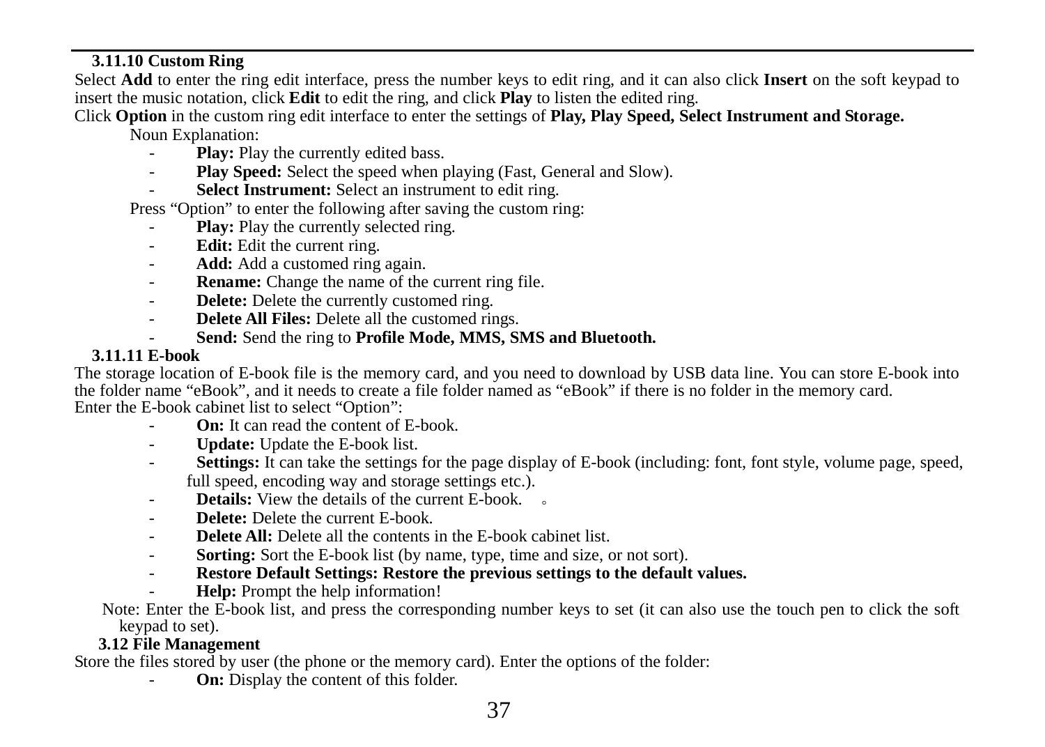### 3.11.10 Custom Ring

Select **Add** to enter the ring edit interface, press the number keys to edit ring, and it can also click **Insert** on the soft keypad to insert the music notation, click **Edit** to edit the ring, and click **Play** to listen the edited ring.

Click **Option** in the custom ring edit interface to enter the settings of **Play, Play Speed, Select Instrument and Storage.**

Noun Explanation:

- **Play:** Play the currently edited bass.
- **Play Speed:** Select the speed when playing (Fast, General and Slow).
- **Select Instrument:** Select an instrument to edit ring.

Press “Option” to enter the following after saving the custom ring:

- **Play:** Play the currently selected ring.
- **Edit:** Edit the current ring.
- **Add:** Add a customed ring again.
- **Rename:** Change the name of the current ring file.
- **Delete:** Delete the currently customed ring.
- **Delete All Files:** Delete all the customed rings.
- **Send:** Send the ring to **Profile Mode, MMS, SMS and Bluetooth.**

### 3.11.11 E-book

The storage location of E-book file is the memory card, and you need to download by USB data line. You can store E-book into the folder name “eBook”, and it needs to create a file folder named as “eBook” if there is no folder in the memory card.

Enter the E-book cabinet list to select “Option”:

- **On:** It can read the content of E-book.
- **Update:** Update the E-book list.
- **Settings:** It can take the settings for the page display of E-book (including: font, font style, volume page, speed, full speed, encoding way and storage settings etc.).
- **Details:** View the details of the current E-book. 。
- **Delete:** Delete the current E-book.
- **Delete All:** Delete all the contents in the E-book cabinet list.
- **Sorting:** Sort the E-book list (by name, type, time and size, or not sort).
- **Restore Default Settings: Restore the previous settings to the default values.**
- **Help:** Prompt the help information!

Note: Enter the E-book list, and press the corresponding number keys to set (it can also use the touch pen to click the soft keypad to set).

## 3.12 File Management

Store the files stored by user (the phone or the memory card). Enter the options of the folder:

- **On:** Display the content of this folder.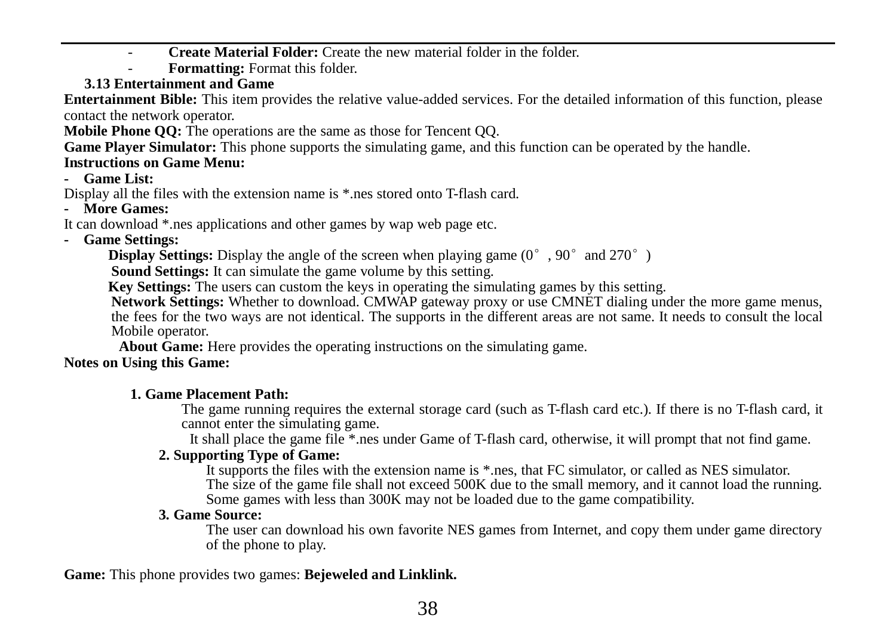- **Create Material Folder:** Create the new material folder in the folder.
- **Formatting:** Format this folder.

### 3.13 Entertainment and Game

**Entertainment Bible:** This item provides the relative value-added services. For the detailed information of this function, please contact the network operator.

**Mobile Phone QQ:** The operations are the same as those for Tencent QQ.

**Game Player Simulator:** This phone supports the simulating game, and this function can be operated by the handle.

**Instructions on Game Menu:**

- **Game List:**

Display all the files with the extension name is *.nes stored onto T-flash card.

- **More Games:**

It can download *.nes applications and other games by wap web page etc.

- **Game Settings:**

**Display Settings:** Display the angle of the screen when playing game (0°, 90° and 270°)

**Sound Settings:** It can simulate the game volume by this setting.

**Key Settings:** The users can custom the keys in operating the simulating games by this setting.

**Network Settings:** Whether to download. CMWAP gateway proxy or use CMNET dialing under the more game menus, the fees for the two ways are not identical. The supports in the different areas are not same. It needs to consult the local Mobile operator.

**About Game:** Here provides the operating instructions on the simulating game.

**Notes on Using this Game:**

**1. Game Placement Path:**

The game running requires the external storage card (such as T-flash card etc.). If there is no T-flash card, it cannot enter the simulating game.

It shall place the game file *.nes under Game of T-flash card, otherwise, it will prompt that not find game.

**2. Supporting Type of Game:**

It supports the files with the extension name is *.nes, that FC simulator, or called as NES simulator.

The size of the game file shall not exceed 500K due to the small memory, and it cannot load the running.

Some games with less than 300K may not be loaded due to the game compatibility.

**3. Game Source:**

The user can download his own favorite NES games from Internet, and copy them under game directory of the phone to play.

**Game:** This phone provides two games: **Bejeweled and Linklink.**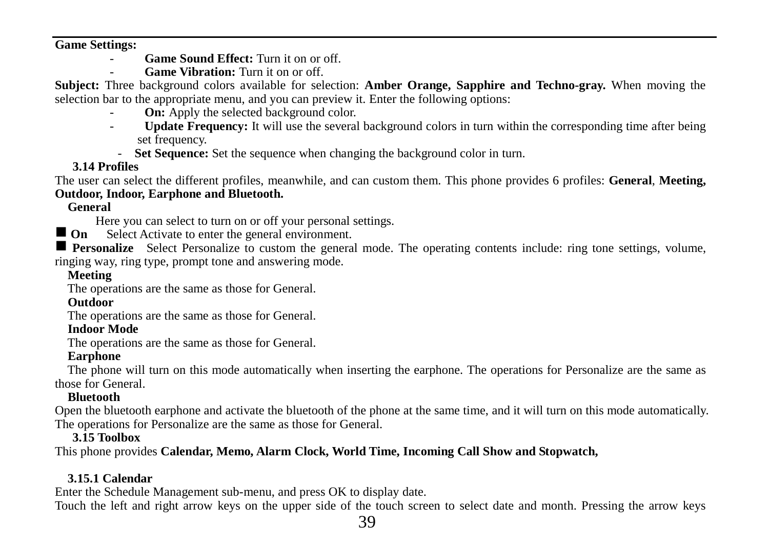**Game Settings:**

- **Game Sound Effect:** Turn it on or off.
- **Game Vibration:** Turn it on or off.

**Subject:** Three background colors available for selection: **Amber Orange, Sapphire and Techno-gray.** When moving the selection bar to the appropriate menu, and you can preview it. Enter the following options:

- **On:** Apply the selected background color.
- **Update Frequency:** It will use the several background colors in turn within the corresponding time after being set frequency.
- **Set Sequence:** Set the sequence when changing the background color in turn.

### 3.14 Profiles

The user can select the different profiles, meanwhile, and can custom them. This phone provides 6 profiles: **General**, **Meeting, Outdoor, Indoor, Earphone and Bluetooth.**

**General**

Here you can select to turn on or off your personal settings.

■ **On** Select Activate to enter the general environment.

■ **Personalize** Select Personalize to custom the general mode. The operating contents include: ring tone settings, volume, ringing way, ring type, prompt tone and answering mode.

**Meeting**

The operations are the same as those for General.

**Outdoor**

The operations are the same as those for General.

**Indoor Mode**

The operations are the same as those for General.

**Earphone**

The phone will turn on this mode automatically when inserting the earphone. The operations for Personalize are the same as those for General.

**Bluetooth**

Open the bluetooth earphone and activate the bluetooth of the phone at the same time, and it will turn on this mode automatically. The operations for Personalize are the same as those for General.

### 3.15 Toolbox

This phone provides **Calendar, Memo, Alarm Clock, World Time, Incoming Call Show and Stopwatch,**

#### 3.15.1 Calendar

Enter the Schedule Management sub-menu, and press OK to display date.

Touch the left and right arrow keys on the upper side of the touch screen to select date and month. Pressing the arrow keys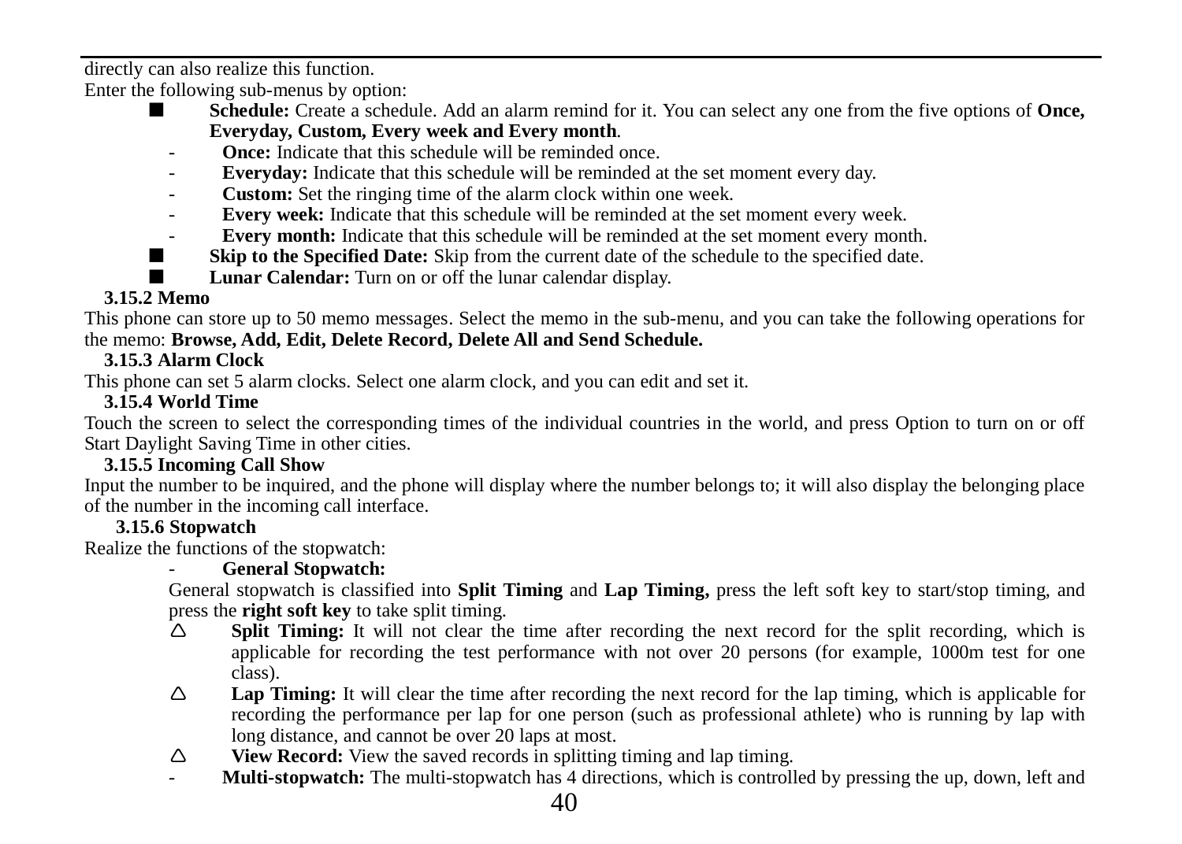directly can also realize this function.

Enter the following sub-menus by option:

- **Schedule:** Create a schedule. Add an alarm remind for it. You can select any one from the five options of **Once, Everyday, Custom, Every week and Every month**.
  - **Once:** Indicate that this schedule will be reminded once.
  - **Everyday:** Indicate that this schedule will be reminded at the set moment every day.
  - **Custom:** Set the ringing time of the alarm clock within one week.
  - **Every week:** Indicate that this schedule will be reminded at the set moment every week.
  - **Every month:** Indicate that this schedule will be reminded at the set moment every month.
- **Skip to the Specified Date:** Skip from the current date of the schedule to the specified date.
- **Lunar Calendar:** Turn on or off the lunar calendar display.

### 3.15.2 Memo

This phone can store up to 50 memo messages. Select the memo in the sub-menu, and you can take the following operations for the memo: **Browse, Add, Edit, Delete Record, Delete All and Send Schedule.**

### 3.15.3 Alarm Clock

This phone can set 5 alarm clocks. Select one alarm clock, and you can edit and set it.

### 3.15.4 World Time

Touch the screen to select the corresponding times of the individual countries in the world, and press Option to turn on or off Start Daylight Saving Time in other cities.

### 3.15.5 Incoming Call Show

Input the number to be inquired, and the phone will display where the number belongs to; it will also display the belonging place of the number in the incoming call interface.

### 3.15.6 Stopwatch

Realize the functions of the stopwatch:

- **General Stopwatch:**

  General stopwatch is classified into **Split Timing** and **Lap Timing,** press the left soft key to start/stop timing, and press the **right soft key** to take split timing.

  - **Split Timing:** It will not clear the time after recording the next record for the split recording, which is applicable for recording the test performance with not over 20 persons (for example, 1000m test for one class).
  - **Lap Timing:** It will clear the time after recording the next record for the lap timing, which is applicable for recording the performance per lap for one person (such as professional athlete) who is running by lap with long distance, and cannot be over 20 laps at most.
  - **View Record:** View the saved records in splitting timing and lap timing.
- **Multi-stopwatch:** The multi-stopwatch has 4 directions, which is controlled by pressing the up, down, left and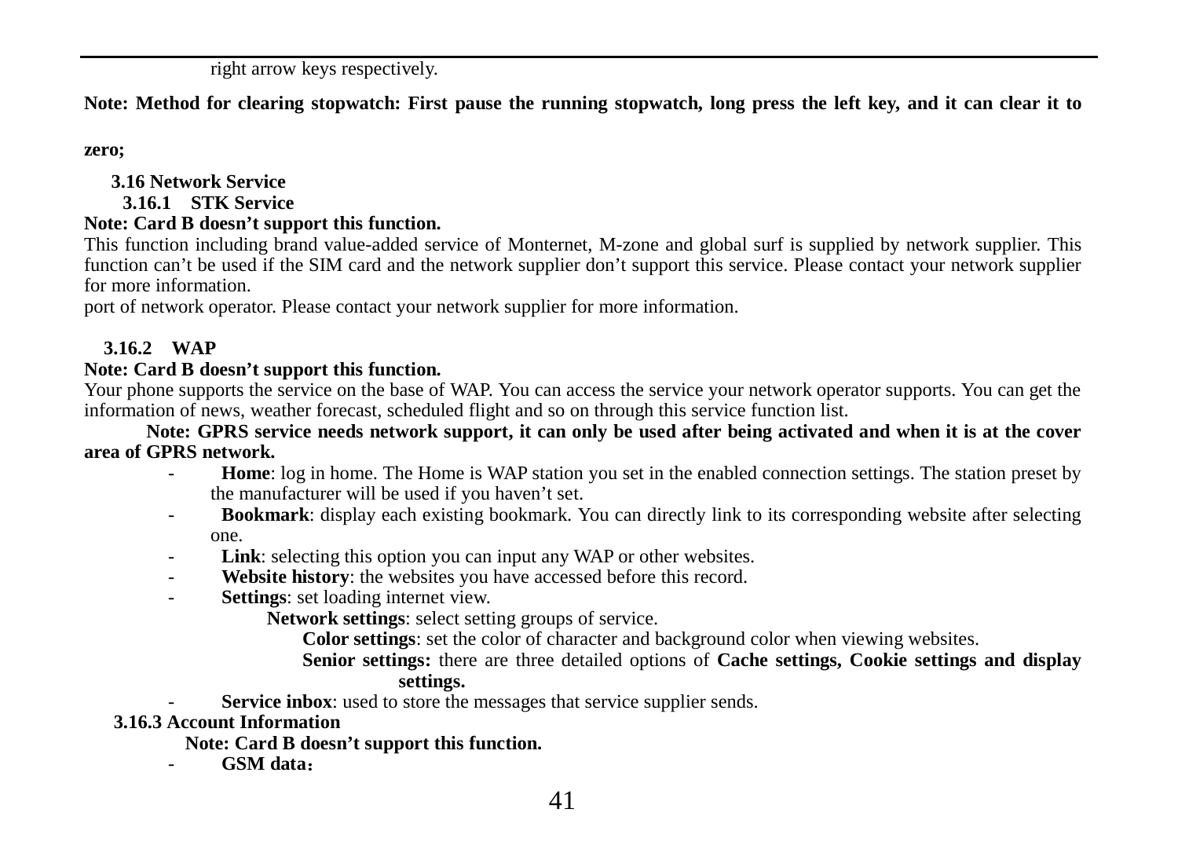right arrow keys respectively.

**Note: Method for clearing stopwatch: First pause the running stopwatch, long press the left key, and it can clear it to zero;**

## 3.16 Network Service

### 3.16.1 STK Service

**Note: Card B doesn't support this function.**

This function including brand value-added service of Monternet, M-zone and global surf is supplied by network supplier. This function can't be used if the SIM card and the network supplier don't support this service. Please contact your network supplier for more information.

port of network operator. Please contact your network supplier for more information.

### 3.16.2 WAP

**Note: Card B doesn't support this function.**

Your phone supports the service on the base of WAP. You can access the service your network operator supports. You can get the information of news, weather forecast, scheduled flight and so on through this service function list.

**Note: GPRS service needs network support, it can only be used after being activated and when it is at the cover area of GPRS network.**

- **Home**: log in home. The Home is WAP station you set in the enabled connection settings. The station preset by the manufacturer will be used if you haven't set.
- **Bookmark**: display each existing bookmark. You can directly link to its corresponding website after selecting one.
- **Link**: selecting this option you can input any WAP or other websites.
- **Website history**: the websites you have accessed before this record.
- **Settings**: set loading internet view.

  **Network settings**: select setting groups of service.

  **Color settings**: set the color of character and background color when viewing websites.

  **Senior settings:** there are three detailed options of **Cache settings, Cookie settings and display settings.**
- **Service inbox**: used to store the messages that service supplier sends.

### 3.16.3 Account Information

**Note: Card B doesn't support this function.**

- **GSM data：**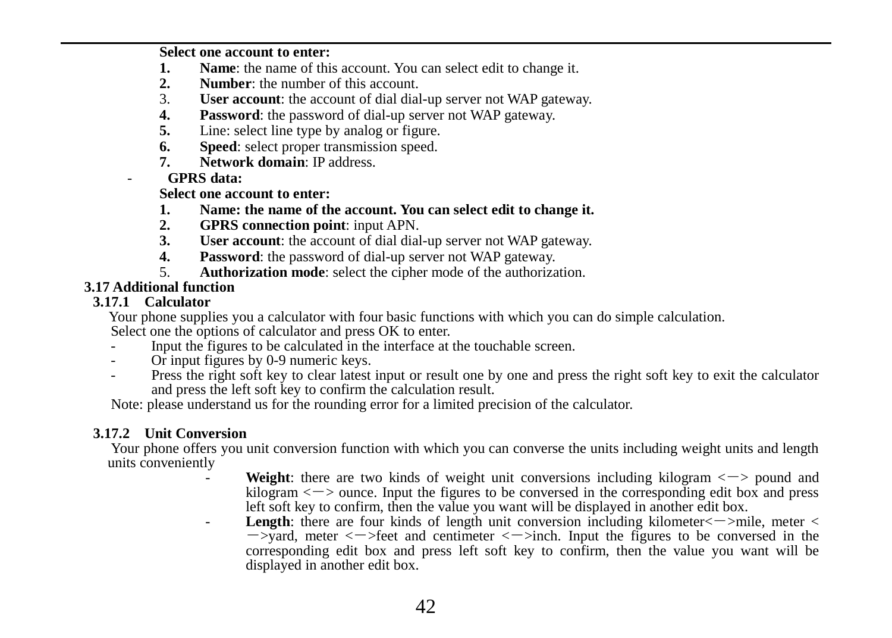**Select one account to enter:**

1. **Name**: the name of this account. You can select edit to change it.
2. **Number**: the number of this account.
3. **User account**: the account of dial dial-up server not WAP gateway.
4. **Password**: the password of dial-up server not WAP gateway.
5. Line: select line type by analog or figure.
6. **Speed**: select proper transmission speed.
7. **Network domain**: IP address.

- **GPRS data:**

**Select one account to enter:**

1. **Name: the name of the account. You can select edit to change it.**
2. **GPRS connection point**: input APN.
3. **User account**: the account of dial dial-up server not WAP gateway.
4. **Password**: the password of dial-up server not WAP gateway.
5. **Authorization mode**: select the cipher mode of the authorization.

## 3.17 Additional function

### 3.17.1 Calculator

Your phone supplies you a calculator with four basic functions with which you can do simple calculation.

Select one the options of calculator and press OK to enter.

- Input the figures to be calculated in the interface at the touchable screen.
- Or input figures by 0-9 numeric keys.
- Press the right soft key to clear latest input or result one by one and press the right soft key to exit the calculator and press the left soft key to confirm the calculation result.

Note: please understand us for the rounding error for a limited precision of the calculator.

### 3.17.2 Unit Conversion

Your phone offers you unit conversion function with which you can converse the units including weight units and length units conveniently

- **Weight**: there are two kinds of weight unit conversions including kilogram <—> pound and kilogram <—> ounce. Input the figures to be conversed in the corresponding edit box and press left soft key to confirm, then the value you want will be displayed in another edit box.
- **Length**: there are four kinds of length unit conversion including kilometer<—>mile, meter <—>yard, meter <—>feet and centimeter <—>inch. Input the figures to be conversed in the corresponding edit box and press left soft key to confirm, then the value you want will be displayed in another edit box.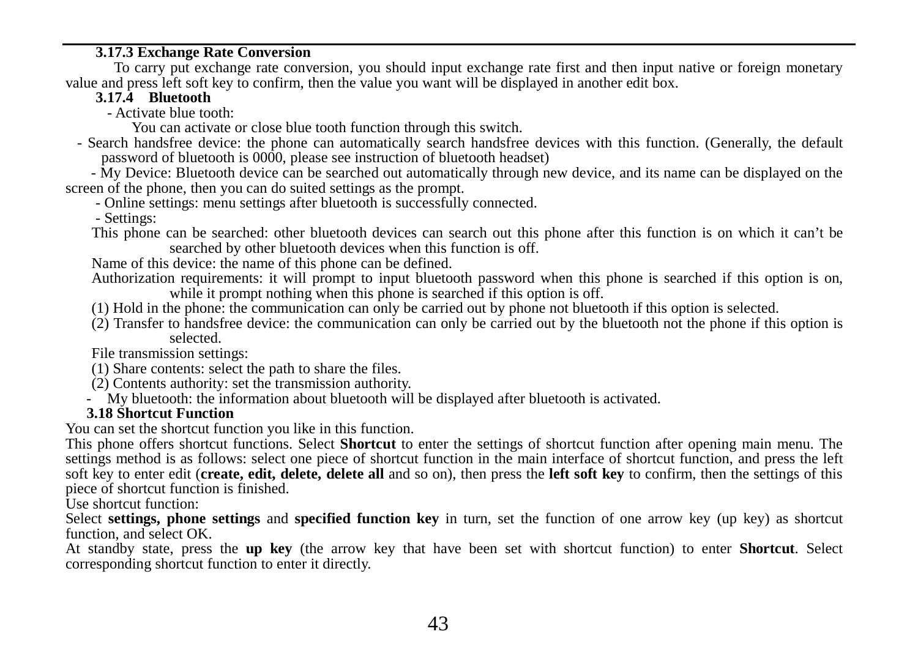### 3.17.3 Exchange Rate Conversion

To carry put exchange rate conversion, you should input exchange rate first and then input native or foreign monetary value and press left soft key to confirm, then the value you want will be displayed in another edit box.

### 3.17.4 Bluetooth

- Activate blue tooth:

  You can activate or close blue tooth function through this switch.

- Search handsfree device: the phone can automatically search handsfree devices with this function. (Generally, the default password of bluetooth is 0000, please see instruction of bluetooth headset)
- My Device: Bluetooth device can be searched out automatically through new device, and its name can be displayed on the screen of the phone, then you can do suited settings as the prompt.
- Online settings: menu settings after bluetooth is successfully connected.
- Settings:

This phone can be searched: other bluetooth devices can search out this phone after this function is on which it can't be searched by other bluetooth devices when this function is off.

Name of this device: the name of this phone can be defined.

Authorization requirements: it will prompt to input bluetooth password when this phone is searched if this option is on, while it prompt nothing when this phone is searched if this option is off.

(1) Hold in the phone: the communication can only be carried out by phone not bluetooth if this option is selected.

(2) Transfer to handsfree device: the communication can only be carried out by the bluetooth not the phone if this option is selected.

File transmission settings:

(1) Share contents: select the path to share the files.

(2) Contents authority: set the transmission authority.

- My bluetooth: the information about bluetooth will be displayed after bluetooth is activated.

## 3.18 Shortcut Function

You can set the shortcut function you like in this function.

This phone offers shortcut functions. Select **Shortcut** to enter the settings of shortcut function after opening main menu. The settings method is as follows: select one piece of shortcut function in the main interface of shortcut function, and press the left soft key to enter edit (**create, edit, delete, delete all** and so on), then press the **left soft key** to confirm, then the settings of this piece of shortcut function is finished.

Use shortcut function:

Select **settings, phone settings** and **specified function key** in turn, set the function of one arrow key (up key) as shortcut function, and select OK.

At standby state, press the **up key** (the arrow key that have been set with shortcut function) to enter **Shortcut**. Select corresponding shortcut function to enter it directly.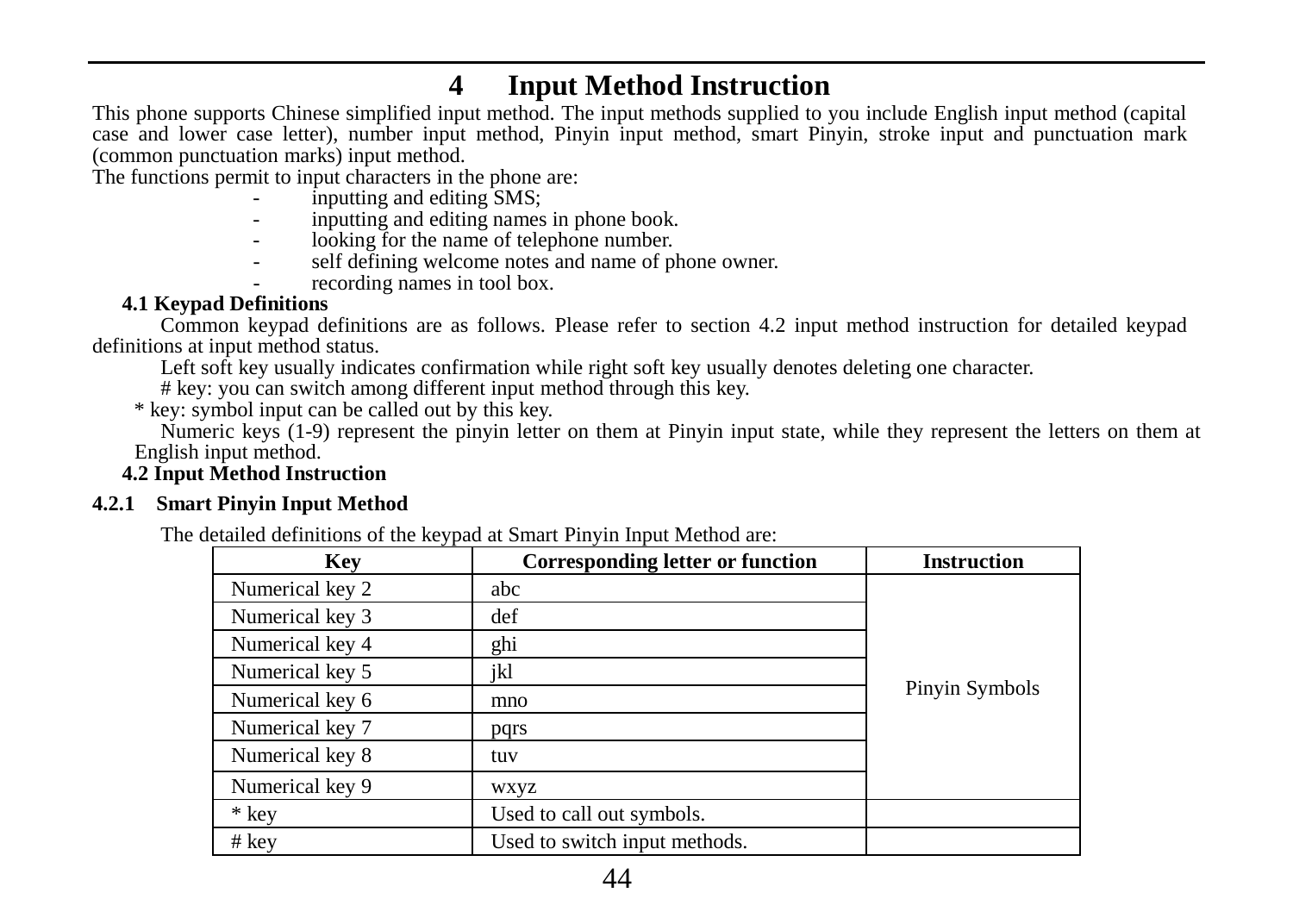# 4 Input Method Instruction

This phone supports Chinese simplified input method. The input methods supplied to you include English input method (capital case and lower case letter), number input method, Pinyin input method, smart Pinyin, stroke input and punctuation mark (common punctuation marks) input method.

The functions permit to input characters in the phone are:

- inputting and editing SMS;
- inputting and editing names in phone book.
- looking for the name of telephone number.
- self defining welcome notes and name of phone owner.
- recording names in tool box.

## 4.1 Keypad Definitions

Common keypad definitions are as follows. Please refer to section 4.2 input method instruction for detailed keypad definitions at input method status.

Left soft key usually indicates confirmation while right soft key usually denotes deleting one character.

# key: you can switch among different input method through this key.

* key: symbol input can be called out by this key.

Numeric keys (1-9) represent the pinyin letter on them at Pinyin input state, while they represent the letters on them at English input method.

## 4.2 Input Method Instruction

### 4.2.1 Smart Pinyin Input Method

The detailed definitions of the keypad at Smart Pinyin Input Method are:

| Key | Corresponding letter or function | Instruction |
|---|---|---|
| Numerical key 2 | abc | Pinyin Symbols |
| Numerical key 3 | def | |
| Numerical key 4 | ghi | |
| Numerical key 5 | jkl | |
| Numerical key 6 | mno | |
| Numerical key 7 | pqrs | |
| Numerical key 8 | tuv | |
| Numerical key 9 | wxyz | |
| * key | Used to call out symbols. | |
| # key | Used to switch input methods. | |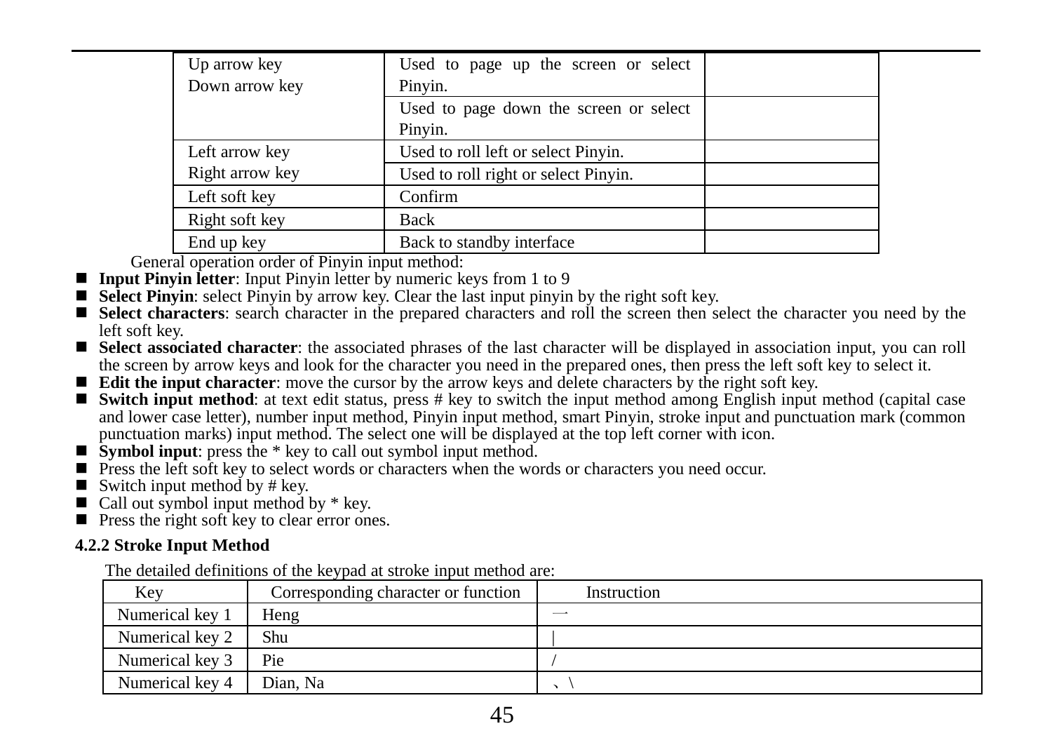| | | |
|---|---|---|
| Up arrow key<br>Down arrow key | Used to page up the screen or select Pinyin. | |
| | Used to page down the screen or select Pinyin. | |
| Left arrow key<br>Right arrow key | Used to roll left or select Pinyin. | |
| | Used to roll right or select Pinyin. | |
| Left soft key | Confirm | |
| Right soft key | Back | |
| End up key | Back to standby interface | |

General operation order of Pinyin input method:

- **Input Pinyin letter**: Input Pinyin letter by numeric keys from 1 to 9
- **Select Pinyin**: select Pinyin by arrow key. Clear the last input pinyin by the right soft key.
- **Select characters**: search character in the prepared characters and roll the screen then select the character you need by the left soft key.
- **Select associated character**: the associated phrases of the last character will be displayed in association input, you can roll the screen by arrow keys and look for the character you need in the prepared ones, then press the left soft key to select it.
- **Edit the input character**: move the cursor by the arrow keys and delete characters by the right soft key.
- **Switch input method**: at text edit status, press # key to switch the input method among English input method (capital case and lower case letter), number input method, Pinyin input method, smart Pinyin, stroke input and punctuation mark (common punctuation marks) input method. The select one will be displayed at the top left corner with icon.
- **Symbol input**: press the * key to call out symbol input method.
- Press the left soft key to select words or characters when the words or characters you need occur.
- Switch input method by # key.
- Call out symbol input method by * key.
- Press the right soft key to clear error ones.

### 4.2.2 Stroke Input Method

The detailed definitions of the keypad at stroke input method are:

| Key | Corresponding character or function | Instruction |
|---|---|---|
| Numerical key 1 | Heng | 一 |
| Numerical key 2 | Shu | \| |
| Numerical key 3 | Pie | / |
| Numerical key 4 | Dian, Na | 、\ |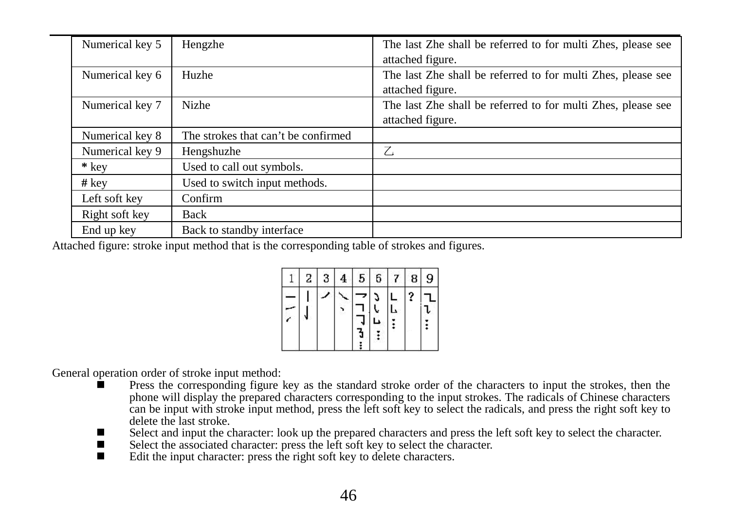| | | |
|---|---|---|
| Numerical key 5 | Hengzhe | The last Zhe shall be referred to for multi Zhes, please see attached figure. |
| Numerical key 6 | Huzhe | The last Zhe shall be referred to for multi Zhes, please see attached figure. |
| Numerical key 7 | Nizhe | The last Zhe shall be referred to for multi Zhes, please see attached figure. |
| Numerical key 8 | The strokes that can't be confirmed | |
| Numerical key 9 | Hengshuzhe | 乙 |
| * key | Used to call out symbols. | |
| # key | Used to switch input methods. | |
| Left soft key | Confirm | |
| Right soft key | Back | |
| End up key | Back to standby interface | |

Attached figure: stroke input method that is the corresponding table of strokes and figures.

| 1 | 2 | 3 | 4 | 5 | 6 | 7 | 8 | 9 |
|---|---|---|---|---|---|---|---|---|
| ㇐ ㇀ ㇀ | ㇑ ㇚ | ㇒ | ㇏ ㇔ | ㇇ ㇕ ㇆ ㇋ ⋮ | ㇁ ㇂ ㇗ ⋮ | ㇄ ㇙ ⋮ | ? | ㇠ ㇈ ⋮ |

General operation order of stroke input method:

- Press the corresponding figure key as the standard stroke order of the characters to input the strokes, then the phone will display the prepared characters corresponding to the input strokes. The radicals of Chinese characters can be input with stroke input method, press the left soft key to select the radicals, and press the right soft key to delete the last stroke.
- Select and input the character: look up the prepared characters and press the left soft key to select the character.
- Select the associated character: press the left soft key to select the character.
- Edit the input character: press the right soft key to delete characters.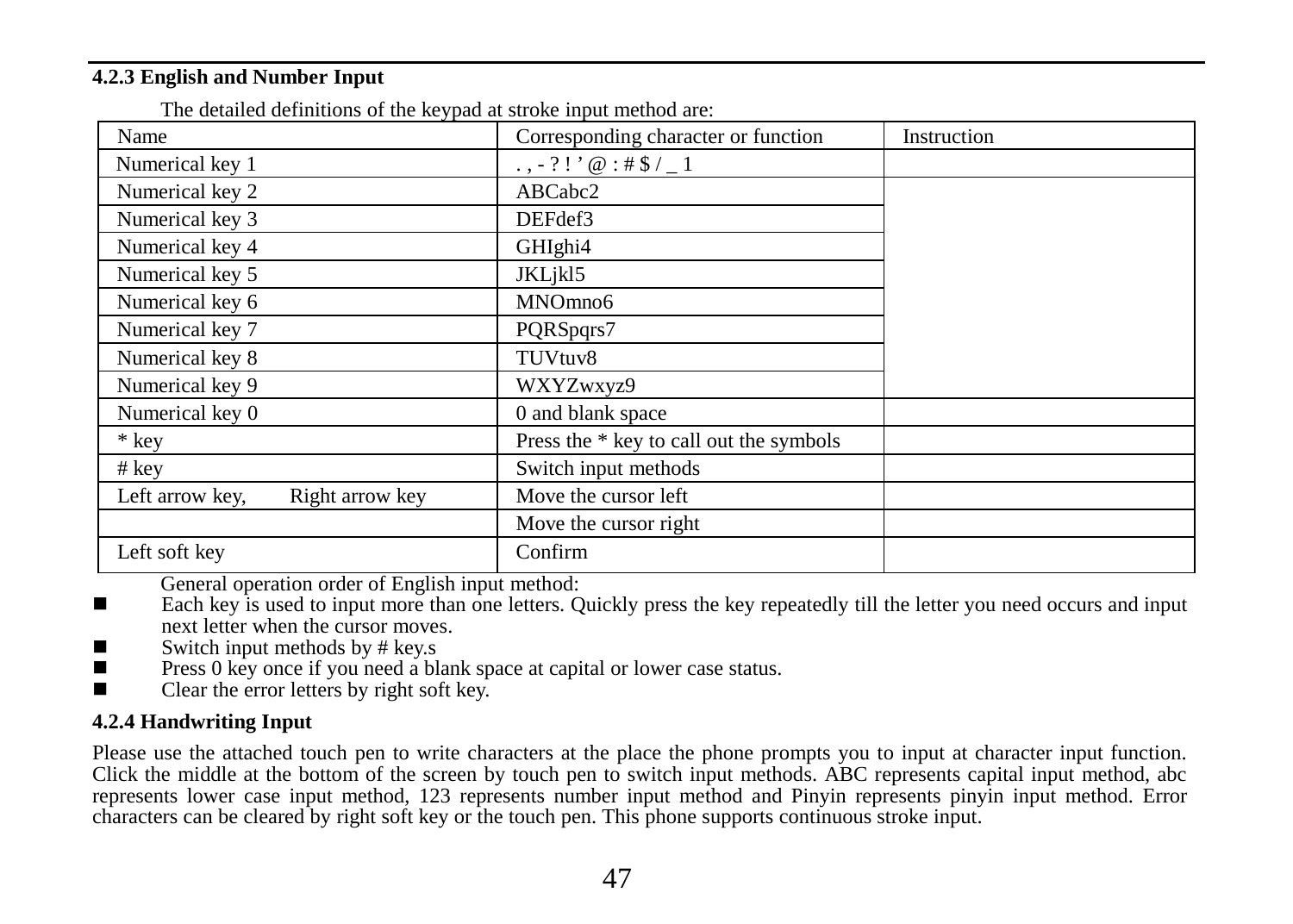### 4.2.3 English and Number Input

The detailed definitions of the keypad at stroke input method are:

| Name | Corresponding character or function | Instruction |
|---|---|---|
| Numerical key 1 | . , - ? ! ' @ : # $ / _ 1 | |
| Numerical key 2 | ABCabc2 | |
| Numerical key 3 | DEFdef3 | |
| Numerical key 4 | GHIghi4 | |
| Numerical key 5 | JKLjkl5 | |
| Numerical key 6 | MNOmno6 | |
| Numerical key 7 | PQRSpqrs7 | |
| Numerical key 8 | TUVtuv8 | |
| Numerical key 9 | WXYZwxyz9 | |
| Numerical key 0 | 0 and blank space | |
| * key | Press the * key to call out the symbols | |
| # key | Switch input methods | |
| Left arrow key, Right arrow key | Move the cursor left | |
| | Move the cursor right | |
| Left soft key | Confirm | |

General operation order of English input method:

- Each key is used to input more than one letters. Quickly press the key repeatedly till the letter you need occurs and input next letter when the cursor moves.
- Switch input methods by # key.s
- Press 0 key once if you need a blank space at capital or lower case status.
- Clear the error letters by right soft key.

### 4.2.4 Handwriting Input

Please use the attached touch pen to write characters at the place the phone prompts you to input at character input function. Click the middle at the bottom of the screen by touch pen to switch input methods. ABC represents capital input method, abc represents lower case input method, 123 represents number input method and Pinyin represents pinyin input method. Error characters can be cleared by right soft key or the touch pen. This phone supports continuous stroke input.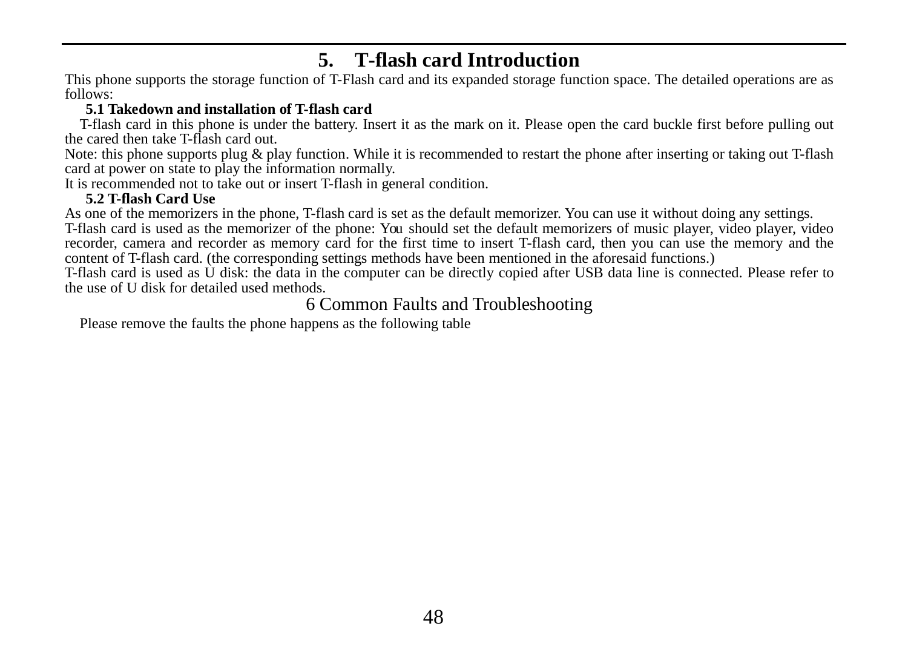# 5. T-flash card Introduction

This phone supports the storage function of T-Flash card and its expanded storage function space. The detailed operations are as follows:

### 5.1 Takedown and installation of T-flash card

T-flash card in this phone is under the battery. Insert it as the mark on it. Please open the card buckle first before pulling out the cared then take T-flash card out.

Note: this phone supports plug & play function. While it is recommended to restart the phone after inserting or taking out T-flash card at power on state to play the information normally.

It is recommended not to take out or insert T-flash in general condition.

### 5.2 T-flash Card Use

As one of the memorizers in the phone, T-flash card is set as the default memorizer. You can use it without doing any settings.

T-flash card is used as the memorizer of the phone: You should set the default memorizers of music player, video player, video recorder, camera and recorder as memory card for the first time to insert T-flash card, then you can use the memory and the content of T-flash card. (the corresponding settings methods have been mentioned in the aforesaid functions.)

T-flash card is used as U disk: the data in the computer can be directly copied after USB data line is connected. Please refer to the use of U disk for detailed used methods.

# 6 Common Faults and Troubleshooting

Please remove the faults the phone happens as the following table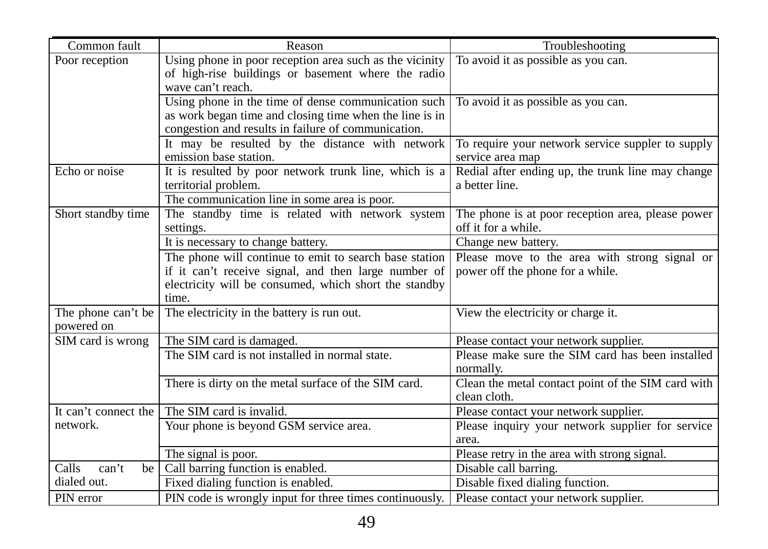| Common fault | Reason | Troubleshooting |
| --- | --- | --- |
| Poor reception | Using phone in poor reception area such as the vicinity of high-rise buildings or basement where the radio wave can't reach. | To avoid it as possible as you can. |
| | Using phone in the time of dense communication such as work began time and closing time when the line is in congestion and results in failure of communication. | To avoid it as possible as you can. |
| | It may be resulted by the distance with network emission base station. | To require your network service suppler to supply service area map |
| Echo or noise | It is resulted by poor network trunk line, which is a territorial problem. | Redial after ending up, the trunk line may change a better line. |
| | The communication line in some area is poor. | |
| Short standby time | The standby time is related with network system settings. | The phone is at poor reception area, please power off it for a while. |
| | It is necessary to change battery. | Change new battery. |
| | The phone will continue to emit to search base station if it can't receive signal, and then large number of electricity will be consumed, which short the standby time. | Please move to the area with strong signal or power off the phone for a while. |
| The phone can't be powered on | The electricity in the battery is run out. | View the electricity or charge it. |
| SIM card is wrong | The SIM card is damaged. | Please contact your network supplier. |
| | The SIM card is not installed in normal state. | Please make sure the SIM card has been installed normally. |
| | There is dirty on the metal surface of the SIM card. | Clean the metal contact point of the SIM card with clean cloth. |
| It can't connect the network. | The SIM card is invalid. | Please contact your network supplier. |
| | Your phone is beyond GSM service area. | Please inquiry your network supplier for service area. |
| | The signal is poor. | Please retry in the area with strong signal. |
| Calls can't be dialed out. | Call barring function is enabled. | Disable call barring. |
| | Fixed dialing function is enabled. | Disable fixed dialing function. |
| PIN error | PIN code is wrongly input for three times continuously. | Please contact your network supplier. |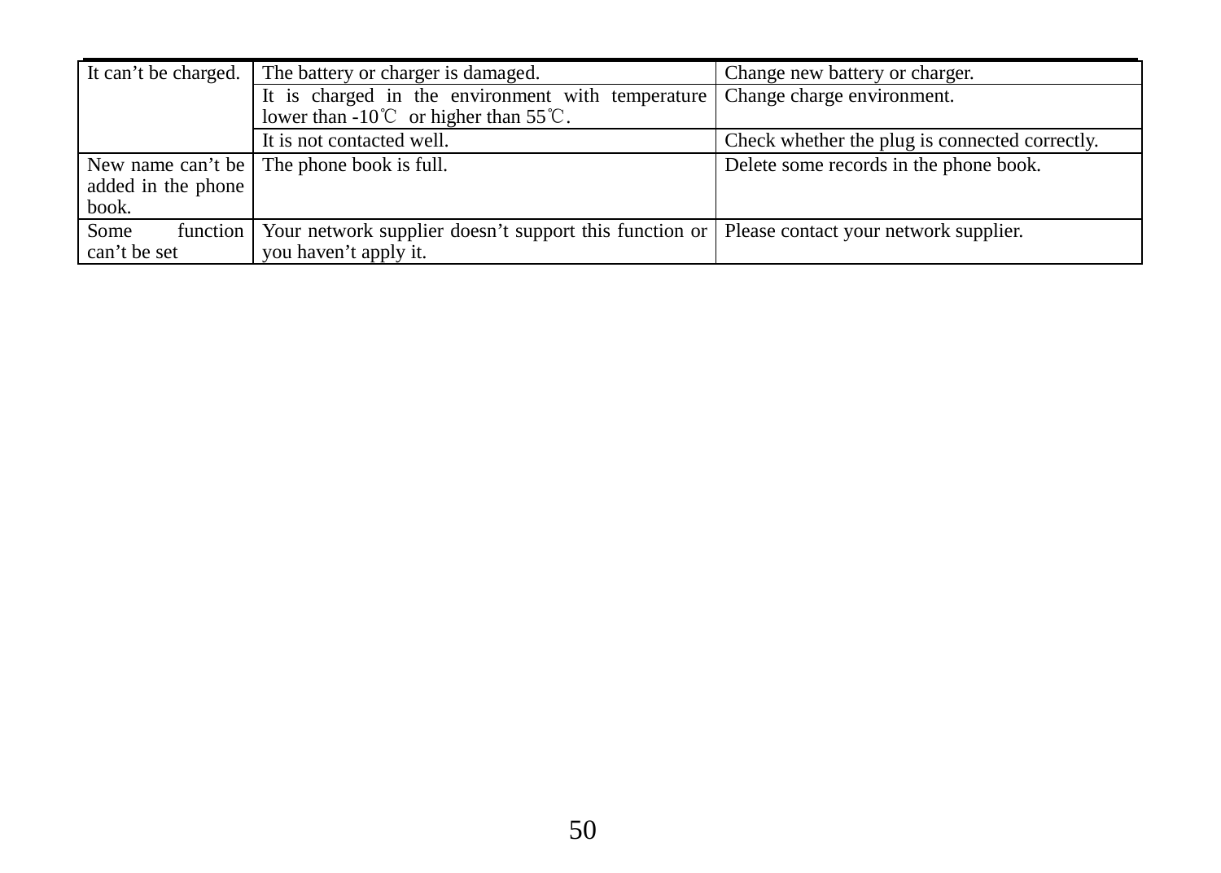| | | |
|---|---|---|
| It can’t be charged. | The battery or charger is damaged. | Change new battery or charger. |
| | It is charged in the environment with temperature lower than -10℃ or higher than 55℃. | Change charge environment. |
| | It is not contacted well. | Check whether the plug is connected correctly. |
| New name can’t be added in the phone book. | The phone book is full. | Delete some records in the phone book. |
| Some function can’t be set | Your network supplier doesn’t support this function or you haven’t apply it. | Please contact your network supplier. |